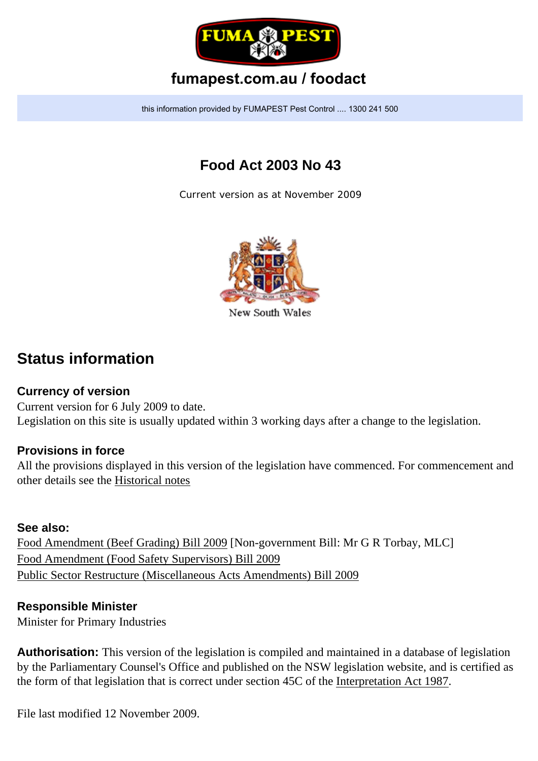fumapest.com.au / foodact

this information provided by FUMAPEST Pest Control .... 1300 241 500

# Food Act 2003 No 43

Current version as at November 2009

New South Wales

## Status information

### Currency of version

Current version for 6 July 2009 to date.
Legislation on this site is usually updated within 3 working days after a change to the legislation.

### Provisions in force

All the provisions displayed in this version of the legislation have commenced. For commencement and other details see the Historical notes

### See also:

Food Amendment (Beef Grading) Bill 2009 [Non-government Bill: Mr G R Torbay, MLC]
Food Amendment (Food Safety Supervisors) Bill 2009
Public Sector Restructure (Miscellaneous Acts Amendments) Bill 2009

### Responsible Minister

Minister for Primary Industries

**Authorisation:** This version of the legislation is compiled and maintained in a database of legislation by the Parliamentary Counsel's Office and published on the NSW legislation website, and is certified as the form of that legislation that is correct under section 45C of the Interpretation Act 1987.

File last modified 12 November 2009.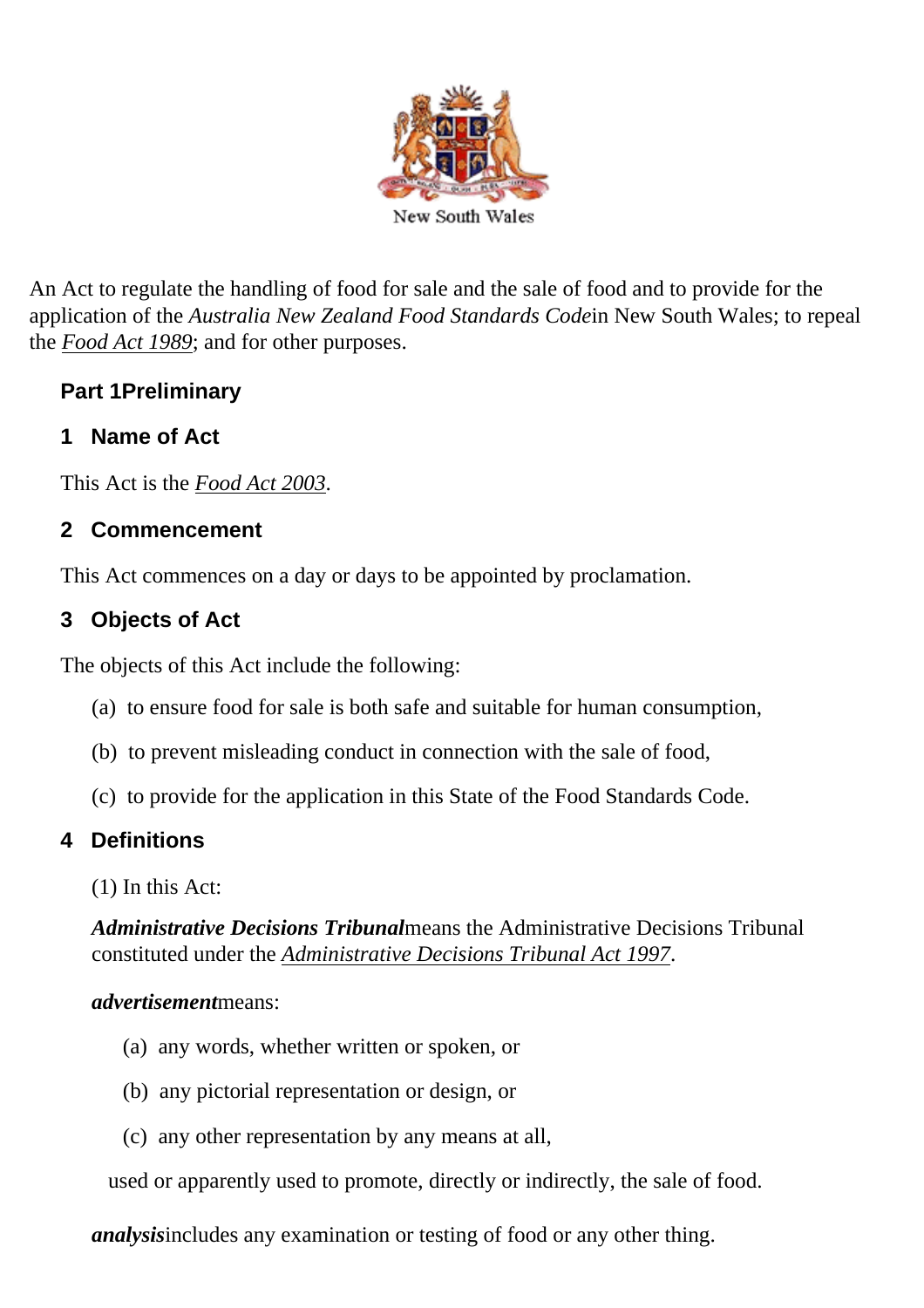New South Wales

An Act to regulate the handling of food for sale and the sale of food and to provide for the application of the *Australia New Zealand Food Standards Code* in New South Wales; to repeal the *Food Act 1989*; and for other purposes.

## Part 1 Preliminary

### 1 Name of Act

This Act is the *Food Act 2003*.

### 2 Commencement

This Act commences on a day or days to be appointed by proclamation.

### 3 Objects of Act

The objects of this Act include the following:

(a) to ensure food for sale is both safe and suitable for human consumption,

(b) to prevent misleading conduct in connection with the sale of food,

(c) to provide for the application in this State of the Food Standards Code.

### 4 Definitions

(1) In this Act:

***Administrative Decisions Tribunal*** means the Administrative Decisions Tribunal constituted under the *Administrative Decisions Tribunal Act 1997*.

***advertisement*** means:

(a) any words, whether written or spoken, or

(b) any pictorial representation or design, or

(c) any other representation by any means at all,

used or apparently used to promote, directly or indirectly, the sale of food.

***analysis*** includes any examination or testing of food or any other thing.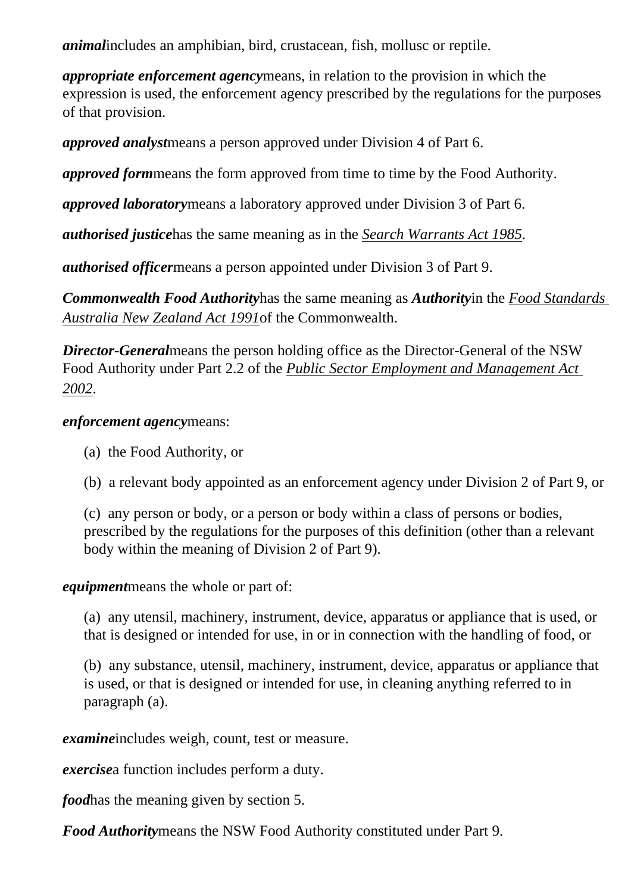***animal*** includes an amphibian, bird, crustacean, fish, mollusc or reptile.

***appropriate enforcement agency*** means, in relation to the provision in which the expression is used, the enforcement agency prescribed by the regulations for the purposes of that provision.

***approved analyst*** means a person approved under Division 4 of Part 6.

***approved form*** means the form approved from time to time by the Food Authority.

***approved laboratory*** means a laboratory approved under Division 3 of Part 6.

***authorised justice*** has the same meaning as in the *Search Warrants Act 1985*.

***authorised officer*** means a person appointed under Division 3 of Part 9.

***Commonwealth Food Authority*** has the same meaning as ***Authority*** in the *Food Standards Australia New Zealand Act 1991* of the Commonwealth.

***Director-General*** means the person holding office as the Director-General of the NSW Food Authority under Part 2.2 of the *Public Sector Employment and Management Act 2002*.

***enforcement agency*** means:

(a) the Food Authority, or

(b) a relevant body appointed as an enforcement agency under Division 2 of Part 9, or

(c) any person or body, or a person or body within a class of persons or bodies, prescribed by the regulations for the purposes of this definition (other than a relevant body within the meaning of Division 2 of Part 9).

***equipment*** means the whole or part of:

(a) any utensil, machinery, instrument, device, apparatus or appliance that is used, or that is designed or intended for use, in or in connection with the handling of food, or

(b) any substance, utensil, machinery, instrument, device, apparatus or appliance that is used, or that is designed or intended for use, in cleaning anything referred to in paragraph (a).

***examine*** includes weigh, count, test or measure.

***exercise*** a function includes perform a duty.

***food*** has the meaning given by section 5.

***Food Authority*** means the NSW Food Authority constituted under Part 9.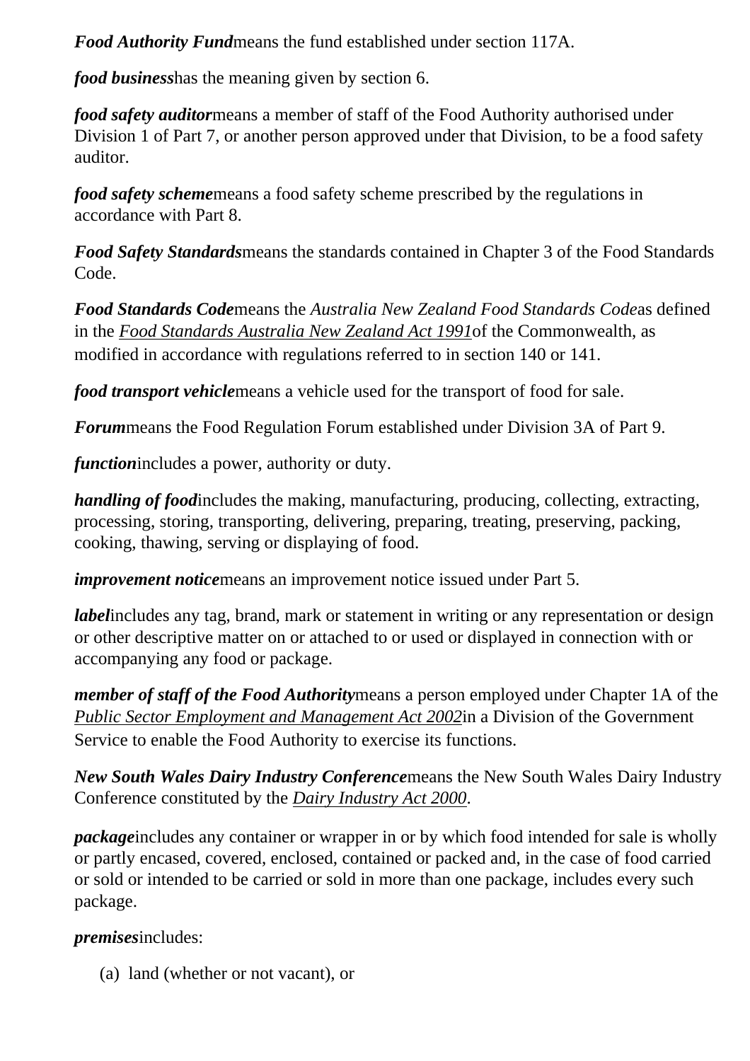***Food Authority Fund*** means the fund established under section 117A.

***food business*** has the meaning given by section 6.

***food safety auditor*** means a member of staff of the Food Authority authorised under Division 1 of Part 7, or another person approved under that Division, to be a food safety auditor.

***food safety scheme*** means a food safety scheme prescribed by the regulations in accordance with Part 8.

***Food Safety Standards*** means the standards contained in Chapter 3 of the Food Standards Code.

***Food Standards Code*** means the *Australia New Zealand Food Standards Code* as defined in the *Food Standards Australia New Zealand Act 1991* of the Commonwealth, as modified in accordance with regulations referred to in section 140 or 141.

***food transport vehicle*** means a vehicle used for the transport of food for sale.

***Forum*** means the Food Regulation Forum established under Division 3A of Part 9.

***function*** includes a power, authority or duty.

***handling of food*** includes the making, manufacturing, producing, collecting, extracting, processing, storing, transporting, delivering, preparing, treating, preserving, packing, cooking, thawing, serving or displaying of food.

***improvement notice*** means an improvement notice issued under Part 5.

***label*** includes any tag, brand, mark or statement in writing or any representation or design or other descriptive matter on or attached to or used or displayed in connection with or accompanying any food or package.

***member of staff of the Food Authority*** means a person employed under Chapter 1A of the *Public Sector Employment and Management Act 2002* in a Division of the Government Service to enable the Food Authority to exercise its functions.

***New South Wales Dairy Industry Conference*** means the New South Wales Dairy Industry Conference constituted by the *Dairy Industry Act 2000*.

***package*** includes any container or wrapper in or by which food intended for sale is wholly or partly encased, covered, enclosed, contained or packed and, in the case of food carried or sold or intended to be carried or sold in more than one package, includes every such package.

***premises*** includes:

(a) land (whether or not vacant), or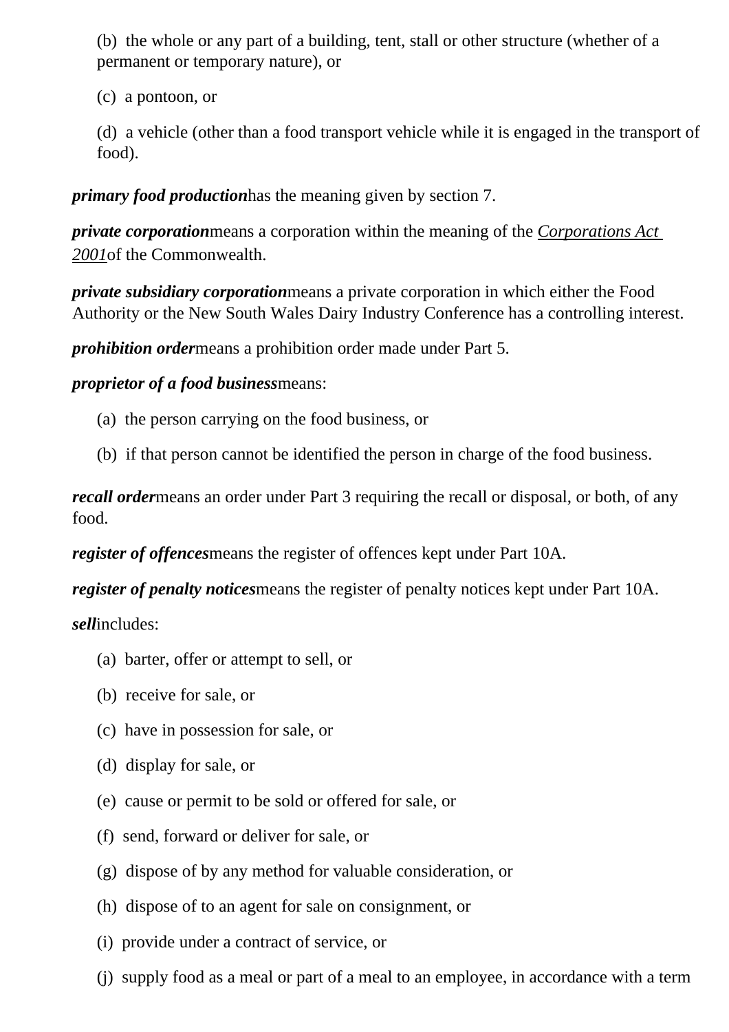(b) the whole or any part of a building, tent, stall or other structure (whether of a permanent or temporary nature), or

(c) a pontoon, or

(d) a vehicle (other than a food transport vehicle while it is engaged in the transport of food).

***primary food production*** has the meaning given by section 7.

***private corporation*** means a corporation within the meaning of the *Corporations Act 2001* of the Commonwealth.

***private subsidiary corporation*** means a private corporation in which either the Food Authority or the New South Wales Dairy Industry Conference has a controlling interest.

***prohibition order*** means a prohibition order made under Part 5.

***proprietor of a food business*** means:

(a) the person carrying on the food business, or

(b) if that person cannot be identified the person in charge of the food business.

***recall order*** means an order under Part 3 requiring the recall or disposal, or both, of any food.

***register of offences*** means the register of offences kept under Part 10A.

***register of penalty notices*** means the register of penalty notices kept under Part 10A.

***sell*** includes:

(a) barter, offer or attempt to sell, or

(b) receive for sale, or

(c) have in possession for sale, or

(d) display for sale, or

(e) cause or permit to be sold or offered for sale, or

(f) send, forward or deliver for sale, or

(g) dispose of by any method for valuable consideration, or

(h) dispose of to an agent for sale on consignment, or

(i) provide under a contract of service, or

(j) supply food as a meal or part of a meal to an employee, in accordance with a term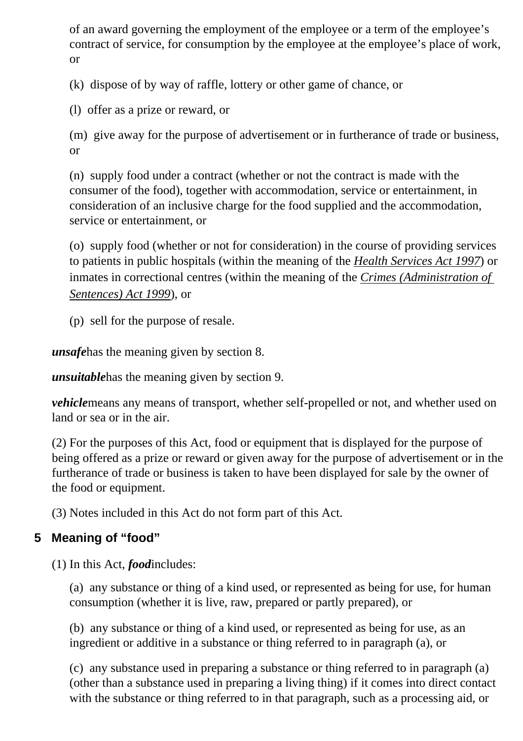of an award governing the employment of the employee or a term of the employee's contract of service, for consumption by the employee at the employee's place of work, or

(k) dispose of by way of raffle, lottery or other game of chance, or

(l) offer as a prize or reward, or

(m) give away for the purpose of advertisement or in furtherance of trade or business, or

(n) supply food under a contract (whether or not the contract is made with the consumer of the food), together with accommodation, service or entertainment, in consideration of an inclusive charge for the food supplied and the accommodation, service or entertainment, or

(o) supply food (whether or not for consideration) in the course of providing services to patients in public hospitals (within the meaning of the *Health Services Act 1997*) or inmates in correctional centres (within the meaning of the *Crimes (Administration of Sentences) Act 1999*), or

(p) sell for the purpose of resale.

***unsafe*** has the meaning given by section 8.

***unsuitable*** has the meaning given by section 9.

***vehicle*** means any means of transport, whether self-propelled or not, and whether used on land or sea or in the air.

(2) For the purposes of this Act, food or equipment that is displayed for the purpose of being offered as a prize or reward or given away for the purpose of advertisement or in the furtherance of trade or business is taken to have been displayed for sale by the owner of the food or equipment.

(3) Notes included in this Act do not form part of this Act.

## 5 Meaning of "food"

(1) In this Act, ***food*** includes:

(a) any substance or thing of a kind used, or represented as being for use, for human consumption (whether it is live, raw, prepared or partly prepared), or

(b) any substance or thing of a kind used, or represented as being for use, as an ingredient or additive in a substance or thing referred to in paragraph (a), or

(c) any substance used in preparing a substance or thing referred to in paragraph (a) (other than a substance used in preparing a living thing) if it comes into direct contact with the substance or thing referred to in that paragraph, such as a processing aid, or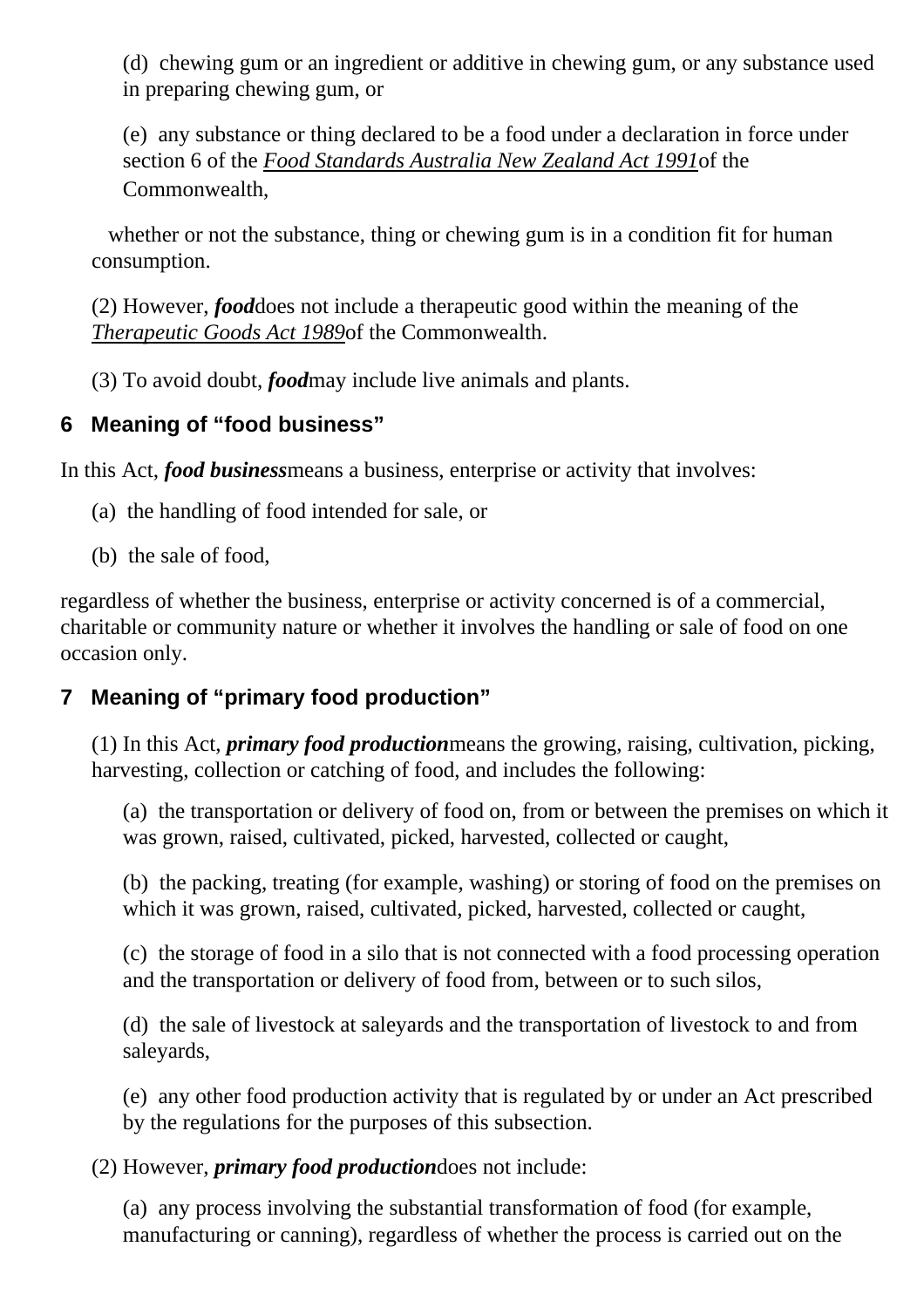(d) chewing gum or an ingredient or additive in chewing gum, or any substance used in preparing chewing gum, or

(e) any substance or thing declared to be a food under a declaration in force under section 6 of the *Food Standards Australia New Zealand Act 1991* of the Commonwealth,

whether or not the substance, thing or chewing gum is in a condition fit for human consumption.

(2) However, ***food*** does not include a therapeutic good within the meaning of the *Therapeutic Goods Act 1989* of the Commonwealth.

(3) To avoid doubt, ***food*** may include live animals and plants.

## 6 Meaning of "food business"

In this Act, ***food business*** means a business, enterprise or activity that involves:

(a) the handling of food intended for sale, or

(b) the sale of food,

regardless of whether the business, enterprise or activity concerned is of a commercial, charitable or community nature or whether it involves the handling or sale of food on one occasion only.

## 7 Meaning of "primary food production"

(1) In this Act, ***primary food production*** means the growing, raising, cultivation, picking, harvesting, collection or catching of food, and includes the following:

(a) the transportation or delivery of food on, from or between the premises on which it was grown, raised, cultivated, picked, harvested, collected or caught,

(b) the packing, treating (for example, washing) or storing of food on the premises on which it was grown, raised, cultivated, picked, harvested, collected or caught,

(c) the storage of food in a silo that is not connected with a food processing operation and the transportation or delivery of food from, between or to such silos,

(d) the sale of livestock at saleyards and the transportation of livestock to and from saleyards,

(e) any other food production activity that is regulated by or under an Act prescribed by the regulations for the purposes of this subsection.

(2) However, ***primary food production*** does not include:

(a) any process involving the substantial transformation of food (for example, manufacturing or canning), regardless of whether the process is carried out on the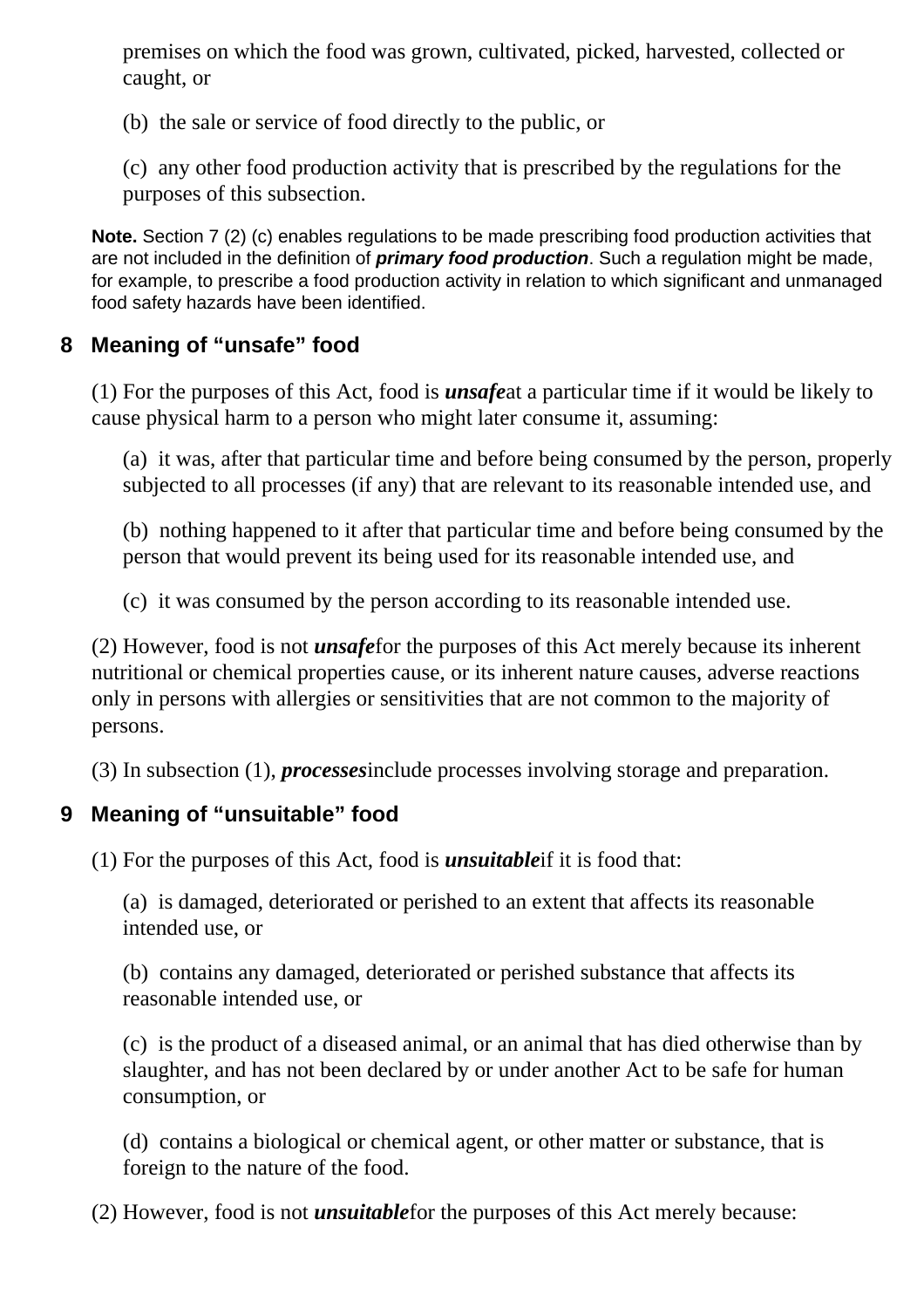premises on which the food was grown, cultivated, picked, harvested, collected or caught, or

(b) the sale or service of food directly to the public, or

(c) any other food production activity that is prescribed by the regulations for the purposes of this subsection.

**Note.** Section 7 (2) (c) enables regulations to be made prescribing food production activities that are not included in the definition of ***primary food production***. Such a regulation might be made, for example, to prescribe a food production activity in relation to which significant and unmanaged food safety hazards have been identified.

## 8 Meaning of "unsafe" food

(1) For the purposes of this Act, food is ***unsafe*** at a particular time if it would be likely to cause physical harm to a person who might later consume it, assuming:

(a) it was, after that particular time and before being consumed by the person, properly subjected to all processes (if any) that are relevant to its reasonable intended use, and

(b) nothing happened to it after that particular time and before being consumed by the person that would prevent its being used for its reasonable intended use, and

(c) it was consumed by the person according to its reasonable intended use.

(2) However, food is not ***unsafe*** for the purposes of this Act merely because its inherent nutritional or chemical properties cause, or its inherent nature causes, adverse reactions only in persons with allergies or sensitivities that are not common to the majority of persons.

(3) In subsection (1), ***processes*** include processes involving storage and preparation.

## 9 Meaning of "unsuitable" food

(1) For the purposes of this Act, food is ***unsuitable*** if it is food that:

(a) is damaged, deteriorated or perished to an extent that affects its reasonable intended use, or

(b) contains any damaged, deteriorated or perished substance that affects its reasonable intended use, or

(c) is the product of a diseased animal, or an animal that has died otherwise than by slaughter, and has not been declared by or under another Act to be safe for human consumption, or

(d) contains a biological or chemical agent, or other matter or substance, that is foreign to the nature of the food.

(2) However, food is not ***unsuitable*** for the purposes of this Act merely because: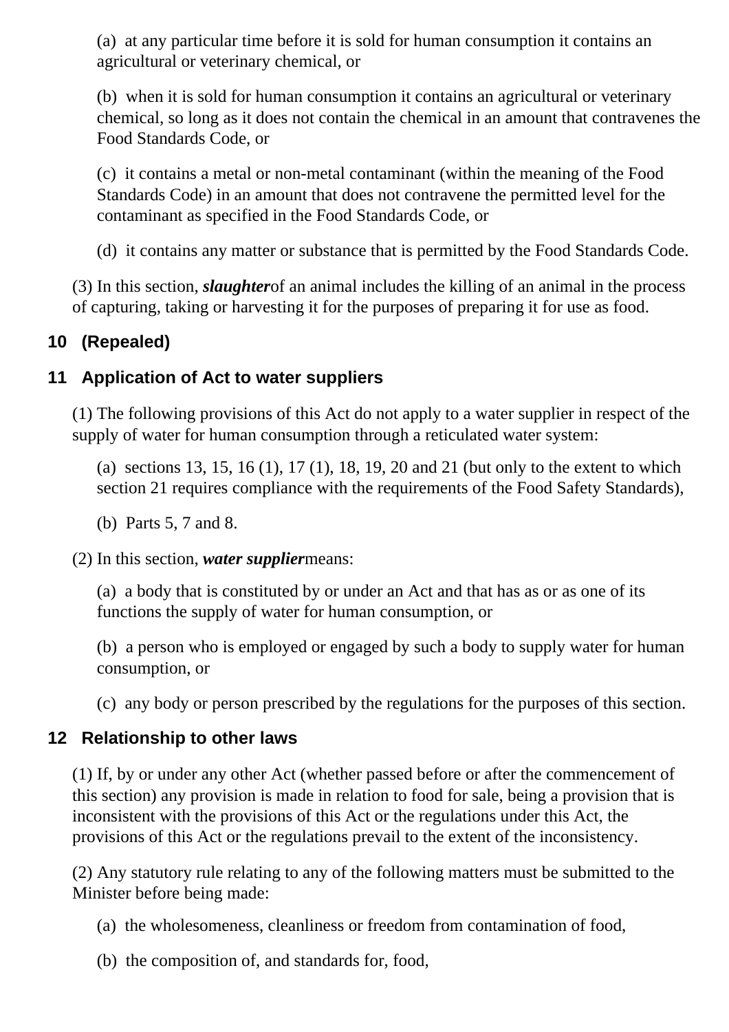(a) at any particular time before it is sold for human consumption it contains an agricultural or veterinary chemical, or

(b) when it is sold for human consumption it contains an agricultural or veterinary chemical, so long as it does not contain the chemical in an amount that contravenes the Food Standards Code, or

(c) it contains a metal or non-metal contaminant (within the meaning of the Food Standards Code) in an amount that does not contravene the permitted level for the contaminant as specified in the Food Standards Code, or

(d) it contains any matter or substance that is permitted by the Food Standards Code.

(3) In this section, ***slaughter*** of an animal includes the killing of an animal in the process of capturing, taking or harvesting it for the purposes of preparing it for use as food.

## 10 (Repealed)

## 11 Application of Act to water suppliers

(1) The following provisions of this Act do not apply to a water supplier in respect of the supply of water for human consumption through a reticulated water system:

(a) sections 13, 15, 16 (1), 17 (1), 18, 19, 20 and 21 (but only to the extent to which section 21 requires compliance with the requirements of the Food Safety Standards),

(b) Parts 5, 7 and 8.

(2) In this section, ***water supplier*** means:

(a) a body that is constituted by or under an Act and that has as or as one of its functions the supply of water for human consumption, or

(b) a person who is employed or engaged by such a body to supply water for human consumption, or

(c) any body or person prescribed by the regulations for the purposes of this section.

## 12 Relationship to other laws

(1) If, by or under any other Act (whether passed before or after the commencement of this section) any provision is made in relation to food for sale, being a provision that is inconsistent with the provisions of this Act or the regulations under this Act, the provisions of this Act or the regulations prevail to the extent of the inconsistency.

(2) Any statutory rule relating to any of the following matters must be submitted to the Minister before being made:

(a) the wholesomeness, cleanliness or freedom from contamination of food,

(b) the composition of, and standards for, food,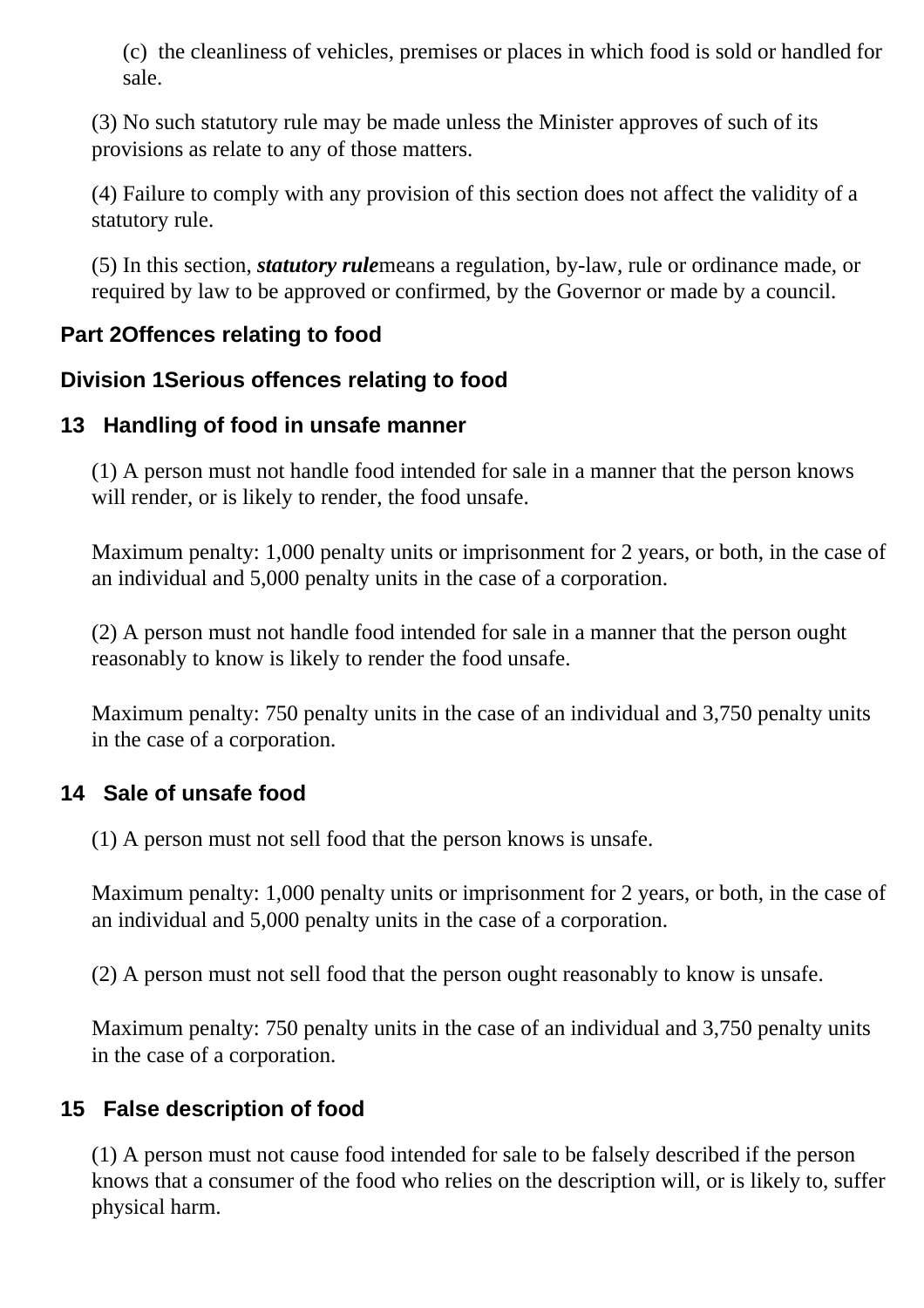(c) the cleanliness of vehicles, premises or places in which food is sold or handled for sale.

(3) No such statutory rule may be made unless the Minister approves of such of its provisions as relate to any of those matters.

(4) Failure to comply with any provision of this section does not affect the validity of a statutory rule.

(5) In this section, ***statutory rule***means a regulation, by-law, rule or ordinance made, or required by law to be approved or confirmed, by the Governor or made by a council.

## Part 2Offences relating to food

### Division 1Serious offences relating to food

#### 13 Handling of food in unsafe manner

(1) A person must not handle food intended for sale in a manner that the person knows will render, or is likely to render, the food unsafe.

Maximum penalty: 1,000 penalty units or imprisonment for 2 years, or both, in the case of an individual and 5,000 penalty units in the case of a corporation.

(2) A person must not handle food intended for sale in a manner that the person ought reasonably to know is likely to render the food unsafe.

Maximum penalty: 750 penalty units in the case of an individual and 3,750 penalty units in the case of a corporation.

#### 14 Sale of unsafe food

(1) A person must not sell food that the person knows is unsafe.

Maximum penalty: 1,000 penalty units or imprisonment for 2 years, or both, in the case of an individual and 5,000 penalty units in the case of a corporation.

(2) A person must not sell food that the person ought reasonably to know is unsafe.

Maximum penalty: 750 penalty units in the case of an individual and 3,750 penalty units in the case of a corporation.

#### 15 False description of food

(1) A person must not cause food intended for sale to be falsely described if the person knows that a consumer of the food who relies on the description will, or is likely to, suffer physical harm.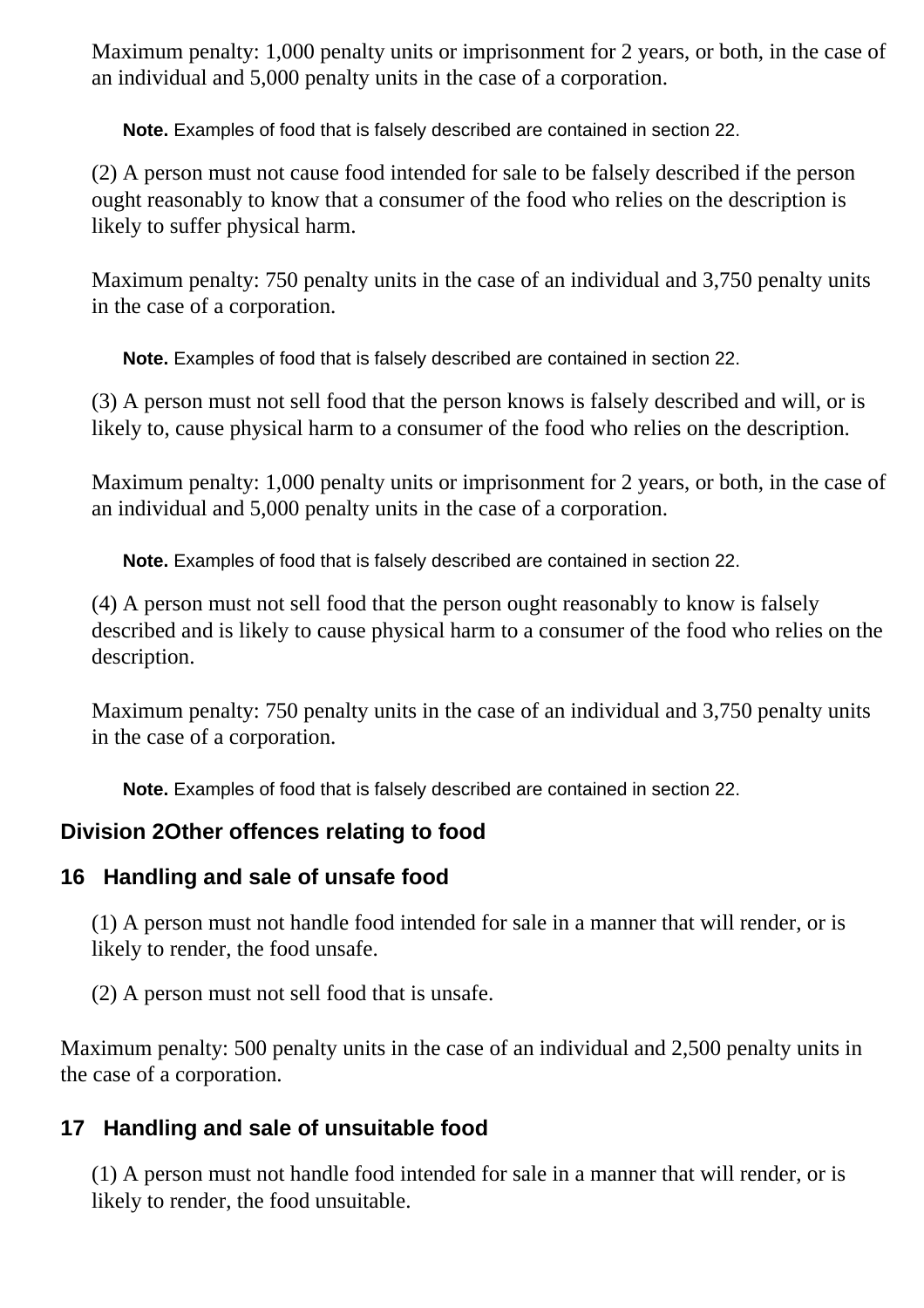Maximum penalty: 1,000 penalty units or imprisonment for 2 years, or both, in the case of an individual and 5,000 penalty units in the case of a corporation.

**Note.** Examples of food that is falsely described are contained in section 22.

(2) A person must not cause food intended for sale to be falsely described if the person ought reasonably to know that a consumer of the food who relies on the description is likely to suffer physical harm.

Maximum penalty: 750 penalty units in the case of an individual and 3,750 penalty units in the case of a corporation.

**Note.** Examples of food that is falsely described are contained in section 22.

(3) A person must not sell food that the person knows is falsely described and will, or is likely to, cause physical harm to a consumer of the food who relies on the description.

Maximum penalty: 1,000 penalty units or imprisonment for 2 years, or both, in the case of an individual and 5,000 penalty units in the case of a corporation.

**Note.** Examples of food that is falsely described are contained in section 22.

(4) A person must not sell food that the person ought reasonably to know is falsely described and is likely to cause physical harm to a consumer of the food who relies on the description.

Maximum penalty: 750 penalty units in the case of an individual and 3,750 penalty units in the case of a corporation.

**Note.** Examples of food that is falsely described are contained in section 22.

## Division 2Other offences relating to food

### 16 Handling and sale of unsafe food

(1) A person must not handle food intended for sale in a manner that will render, or is likely to render, the food unsafe.

(2) A person must not sell food that is unsafe.

Maximum penalty: 500 penalty units in the case of an individual and 2,500 penalty units in the case of a corporation.

### 17 Handling and sale of unsuitable food

(1) A person must not handle food intended for sale in a manner that will render, or is likely to render, the food unsuitable.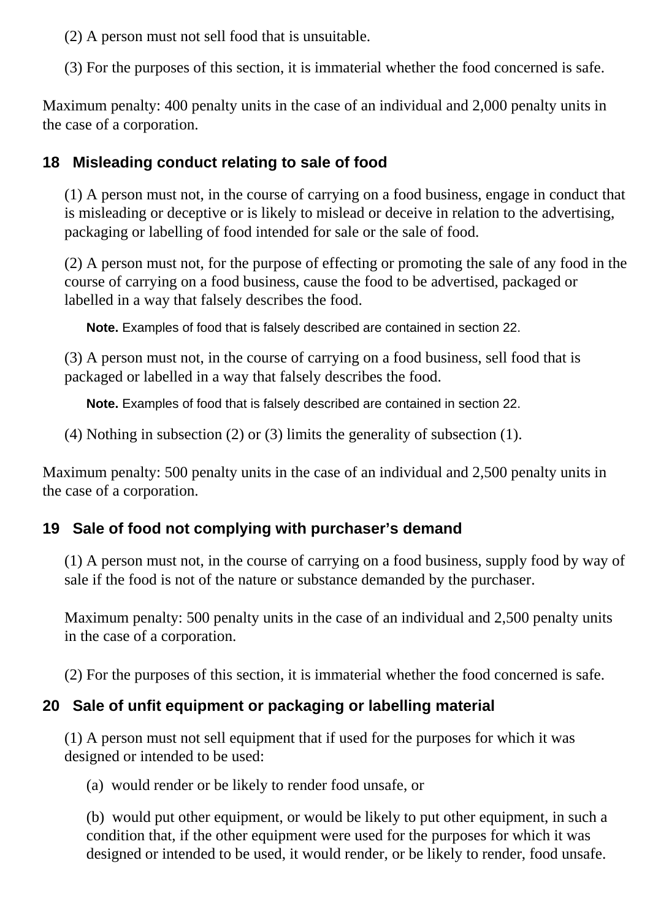(2) A person must not sell food that is unsuitable.

(3) For the purposes of this section, it is immaterial whether the food concerned is safe.

Maximum penalty: 400 penalty units in the case of an individual and 2,000 penalty units in the case of a corporation.

### 18 Misleading conduct relating to sale of food

(1) A person must not, in the course of carrying on a food business, engage in conduct that is misleading or deceptive or is likely to mislead or deceive in relation to the advertising, packaging or labelling of food intended for sale or the sale of food.

(2) A person must not, for the purpose of effecting or promoting the sale of any food in the course of carrying on a food business, cause the food to be advertised, packaged or labelled in a way that falsely describes the food.

**Note.** Examples of food that is falsely described are contained in section 22.

(3) A person must not, in the course of carrying on a food business, sell food that is packaged or labelled in a way that falsely describes the food.

**Note.** Examples of food that is falsely described are contained in section 22.

(4) Nothing in subsection (2) or (3) limits the generality of subsection (1).

Maximum penalty: 500 penalty units in the case of an individual and 2,500 penalty units in the case of a corporation.

### 19 Sale of food not complying with purchaser's demand

(1) A person must not, in the course of carrying on a food business, supply food by way of sale if the food is not of the nature or substance demanded by the purchaser.

Maximum penalty: 500 penalty units in the case of an individual and 2,500 penalty units in the case of a corporation.

(2) For the purposes of this section, it is immaterial whether the food concerned is safe.

### 20 Sale of unfit equipment or packaging or labelling material

(1) A person must not sell equipment that if used for the purposes for which it was designed or intended to be used:

(a) would render or be likely to render food unsafe, or

(b) would put other equipment, or would be likely to put other equipment, in such a condition that, if the other equipment were used for the purposes for which it was designed or intended to be used, it would render, or be likely to render, food unsafe.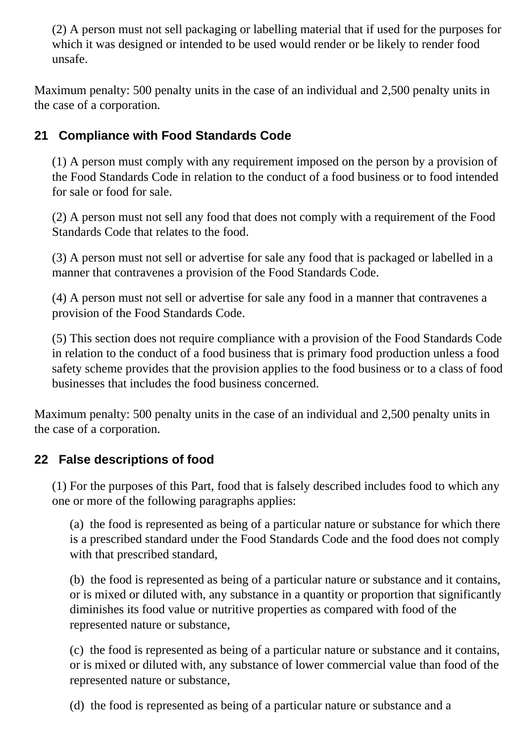(2) A person must not sell packaging or labelling material that if used for the purposes for which it was designed or intended to be used would render or be likely to render food unsafe.

Maximum penalty: 500 penalty units in the case of an individual and 2,500 penalty units in the case of a corporation.

### 21 Compliance with Food Standards Code

(1) A person must comply with any requirement imposed on the person by a provision of the Food Standards Code in relation to the conduct of a food business or to food intended for sale or food for sale.

(2) A person must not sell any food that does not comply with a requirement of the Food Standards Code that relates to the food.

(3) A person must not sell or advertise for sale any food that is packaged or labelled in a manner that contravenes a provision of the Food Standards Code.

(4) A person must not sell or advertise for sale any food in a manner that contravenes a provision of the Food Standards Code.

(5) This section does not require compliance with a provision of the Food Standards Code in relation to the conduct of a food business that is primary food production unless a food safety scheme provides that the provision applies to the food business or to a class of food businesses that includes the food business concerned.

Maximum penalty: 500 penalty units in the case of an individual and 2,500 penalty units in the case of a corporation.

### 22 False descriptions of food

(1) For the purposes of this Part, food that is falsely described includes food to which any one or more of the following paragraphs applies:

(a) the food is represented as being of a particular nature or substance for which there is a prescribed standard under the Food Standards Code and the food does not comply with that prescribed standard,

(b) the food is represented as being of a particular nature or substance and it contains, or is mixed or diluted with, any substance in a quantity or proportion that significantly diminishes its food value or nutritive properties as compared with food of the represented nature or substance,

(c) the food is represented as being of a particular nature or substance and it contains, or is mixed or diluted with, any substance of lower commercial value than food of the represented nature or substance,

(d) the food is represented as being of a particular nature or substance and a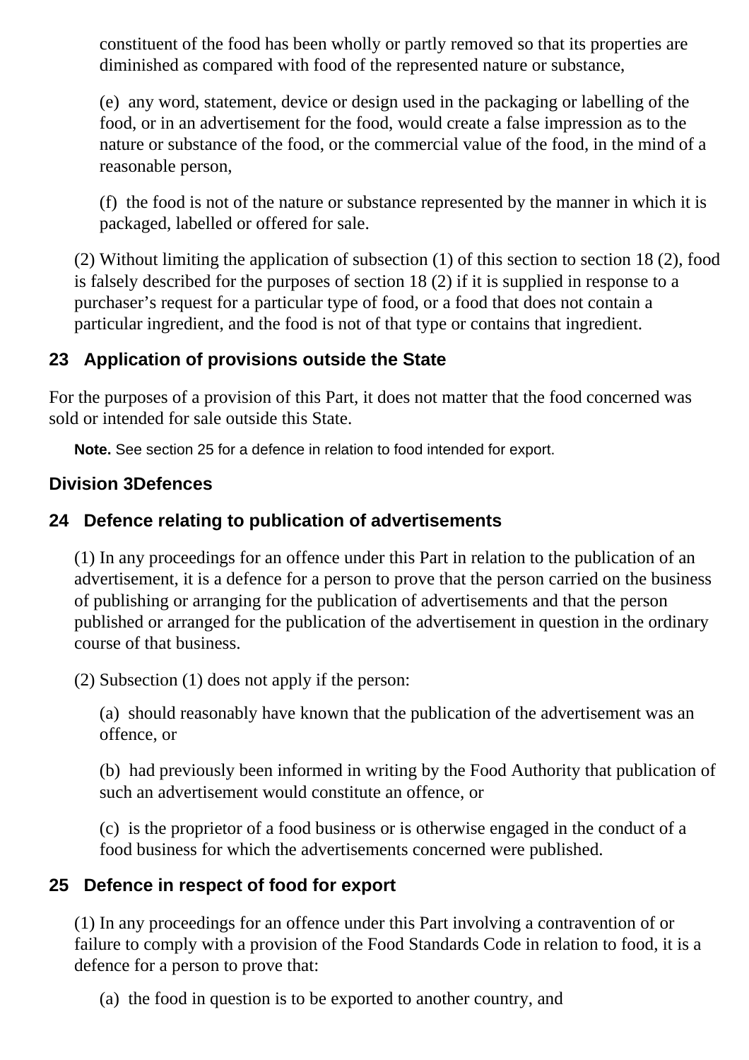constituent of the food has been wholly or partly removed so that its properties are diminished as compared with food of the represented nature or substance,

(e) any word, statement, device or design used in the packaging or labelling of the food, or in an advertisement for the food, would create a false impression as to the nature or substance of the food, or the commercial value of the food, in the mind of a reasonable person,

(f) the food is not of the nature or substance represented by the manner in which it is packaged, labelled or offered for sale.

(2) Without limiting the application of subsection (1) of this section to section 18 (2), food is falsely described for the purposes of section 18 (2) if it is supplied in response to a purchaser's request for a particular type of food, or a food that does not contain a particular ingredient, and the food is not of that type or contains that ingredient.

### 23 Application of provisions outside the State

For the purposes of a provision of this Part, it does not matter that the food concerned was sold or intended for sale outside this State.

**Note.** See section 25 for a defence in relation to food intended for export.

## Division 3Defences

### 24 Defence relating to publication of advertisements

(1) In any proceedings for an offence under this Part in relation to the publication of an advertisement, it is a defence for a person to prove that the person carried on the business of publishing or arranging for the publication of advertisements and that the person published or arranged for the publication of the advertisement in question in the ordinary course of that business.

(2) Subsection (1) does not apply if the person:

(a) should reasonably have known that the publication of the advertisement was an offence, or

(b) had previously been informed in writing by the Food Authority that publication of such an advertisement would constitute an offence, or

(c) is the proprietor of a food business or is otherwise engaged in the conduct of a food business for which the advertisements concerned were published.

### 25 Defence in respect of food for export

(1) In any proceedings for an offence under this Part involving a contravention of or failure to comply with a provision of the Food Standards Code in relation to food, it is a defence for a person to prove that:

(a) the food in question is to be exported to another country, and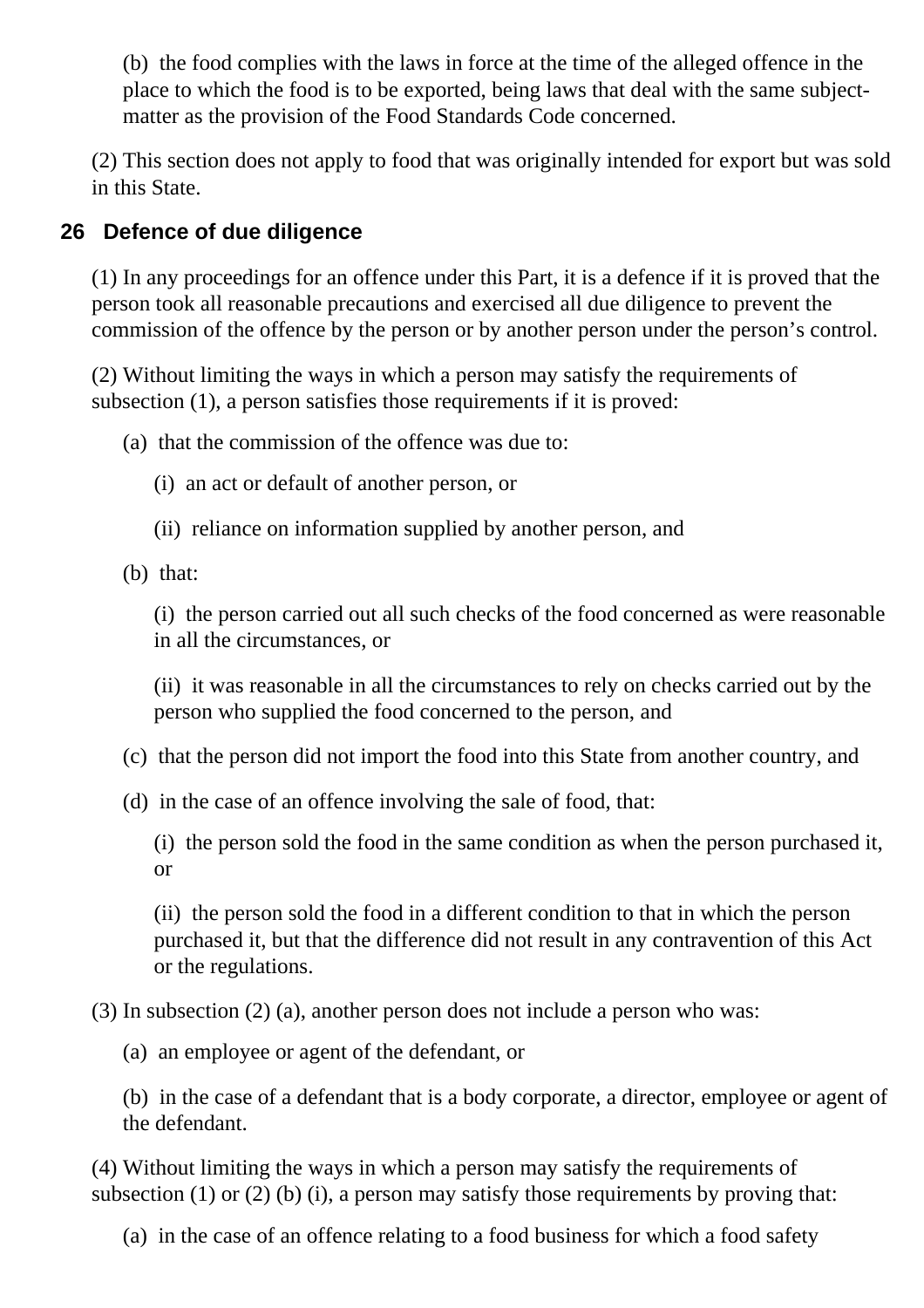(b) the food complies with the laws in force at the time of the alleged offence in the place to which the food is to be exported, being laws that deal with the same subject-matter as the provision of the Food Standards Code concerned.

(2) This section does not apply to food that was originally intended for export but was sold in this State.

## 26 Defence of due diligence

(1) In any proceedings for an offence under this Part, it is a defence if it is proved that the person took all reasonable precautions and exercised all due diligence to prevent the commission of the offence by the person or by another person under the person's control.

(2) Without limiting the ways in which a person may satisfy the requirements of subsection (1), a person satisfies those requirements if it is proved:

(a) that the commission of the offence was due to:

(i) an act or default of another person, or

(ii) reliance on information supplied by another person, and

(b) that:

(i) the person carried out all such checks of the food concerned as were reasonable in all the circumstances, or

(ii) it was reasonable in all the circumstances to rely on checks carried out by the person who supplied the food concerned to the person, and

(c) that the person did not import the food into this State from another country, and

(d) in the case of an offence involving the sale of food, that:

(i) the person sold the food in the same condition as when the person purchased it, or

(ii) the person sold the food in a different condition to that in which the person purchased it, but that the difference did not result in any contravention of this Act or the regulations.

(3) In subsection (2) (a), another person does not include a person who was:

(a) an employee or agent of the defendant, or

(b) in the case of a defendant that is a body corporate, a director, employee or agent of the defendant.

(4) Without limiting the ways in which a person may satisfy the requirements of subsection (1) or (2) (b) (i), a person may satisfy those requirements by proving that:

(a) in the case of an offence relating to a food business for which a food safety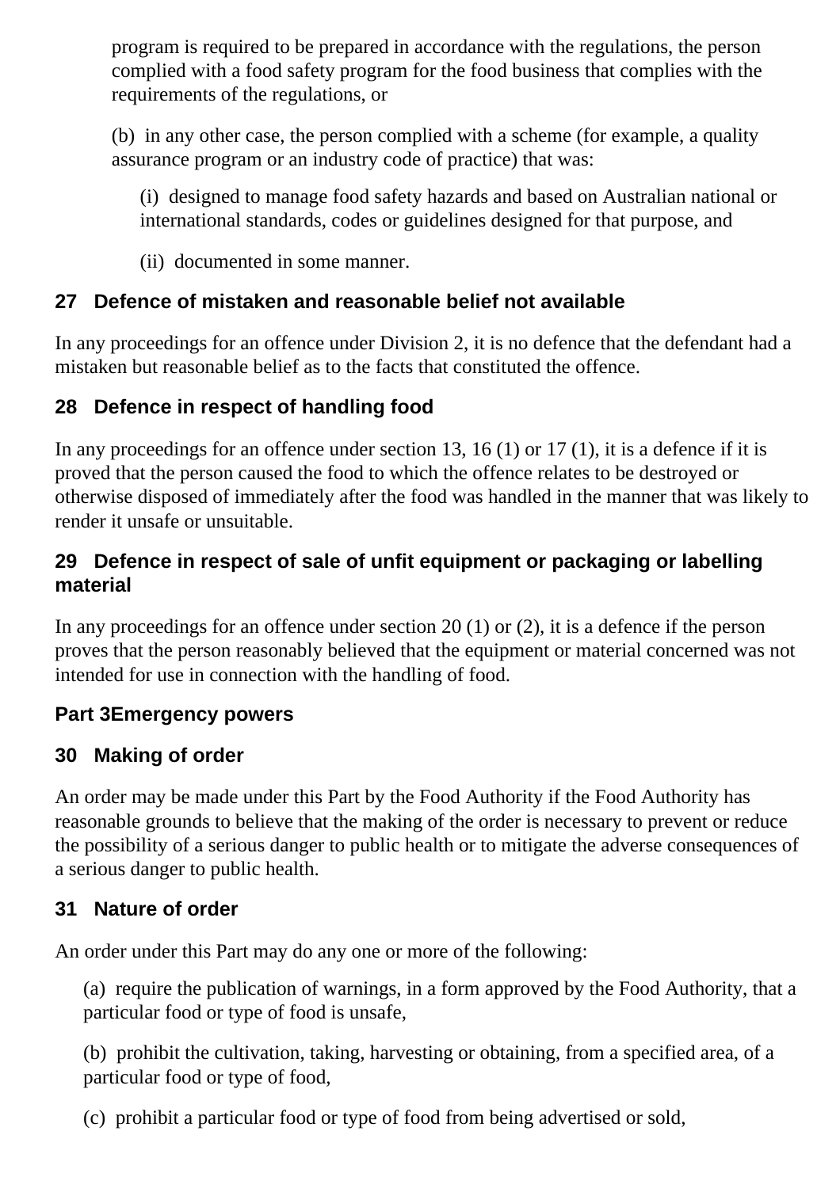program is required to be prepared in accordance with the regulations, the person complied with a food safety program for the food business that complies with the requirements of the regulations, or

(b) in any other case, the person complied with a scheme (for example, a quality assurance program or an industry code of practice) that was:

(i) designed to manage food safety hazards and based on Australian national or international standards, codes or guidelines designed for that purpose, and

(ii) documented in some manner.

### 27 Defence of mistaken and reasonable belief not available

In any proceedings for an offence under Division 2, it is no defence that the defendant had a mistaken but reasonable belief as to the facts that constituted the offence.

### 28 Defence in respect of handling food

In any proceedings for an offence under section 13, 16 (1) or 17 (1), it is a defence if it is proved that the person caused the food to which the offence relates to be destroyed or otherwise disposed of immediately after the food was handled in the manner that was likely to render it unsafe or unsuitable.

### 29 Defence in respect of sale of unfit equipment or packaging or labelling material

In any proceedings for an offence under section 20 (1) or (2), it is a defence if the person proves that the person reasonably believed that the equipment or material concerned was not intended for use in connection with the handling of food.

## Part 3Emergency powers

### 30 Making of order

An order may be made under this Part by the Food Authority if the Food Authority has reasonable grounds to believe that the making of the order is necessary to prevent or reduce the possibility of a serious danger to public health or to mitigate the adverse consequences of a serious danger to public health.

### 31 Nature of order

An order under this Part may do any one or more of the following:

(a) require the publication of warnings, in a form approved by the Food Authority, that a particular food or type of food is unsafe,

(b) prohibit the cultivation, taking, harvesting or obtaining, from a specified area, of a particular food or type of food,

(c) prohibit a particular food or type of food from being advertised or sold,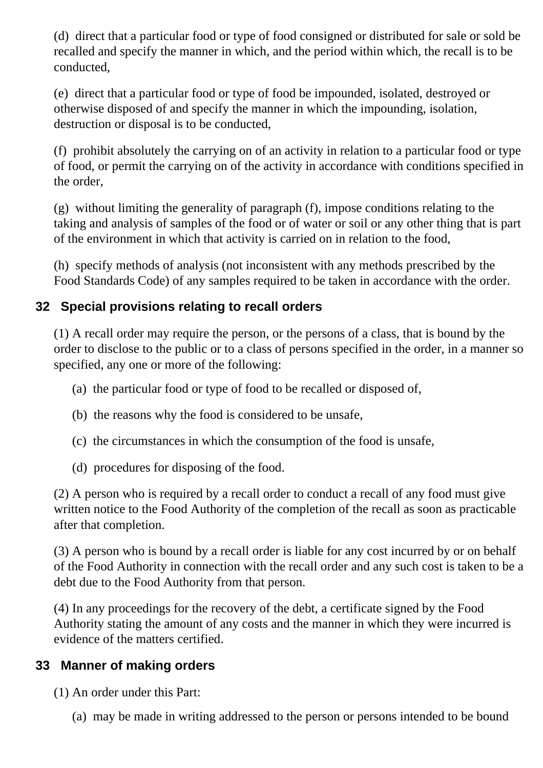(d) direct that a particular food or type of food consigned or distributed for sale or sold be recalled and specify the manner in which, and the period within which, the recall is to be conducted,

(e) direct that a particular food or type of food be impounded, isolated, destroyed or otherwise disposed of and specify the manner in which the impounding, isolation, destruction or disposal is to be conducted,

(f) prohibit absolutely the carrying on of an activity in relation to a particular food or type of food, or permit the carrying on of the activity in accordance with conditions specified in the order,

(g) without limiting the generality of paragraph (f), impose conditions relating to the taking and analysis of samples of the food or of water or soil or any other thing that is part of the environment in which that activity is carried on in relation to the food,

(h) specify methods of analysis (not inconsistent with any methods prescribed by the Food Standards Code) of any samples required to be taken in accordance with the order.

## 32 Special provisions relating to recall orders

(1) A recall order may require the person, or the persons of a class, that is bound by the order to disclose to the public or to a class of persons specified in the order, in a manner so specified, any one or more of the following:

(a) the particular food or type of food to be recalled or disposed of,

(b) the reasons why the food is considered to be unsafe,

(c) the circumstances in which the consumption of the food is unsafe,

(d) procedures for disposing of the food.

(2) A person who is required by a recall order to conduct a recall of any food must give written notice to the Food Authority of the completion of the recall as soon as practicable after that completion.

(3) A person who is bound by a recall order is liable for any cost incurred by or on behalf of the Food Authority in connection with the recall order and any such cost is taken to be a debt due to the Food Authority from that person.

(4) In any proceedings for the recovery of the debt, a certificate signed by the Food Authority stating the amount of any costs and the manner in which they were incurred is evidence of the matters certified.

## 33 Manner of making orders

(1) An order under this Part:

(a) may be made in writing addressed to the person or persons intended to be bound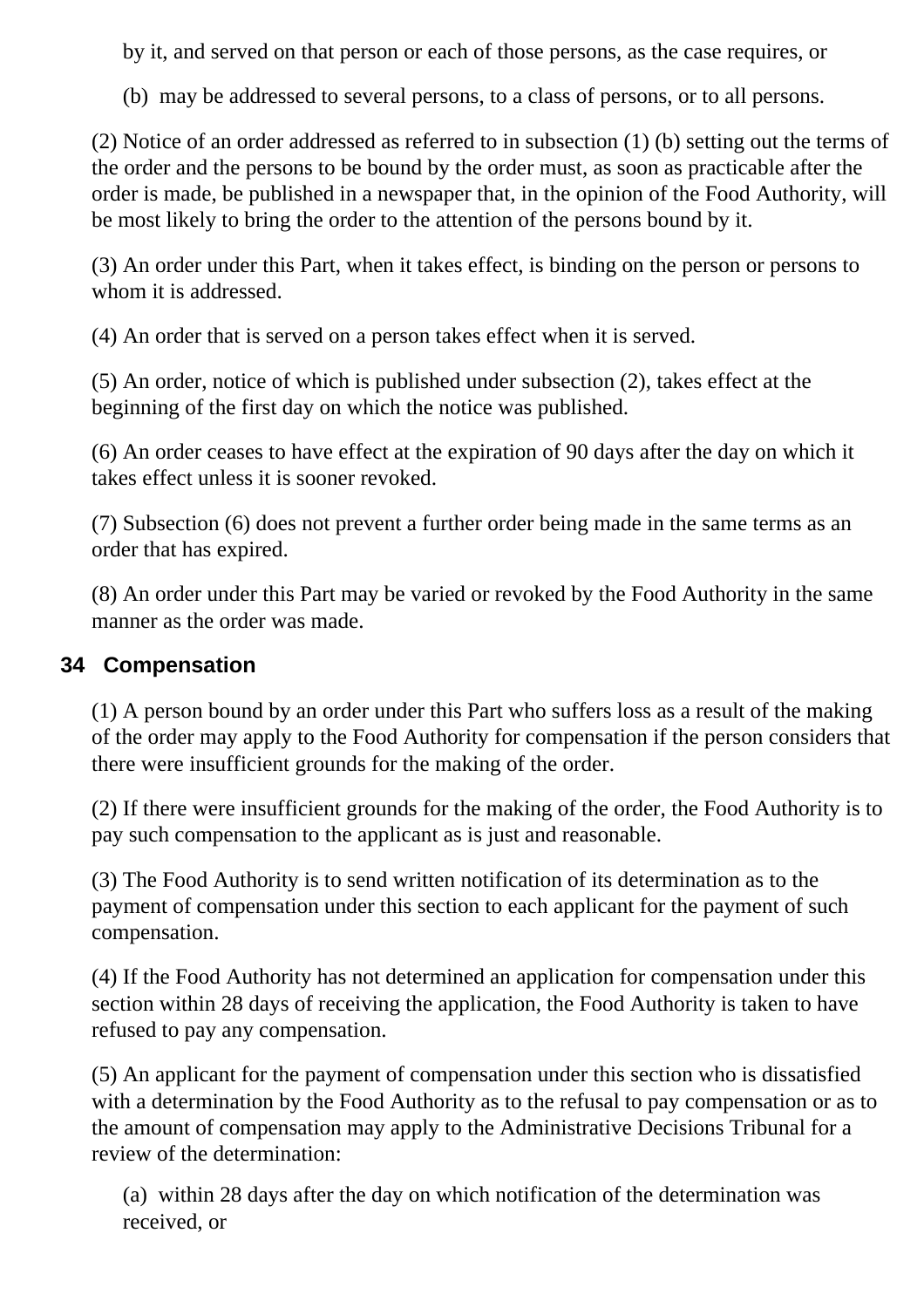by it, and served on that person or each of those persons, as the case requires, or

(b) may be addressed to several persons, to a class of persons, or to all persons.

(2) Notice of an order addressed as referred to in subsection (1) (b) setting out the terms of the order and the persons to be bound by the order must, as soon as practicable after the order is made, be published in a newspaper that, in the opinion of the Food Authority, will be most likely to bring the order to the attention of the persons bound by it.

(3) An order under this Part, when it takes effect, is binding on the person or persons to whom it is addressed.

(4) An order that is served on a person takes effect when it is served.

(5) An order, notice of which is published under subsection (2), takes effect at the beginning of the first day on which the notice was published.

(6) An order ceases to have effect at the expiration of 90 days after the day on which it takes effect unless it is sooner revoked.

(7) Subsection (6) does not prevent a further order being made in the same terms as an order that has expired.

(8) An order under this Part may be varied or revoked by the Food Authority in the same manner as the order was made.

## 34 Compensation

(1) A person bound by an order under this Part who suffers loss as a result of the making of the order may apply to the Food Authority for compensation if the person considers that there were insufficient grounds for the making of the order.

(2) If there were insufficient grounds for the making of the order, the Food Authority is to pay such compensation to the applicant as is just and reasonable.

(3) The Food Authority is to send written notification of its determination as to the payment of compensation under this section to each applicant for the payment of such compensation.

(4) If the Food Authority has not determined an application for compensation under this section within 28 days of receiving the application, the Food Authority is taken to have refused to pay any compensation.

(5) An applicant for the payment of compensation under this section who is dissatisfied with a determination by the Food Authority as to the refusal to pay compensation or as to the amount of compensation may apply to the Administrative Decisions Tribunal for a review of the determination:

(a) within 28 days after the day on which notification of the determination was received, or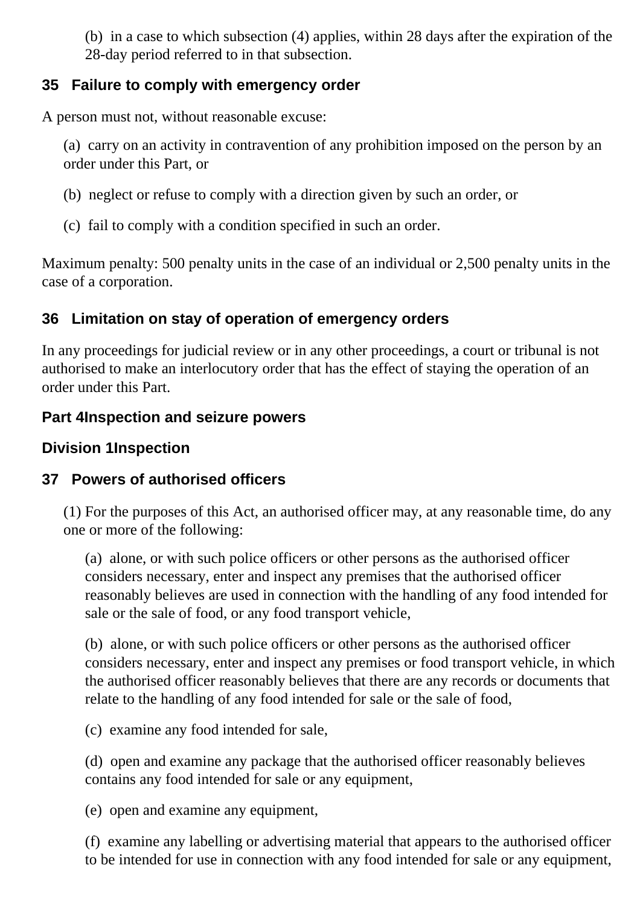(b) in a case to which subsection (4) applies, within 28 days after the expiration of the 28-day period referred to in that subsection.

### 35 Failure to comply with emergency order

A person must not, without reasonable excuse:

(a) carry on an activity in contravention of any prohibition imposed on the person by an order under this Part, or

(b) neglect or refuse to comply with a direction given by such an order, or

(c) fail to comply with a condition specified in such an order.

Maximum penalty: 500 penalty units in the case of an individual or 2,500 penalty units in the case of a corporation.

### 36 Limitation on stay of operation of emergency orders

In any proceedings for judicial review or in any other proceedings, a court or tribunal is not authorised to make an interlocutory order that has the effect of staying the operation of an order under this Part.

## Part 4Inspection and seizure powers

## Division 1Inspection

### 37 Powers of authorised officers

(1) For the purposes of this Act, an authorised officer may, at any reasonable time, do any one or more of the following:

(a) alone, or with such police officers or other persons as the authorised officer considers necessary, enter and inspect any premises that the authorised officer reasonably believes are used in connection with the handling of any food intended for sale or the sale of food, or any food transport vehicle,

(b) alone, or with such police officers or other persons as the authorised officer considers necessary, enter and inspect any premises or food transport vehicle, in which the authorised officer reasonably believes that there are any records or documents that relate to the handling of any food intended for sale or the sale of food,

(c) examine any food intended for sale,

(d) open and examine any package that the authorised officer reasonably believes contains any food intended for sale or any equipment,

(e) open and examine any equipment,

(f) examine any labelling or advertising material that appears to the authorised officer to be intended for use in connection with any food intended for sale or any equipment,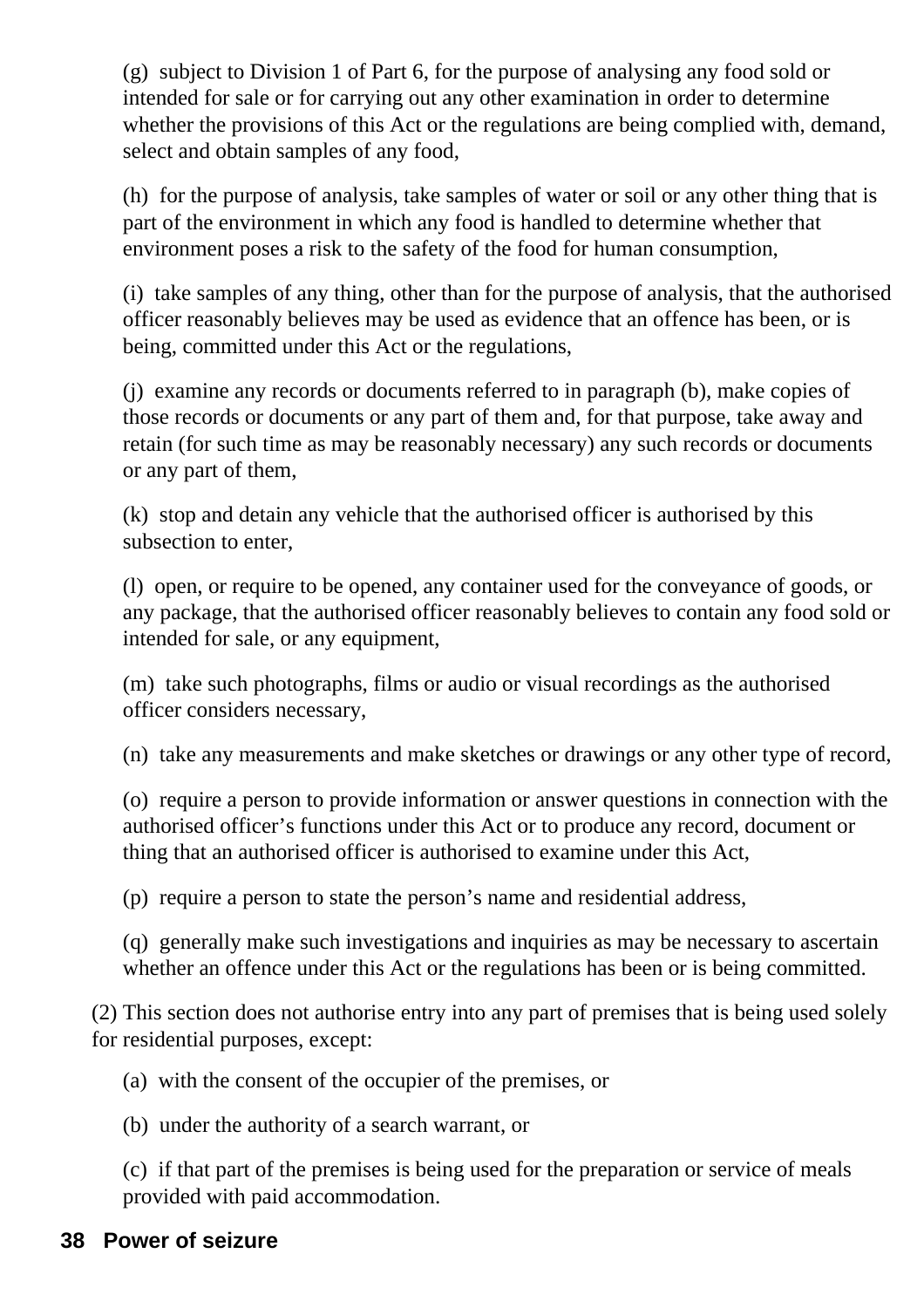(g) subject to Division 1 of Part 6, for the purpose of analysing any food sold or intended for sale or for carrying out any other examination in order to determine whether the provisions of this Act or the regulations are being complied with, demand, select and obtain samples of any food,

(h) for the purpose of analysis, take samples of water or soil or any other thing that is part of the environment in which any food is handled to determine whether that environment poses a risk to the safety of the food for human consumption,

(i) take samples of any thing, other than for the purpose of analysis, that the authorised officer reasonably believes may be used as evidence that an offence has been, or is being, committed under this Act or the regulations,

(j) examine any records or documents referred to in paragraph (b), make copies of those records or documents or any part of them and, for that purpose, take away and retain (for such time as may be reasonably necessary) any such records or documents or any part of them,

(k) stop and detain any vehicle that the authorised officer is authorised by this subsection to enter,

(l) open, or require to be opened, any container used for the conveyance of goods, or any package, that the authorised officer reasonably believes to contain any food sold or intended for sale, or any equipment,

(m) take such photographs, films or audio or visual recordings as the authorised officer considers necessary,

(n) take any measurements and make sketches or drawings or any other type of record,

(o) require a person to provide information or answer questions in connection with the authorised officer's functions under this Act or to produce any record, document or thing that an authorised officer is authorised to examine under this Act,

(p) require a person to state the person's name and residential address,

(q) generally make such investigations and inquiries as may be necessary to ascertain whether an offence under this Act or the regulations has been or is being committed.

(2) This section does not authorise entry into any part of premises that is being used solely for residential purposes, except:

(a) with the consent of the occupier of the premises, or

(b) under the authority of a search warrant, or

(c) if that part of the premises is being used for the preparation or service of meals provided with paid accommodation.

## 38 Power of seizure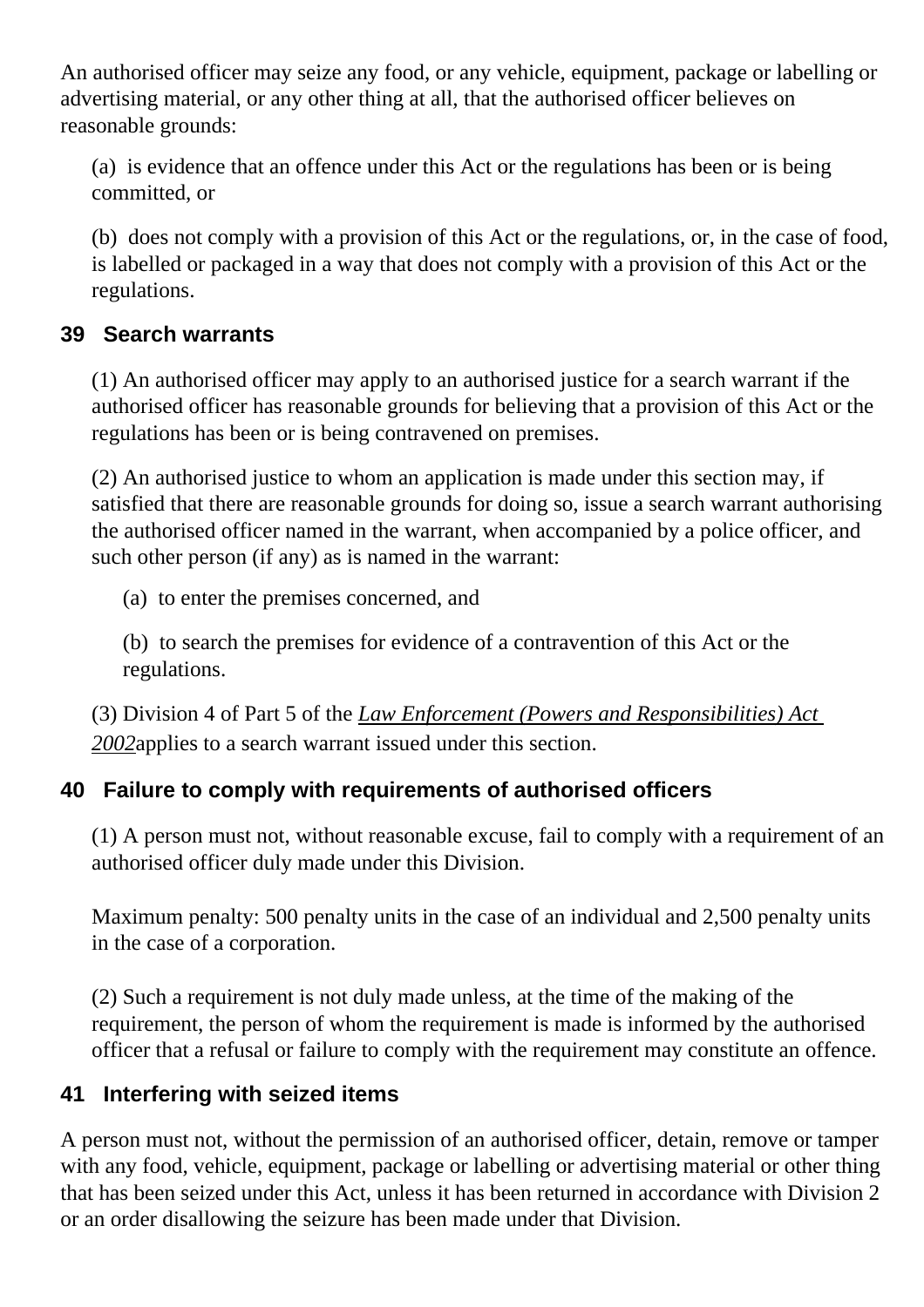An authorised officer may seize any food, or any vehicle, equipment, package or labelling or advertising material, or any other thing at all, that the authorised officer believes on reasonable grounds:

(a) is evidence that an offence under this Act or the regulations has been or is being committed, or

(b) does not comply with a provision of this Act or the regulations, or, in the case of food, is labelled or packaged in a way that does not comply with a provision of this Act or the regulations.

### 39 Search warrants

(1) An authorised officer may apply to an authorised justice for a search warrant if the authorised officer has reasonable grounds for believing that a provision of this Act or the regulations has been or is being contravened on premises.

(2) An authorised justice to whom an application is made under this section may, if satisfied that there are reasonable grounds for doing so, issue a search warrant authorising the authorised officer named in the warrant, when accompanied by a police officer, and such other person (if any) as is named in the warrant:

(a) to enter the premises concerned, and

(b) to search the premises for evidence of a contravention of this Act or the regulations.

(3) Division 4 of Part 5 of the *Law Enforcement (Powers and Responsibilities) Act 2002*applies to a search warrant issued under this section.

### 40 Failure to comply with requirements of authorised officers

(1) A person must not, without reasonable excuse, fail to comply with a requirement of an authorised officer duly made under this Division.

Maximum penalty: 500 penalty units in the case of an individual and 2,500 penalty units in the case of a corporation.

(2) Such a requirement is not duly made unless, at the time of the making of the requirement, the person of whom the requirement is made is informed by the authorised officer that a refusal or failure to comply with the requirement may constitute an offence.

### 41 Interfering with seized items

A person must not, without the permission of an authorised officer, detain, remove or tamper with any food, vehicle, equipment, package or labelling or advertising material or other thing that has been seized under this Act, unless it has been returned in accordance with Division 2 or an order disallowing the seizure has been made under that Division.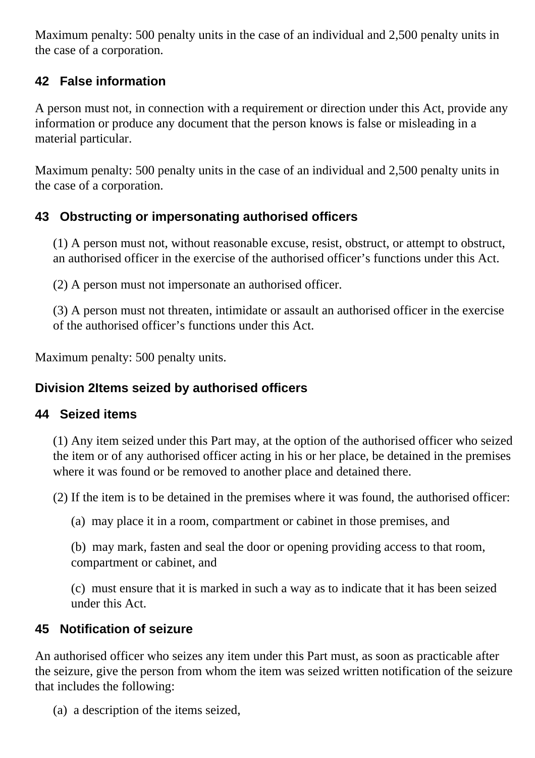Maximum penalty: 500 penalty units in the case of an individual and 2,500 penalty units in the case of a corporation.

### 42 False information

A person must not, in connection with a requirement or direction under this Act, provide any information or produce any document that the person knows is false or misleading in a material particular.

Maximum penalty: 500 penalty units in the case of an individual and 2,500 penalty units in the case of a corporation.

### 43 Obstructing or impersonating authorised officers

(1) A person must not, without reasonable excuse, resist, obstruct, or attempt to obstruct, an authorised officer in the exercise of the authorised officer's functions under this Act.

(2) A person must not impersonate an authorised officer.

(3) A person must not threaten, intimidate or assault an authorised officer in the exercise of the authorised officer's functions under this Act.

Maximum penalty: 500 penalty units.

## Division 2Items seized by authorised officers

### 44 Seized items

(1) Any item seized under this Part may, at the option of the authorised officer who seized the item or of any authorised officer acting in his or her place, be detained in the premises where it was found or be removed to another place and detained there.

(2) If the item is to be detained in the premises where it was found, the authorised officer:

(a) may place it in a room, compartment or cabinet in those premises, and

(b) may mark, fasten and seal the door or opening providing access to that room, compartment or cabinet, and

(c) must ensure that it is marked in such a way as to indicate that it has been seized under this Act.

### 45 Notification of seizure

An authorised officer who seizes any item under this Part must, as soon as practicable after the seizure, give the person from whom the item was seized written notification of the seizure that includes the following:

(a) a description of the items seized,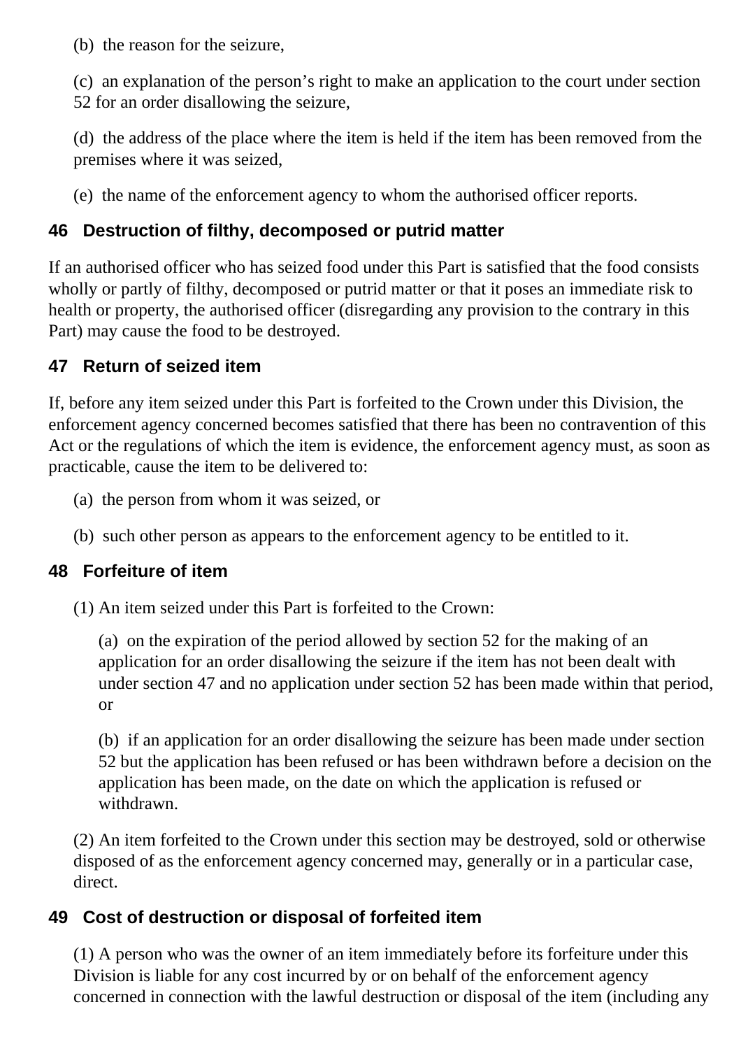(b) the reason for the seizure,

(c) an explanation of the person's right to make an application to the court under section 52 for an order disallowing the seizure,

(d) the address of the place where the item is held if the item has been removed from the premises where it was seized,

(e) the name of the enforcement agency to whom the authorised officer reports.

### 46 Destruction of filthy, decomposed or putrid matter

If an authorised officer who has seized food under this Part is satisfied that the food consists wholly or partly of filthy, decomposed or putrid matter or that it poses an immediate risk to health or property, the authorised officer (disregarding any provision to the contrary in this Part) may cause the food to be destroyed.

### 47 Return of seized item

If, before any item seized under this Part is forfeited to the Crown under this Division, the enforcement agency concerned becomes satisfied that there has been no contravention of this Act or the regulations of which the item is evidence, the enforcement agency must, as soon as practicable, cause the item to be delivered to:

(a) the person from whom it was seized, or

(b) such other person as appears to the enforcement agency to be entitled to it.

### 48 Forfeiture of item

(1) An item seized under this Part is forfeited to the Crown:

(a) on the expiration of the period allowed by section 52 for the making of an application for an order disallowing the seizure if the item has not been dealt with under section 47 and no application under section 52 has been made within that period, or

(b) if an application for an order disallowing the seizure has been made under section 52 but the application has been refused or has been withdrawn before a decision on the application has been made, on the date on which the application is refused or withdrawn.

(2) An item forfeited to the Crown under this section may be destroyed, sold or otherwise disposed of as the enforcement agency concerned may, generally or in a particular case, direct.

### 49 Cost of destruction or disposal of forfeited item

(1) A person who was the owner of an item immediately before its forfeiture under this Division is liable for any cost incurred by or on behalf of the enforcement agency concerned in connection with the lawful destruction or disposal of the item (including any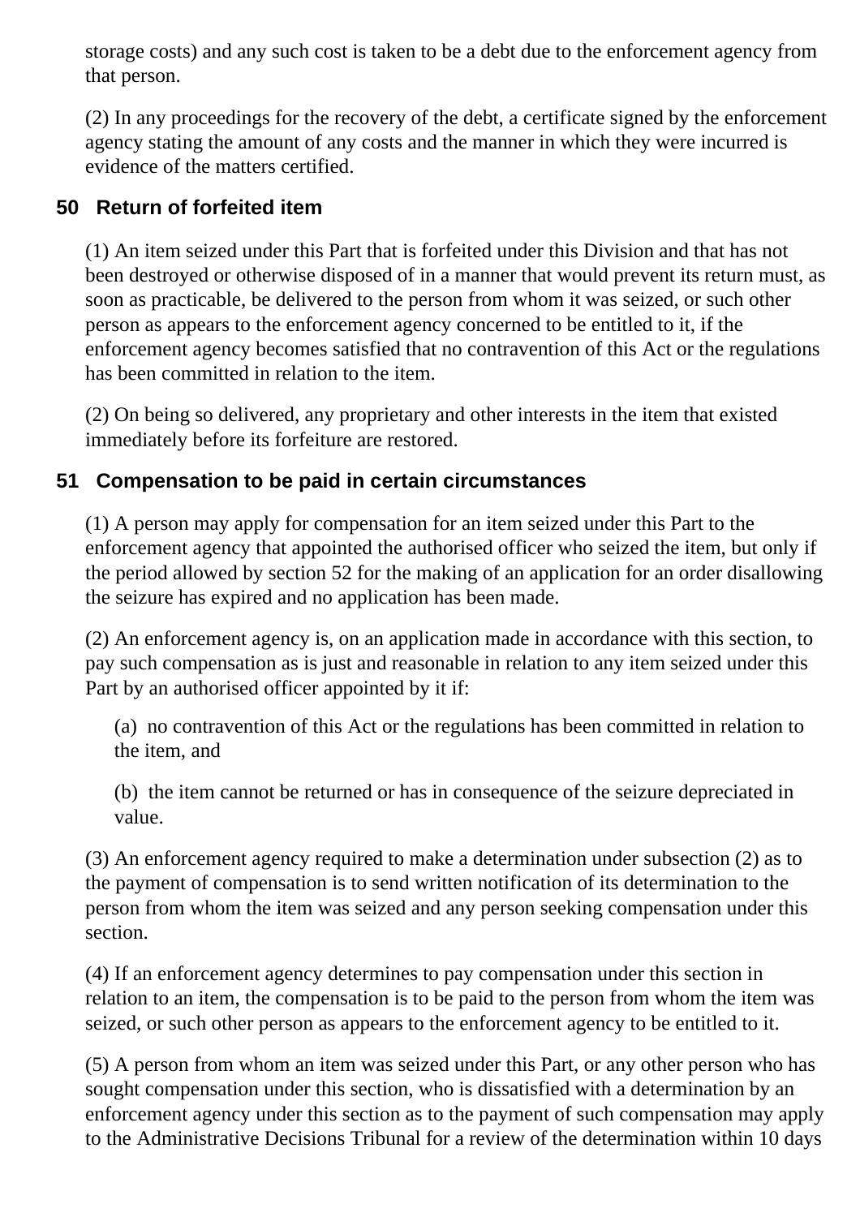storage costs) and any such cost is taken to be a debt due to the enforcement agency from that person.

(2) In any proceedings for the recovery of the debt, a certificate signed by the enforcement agency stating the amount of any costs and the manner in which they were incurred is evidence of the matters certified.

### 50 Return of forfeited item

(1) An item seized under this Part that is forfeited under this Division and that has not been destroyed or otherwise disposed of in a manner that would prevent its return must, as soon as practicable, be delivered to the person from whom it was seized, or such other person as appears to the enforcement agency concerned to be entitled to it, if the enforcement agency becomes satisfied that no contravention of this Act or the regulations has been committed in relation to the item.

(2) On being so delivered, any proprietary and other interests in the item that existed immediately before its forfeiture are restored.

### 51 Compensation to be paid in certain circumstances

(1) A person may apply for compensation for an item seized under this Part to the enforcement agency that appointed the authorised officer who seized the item, but only if the period allowed by section 52 for the making of an application for an order disallowing the seizure has expired and no application has been made.

(2) An enforcement agency is, on an application made in accordance with this section, to pay such compensation as is just and reasonable in relation to any item seized under this Part by an authorised officer appointed by it if:

(a) no contravention of this Act or the regulations has been committed in relation to the item, and

(b) the item cannot be returned or has in consequence of the seizure depreciated in value.

(3) An enforcement agency required to make a determination under subsection (2) as to the payment of compensation is to send written notification of its determination to the person from whom the item was seized and any person seeking compensation under this section.

(4) If an enforcement agency determines to pay compensation under this section in relation to an item, the compensation is to be paid to the person from whom the item was seized, or such other person as appears to the enforcement agency to be entitled to it.

(5) A person from whom an item was seized under this Part, or any other person who has sought compensation under this section, who is dissatisfied with a determination by an enforcement agency under this section as to the payment of such compensation may apply to the Administrative Decisions Tribunal for a review of the determination within 10 days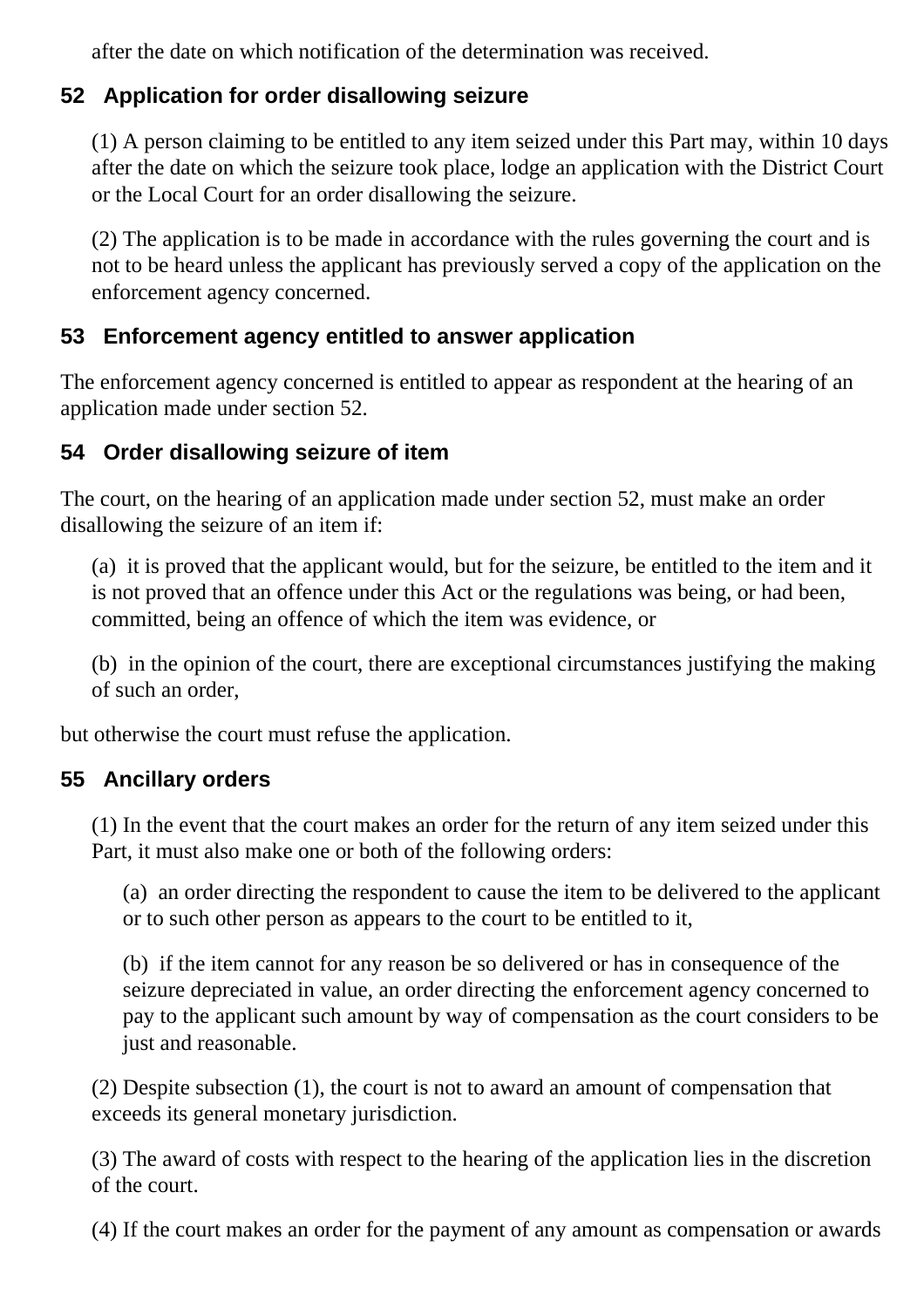after the date on which notification of the determination was received.

### 52 Application for order disallowing seizure

(1) A person claiming to be entitled to any item seized under this Part may, within 10 days after the date on which the seizure took place, lodge an application with the District Court or the Local Court for an order disallowing the seizure.

(2) The application is to be made in accordance with the rules governing the court and is not to be heard unless the applicant has previously served a copy of the application on the enforcement agency concerned.

### 53 Enforcement agency entitled to answer application

The enforcement agency concerned is entitled to appear as respondent at the hearing of an application made under section 52.

### 54 Order disallowing seizure of item

The court, on the hearing of an application made under section 52, must make an order disallowing the seizure of an item if:

(a) it is proved that the applicant would, but for the seizure, be entitled to the item and it is not proved that an offence under this Act or the regulations was being, or had been, committed, being an offence of which the item was evidence, or

(b) in the opinion of the court, there are exceptional circumstances justifying the making of such an order,

but otherwise the court must refuse the application.

### 55 Ancillary orders

(1) In the event that the court makes an order for the return of any item seized under this Part, it must also make one or both of the following orders:

(a) an order directing the respondent to cause the item to be delivered to the applicant or to such other person as appears to the court to be entitled to it,

(b) if the item cannot for any reason be so delivered or has in consequence of the seizure depreciated in value, an order directing the enforcement agency concerned to pay to the applicant such amount by way of compensation as the court considers to be just and reasonable.

(2) Despite subsection (1), the court is not to award an amount of compensation that exceeds its general monetary jurisdiction.

(3) The award of costs with respect to the hearing of the application lies in the discretion of the court.

(4) If the court makes an order for the payment of any amount as compensation or awards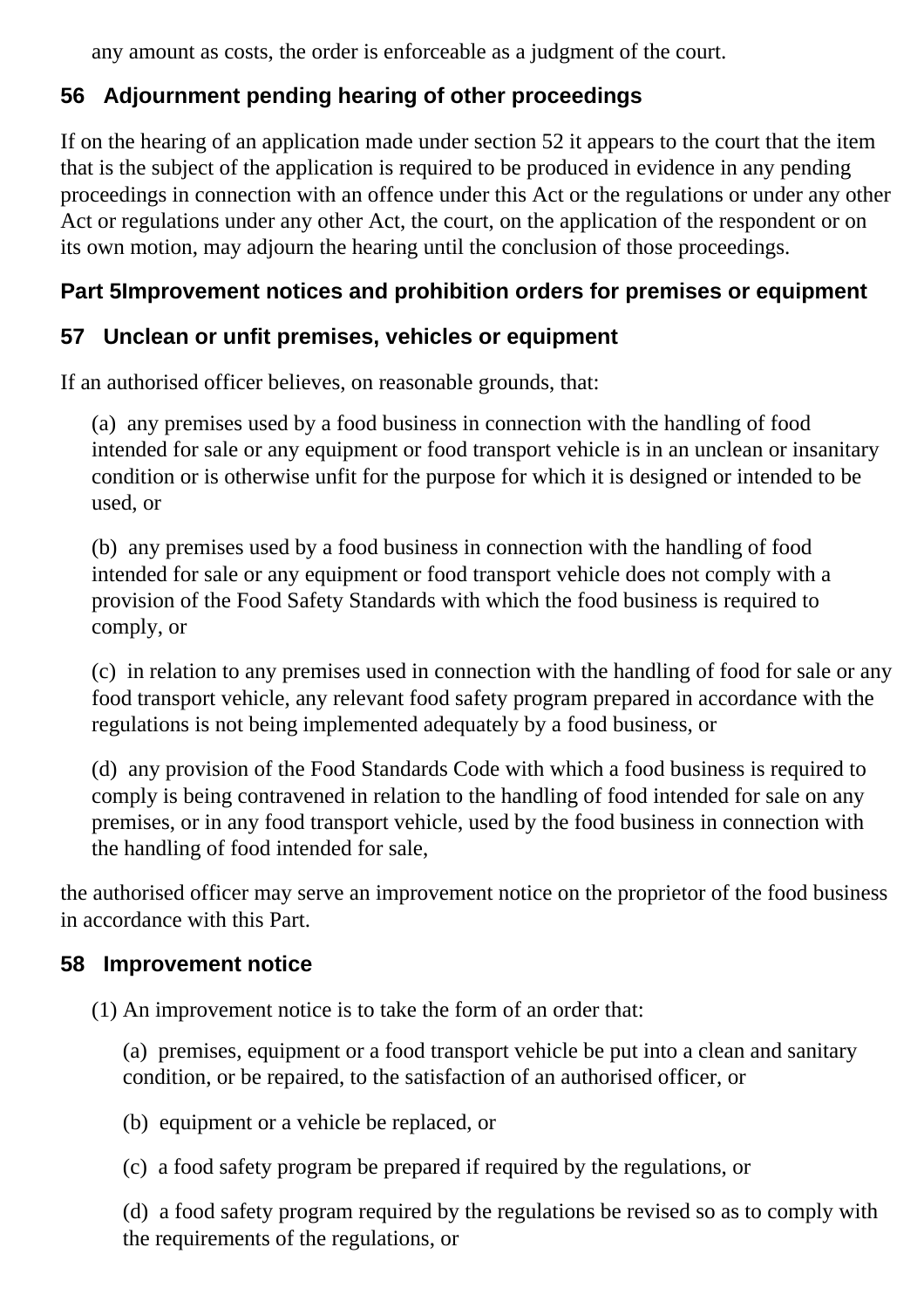any amount as costs, the order is enforceable as a judgment of the court.

### 56 Adjournment pending hearing of other proceedings

If on the hearing of an application made under section 52 it appears to the court that the item that is the subject of the application is required to be produced in evidence in any pending proceedings in connection with an offence under this Act or the regulations or under any other Act or regulations under any other Act, the court, on the application of the respondent or on its own motion, may adjourn the hearing until the conclusion of those proceedings.

## Part 5Improvement notices and prohibition orders for premises or equipment

### 57 Unclean or unfit premises, vehicles or equipment

If an authorised officer believes, on reasonable grounds, that:

(a) any premises used by a food business in connection with the handling of food intended for sale or any equipment or food transport vehicle is in an unclean or insanitary condition or is otherwise unfit for the purpose for which it is designed or intended to be used, or

(b) any premises used by a food business in connection with the handling of food intended for sale or any equipment or food transport vehicle does not comply with a provision of the Food Safety Standards with which the food business is required to comply, or

(c) in relation to any premises used in connection with the handling of food for sale or any food transport vehicle, any relevant food safety program prepared in accordance with the regulations is not being implemented adequately by a food business, or

(d) any provision of the Food Standards Code with which a food business is required to comply is being contravened in relation to the handling of food intended for sale on any premises, or in any food transport vehicle, used by the food business in connection with the handling of food intended for sale,

the authorised officer may serve an improvement notice on the proprietor of the food business in accordance with this Part.

### 58 Improvement notice

(1) An improvement notice is to take the form of an order that:

(a) premises, equipment or a food transport vehicle be put into a clean and sanitary condition, or be repaired, to the satisfaction of an authorised officer, or

(b) equipment or a vehicle be replaced, or

(c) a food safety program be prepared if required by the regulations, or

(d) a food safety program required by the regulations be revised so as to comply with the requirements of the regulations, or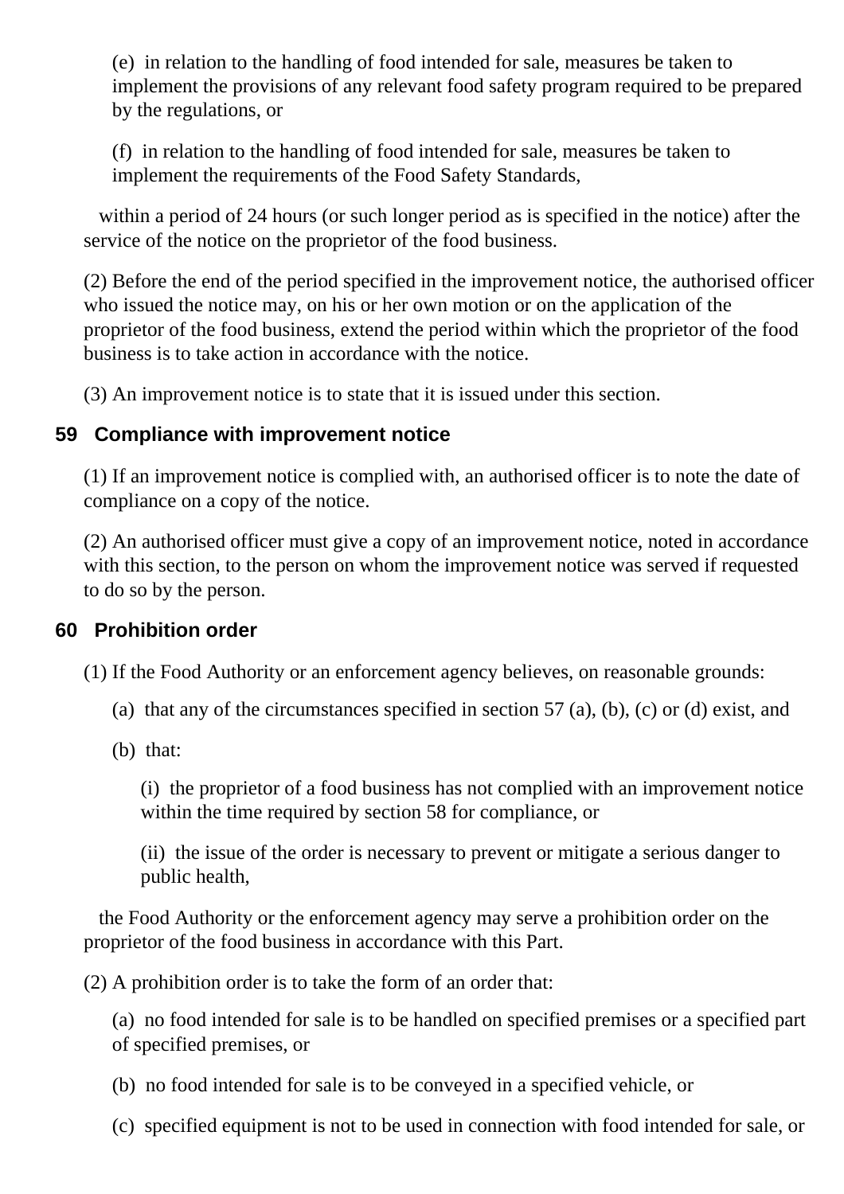(e) in relation to the handling of food intended for sale, measures be taken to implement the provisions of any relevant food safety program required to be prepared by the regulations, or

(f) in relation to the handling of food intended for sale, measures be taken to implement the requirements of the Food Safety Standards,

within a period of 24 hours (or such longer period as is specified in the notice) after the service of the notice on the proprietor of the food business.

(2) Before the end of the period specified in the improvement notice, the authorised officer who issued the notice may, on his or her own motion or on the application of the proprietor of the food business, extend the period within which the proprietor of the food business is to take action in accordance with the notice.

(3) An improvement notice is to state that it is issued under this section.

## 59 Compliance with improvement notice

(1) If an improvement notice is complied with, an authorised officer is to note the date of compliance on a copy of the notice.

(2) An authorised officer must give a copy of an improvement notice, noted in accordance with this section, to the person on whom the improvement notice was served if requested to do so by the person.

## 60 Prohibition order

(1) If the Food Authority or an enforcement agency believes, on reasonable grounds:

(a) that any of the circumstances specified in section 57 (a), (b), (c) or (d) exist, and

(b) that:

(i) the proprietor of a food business has not complied with an improvement notice within the time required by section 58 for compliance, or

(ii) the issue of the order is necessary to prevent or mitigate a serious danger to public health,

the Food Authority or the enforcement agency may serve a prohibition order on the proprietor of the food business in accordance with this Part.

(2) A prohibition order is to take the form of an order that:

(a) no food intended for sale is to be handled on specified premises or a specified part of specified premises, or

(b) no food intended for sale is to be conveyed in a specified vehicle, or

(c) specified equipment is not to be used in connection with food intended for sale, or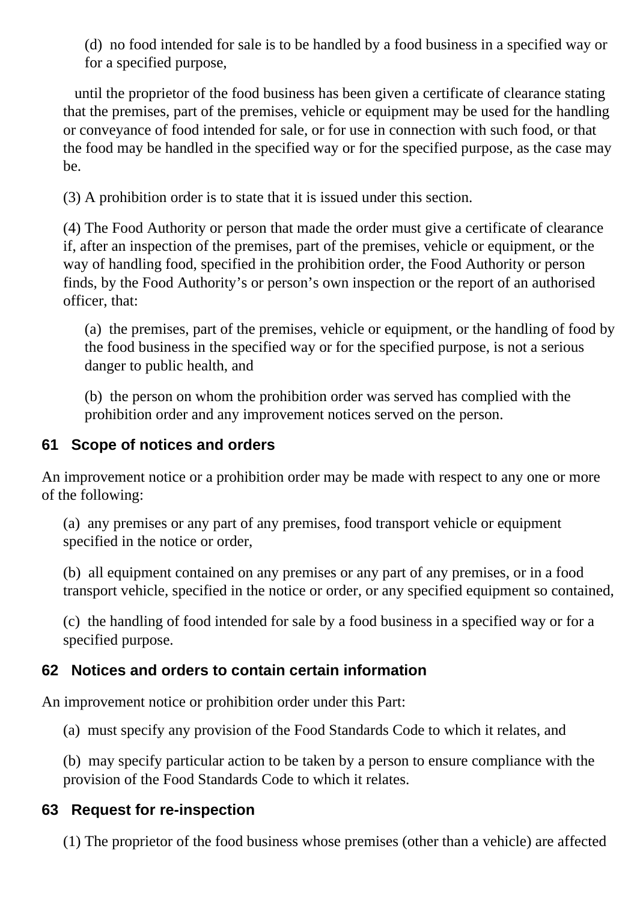(d) no food intended for sale is to be handled by a food business in a specified way or for a specified purpose,

until the proprietor of the food business has been given a certificate of clearance stating that the premises, part of the premises, vehicle or equipment may be used for the handling or conveyance of food intended for sale, or for use in connection with such food, or that the food may be handled in the specified way or for the specified purpose, as the case may be.

(3) A prohibition order is to state that it is issued under this section.

(4) The Food Authority or person that made the order must give a certificate of clearance if, after an inspection of the premises, part of the premises, vehicle or equipment, or the way of handling food, specified in the prohibition order, the Food Authority or person finds, by the Food Authority's or person's own inspection or the report of an authorised officer, that:

(a) the premises, part of the premises, vehicle or equipment, or the handling of food by the food business in the specified way or for the specified purpose, is not a serious danger to public health, and

(b) the person on whom the prohibition order was served has complied with the prohibition order and any improvement notices served on the person.

### 61 Scope of notices and orders

An improvement notice or a prohibition order may be made with respect to any one or more of the following:

(a) any premises or any part of any premises, food transport vehicle or equipment specified in the notice or order,

(b) all equipment contained on any premises or any part of any premises, or in a food transport vehicle, specified in the notice or order, or any specified equipment so contained,

(c) the handling of food intended for sale by a food business in a specified way or for a specified purpose.

### 62 Notices and orders to contain certain information

An improvement notice or prohibition order under this Part:

(a) must specify any provision of the Food Standards Code to which it relates, and

(b) may specify particular action to be taken by a person to ensure compliance with the provision of the Food Standards Code to which it relates.

### 63 Request for re-inspection

(1) The proprietor of the food business whose premises (other than a vehicle) are affected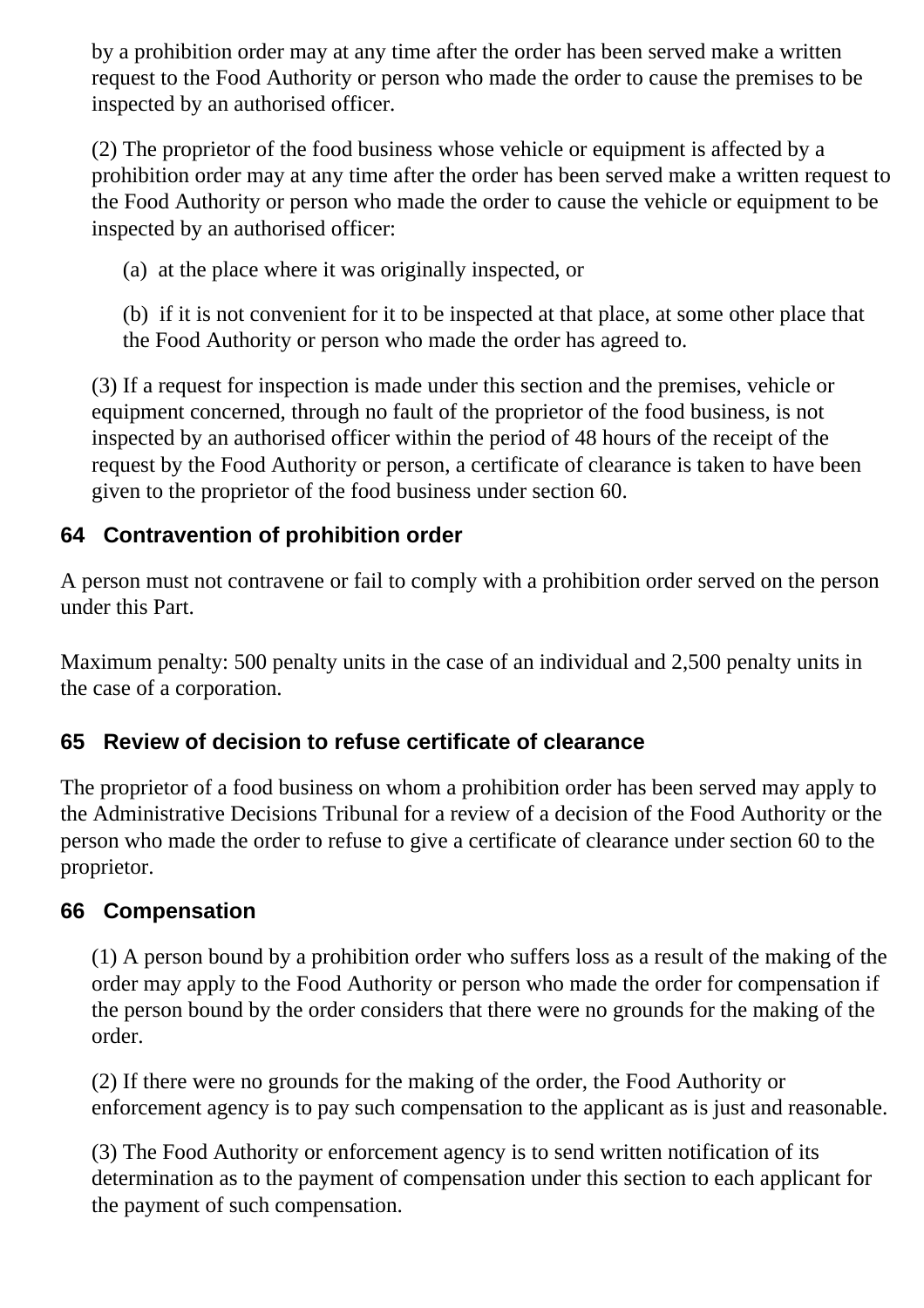by a prohibition order may at any time after the order has been served make a written request to the Food Authority or person who made the order to cause the premises to be inspected by an authorised officer.

(2) The proprietor of the food business whose vehicle or equipment is affected by a prohibition order may at any time after the order has been served make a written request to the Food Authority or person who made the order to cause the vehicle or equipment to be inspected by an authorised officer:

(a) at the place where it was originally inspected, or

(b) if it is not convenient for it to be inspected at that place, at some other place that the Food Authority or person who made the order has agreed to.

(3) If a request for inspection is made under this section and the premises, vehicle or equipment concerned, through no fault of the proprietor of the food business, is not inspected by an authorised officer within the period of 48 hours of the receipt of the request by the Food Authority or person, a certificate of clearance is taken to have been given to the proprietor of the food business under section 60.

### 64 Contravention of prohibition order

A person must not contravene or fail to comply with a prohibition order served on the person under this Part.

Maximum penalty: 500 penalty units in the case of an individual and 2,500 penalty units in the case of a corporation.

### 65 Review of decision to refuse certificate of clearance

The proprietor of a food business on whom a prohibition order has been served may apply to the Administrative Decisions Tribunal for a review of a decision of the Food Authority or the person who made the order to refuse to give a certificate of clearance under section 60 to the proprietor.

### 66 Compensation

(1) A person bound by a prohibition order who suffers loss as a result of the making of the order may apply to the Food Authority or person who made the order for compensation if the person bound by the order considers that there were no grounds for the making of the order.

(2) If there were no grounds for the making of the order, the Food Authority or enforcement agency is to pay such compensation to the applicant as is just and reasonable.

(3) The Food Authority or enforcement agency is to send written notification of its determination as to the payment of compensation under this section to each applicant for the payment of such compensation.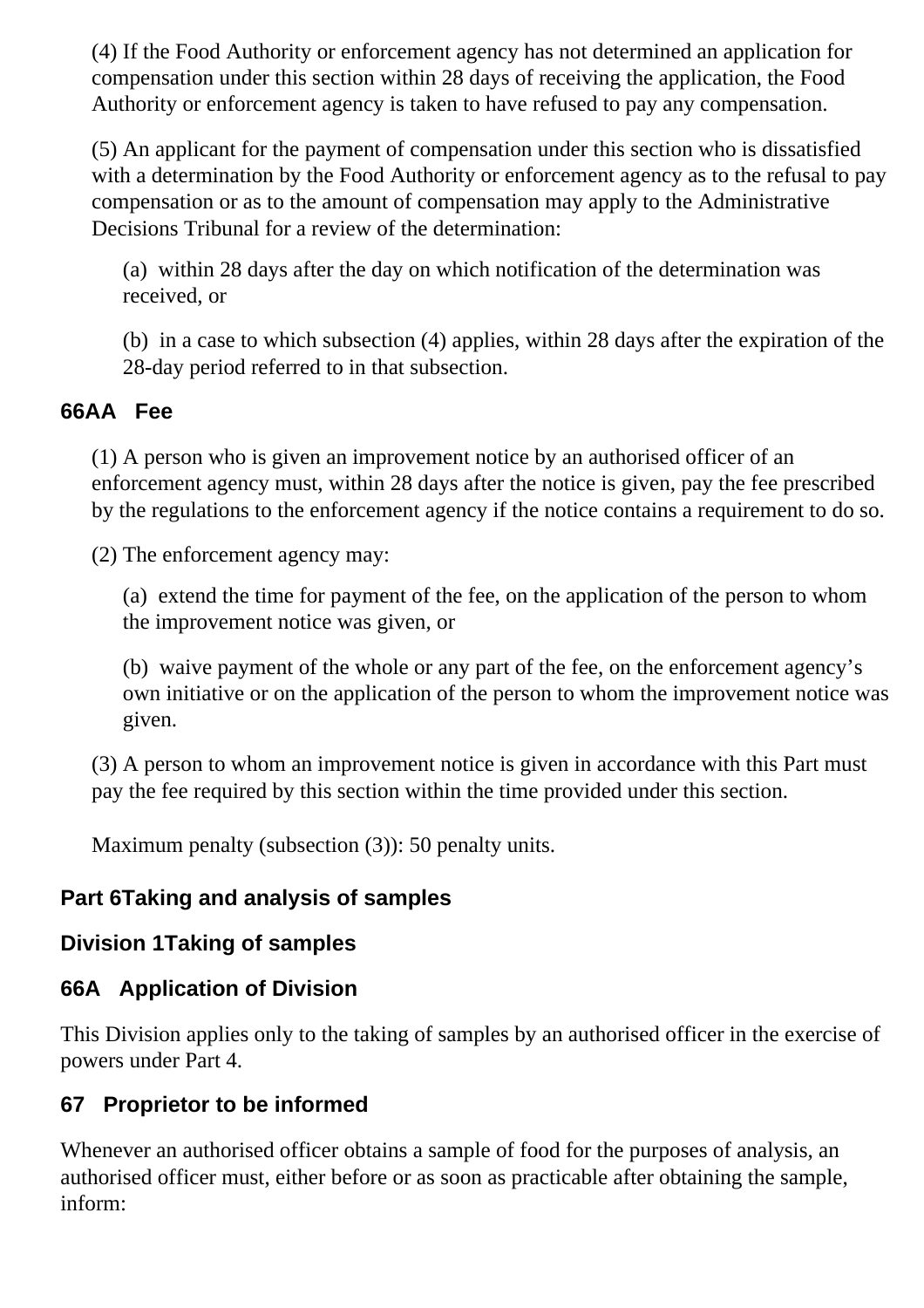(4) If the Food Authority or enforcement agency has not determined an application for compensation under this section within 28 days of receiving the application, the Food Authority or enforcement agency is taken to have refused to pay any compensation.

(5) An applicant for the payment of compensation under this section who is dissatisfied with a determination by the Food Authority or enforcement agency as to the refusal to pay compensation or as to the amount of compensation may apply to the Administrative Decisions Tribunal for a review of the determination:

(a) within 28 days after the day on which notification of the determination was received, or

(b) in a case to which subsection (4) applies, within 28 days after the expiration of the 28-day period referred to in that subsection.

### 66AA Fee

(1) A person who is given an improvement notice by an authorised officer of an enforcement agency must, within 28 days after the notice is given, pay the fee prescribed by the regulations to the enforcement agency if the notice contains a requirement to do so.

(2) The enforcement agency may:

(a) extend the time for payment of the fee, on the application of the person to whom the improvement notice was given, or

(b) waive payment of the whole or any part of the fee, on the enforcement agency's own initiative or on the application of the person to whom the improvement notice was given.

(3) A person to whom an improvement notice is given in accordance with this Part must pay the fee required by this section within the time provided under this section.

Maximum penalty (subsection (3)): 50 penalty units.

## Part 6 Taking and analysis of samples

## Division 1 Taking of samples

### 66A Application of Division

This Division applies only to the taking of samples by an authorised officer in the exercise of powers under Part 4.

### 67 Proprietor to be informed

Whenever an authorised officer obtains a sample of food for the purposes of analysis, an authorised officer must, either before or as soon as practicable after obtaining the sample, inform: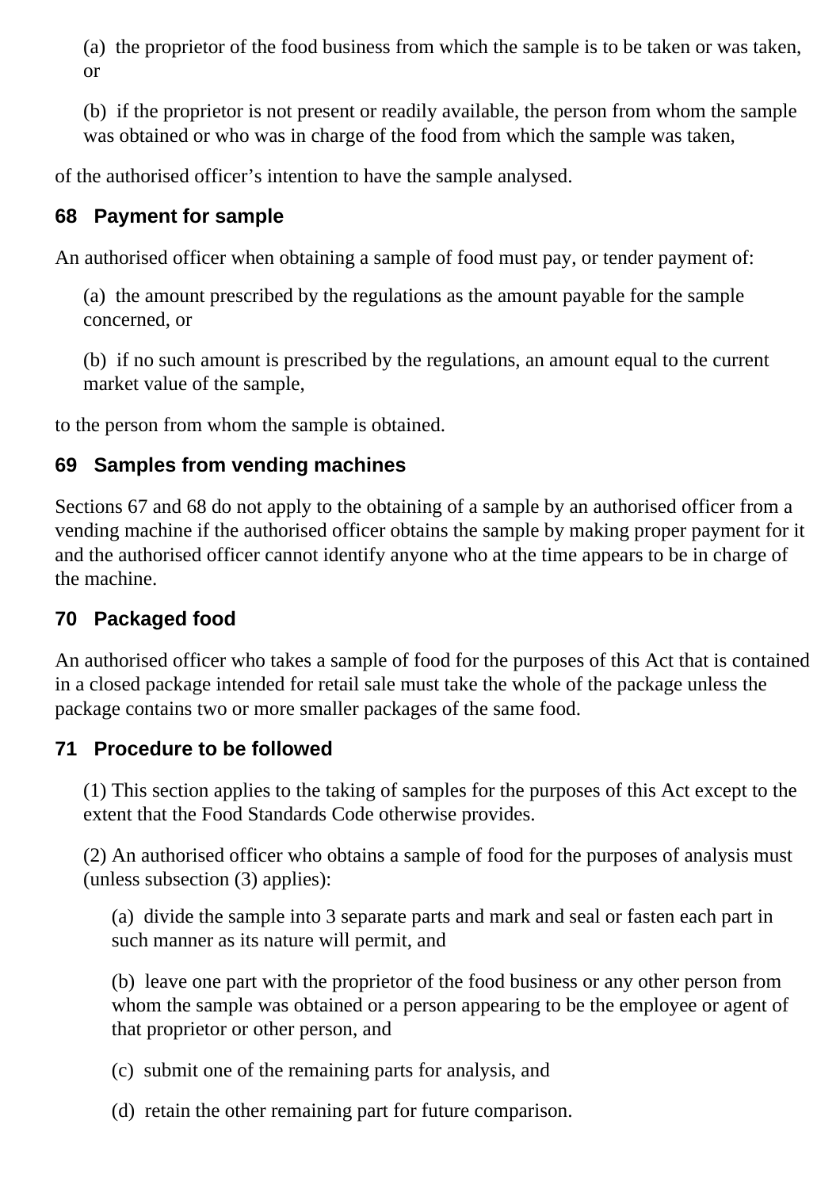(a) the proprietor of the food business from which the sample is to be taken or was taken, or

(b) if the proprietor is not present or readily available, the person from whom the sample was obtained or who was in charge of the food from which the sample was taken,

of the authorised officer's intention to have the sample analysed.

## 68 Payment for sample

An authorised officer when obtaining a sample of food must pay, or tender payment of:

(a) the amount prescribed by the regulations as the amount payable for the sample concerned, or

(b) if no such amount is prescribed by the regulations, an amount equal to the current market value of the sample,

to the person from whom the sample is obtained.

## 69 Samples from vending machines

Sections 67 and 68 do not apply to the obtaining of a sample by an authorised officer from a vending machine if the authorised officer obtains the sample by making proper payment for it and the authorised officer cannot identify anyone who at the time appears to be in charge of the machine.

## 70 Packaged food

An authorised officer who takes a sample of food for the purposes of this Act that is contained in a closed package intended for retail sale must take the whole of the package unless the package contains two or more smaller packages of the same food.

## 71 Procedure to be followed

(1) This section applies to the taking of samples for the purposes of this Act except to the extent that the Food Standards Code otherwise provides.

(2) An authorised officer who obtains a sample of food for the purposes of analysis must (unless subsection (3) applies):

(a) divide the sample into 3 separate parts and mark and seal or fasten each part in such manner as its nature will permit, and

(b) leave one part with the proprietor of the food business or any other person from whom the sample was obtained or a person appearing to be the employee or agent of that proprietor or other person, and

(c) submit one of the remaining parts for analysis, and

(d) retain the other remaining part for future comparison.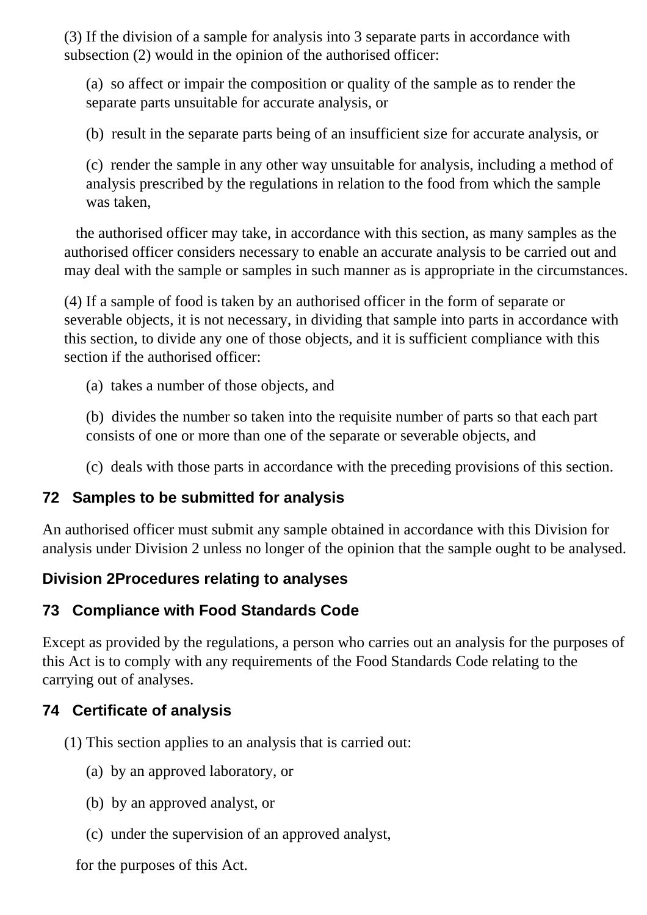(3) If the division of a sample for analysis into 3 separate parts in accordance with subsection (2) would in the opinion of the authorised officer:

(a) so affect or impair the composition or quality of the sample as to render the separate parts unsuitable for accurate analysis, or

(b) result in the separate parts being of an insufficient size for accurate analysis, or

(c) render the sample in any other way unsuitable for analysis, including a method of analysis prescribed by the regulations in relation to the food from which the sample was taken,

the authorised officer may take, in accordance with this section, as many samples as the authorised officer considers necessary to enable an accurate analysis to be carried out and may deal with the sample or samples in such manner as is appropriate in the circumstances.

(4) If a sample of food is taken by an authorised officer in the form of separate or severable objects, it is not necessary, in dividing that sample into parts in accordance with this section, to divide any one of those objects, and it is sufficient compliance with this section if the authorised officer:

(a) takes a number of those objects, and

(b) divides the number so taken into the requisite number of parts so that each part consists of one or more than one of the separate or severable objects, and

(c) deals with those parts in accordance with the preceding provisions of this section.

### 72 Samples to be submitted for analysis

An authorised officer must submit any sample obtained in accordance with this Division for analysis under Division 2 unless no longer of the opinion that the sample ought to be analysed.

## Division 2 Procedures relating to analyses

### 73 Compliance with Food Standards Code

Except as provided by the regulations, a person who carries out an analysis for the purposes of this Act is to comply with any requirements of the Food Standards Code relating to the carrying out of analyses.

### 74 Certificate of analysis

(1) This section applies to an analysis that is carried out:

(a) by an approved laboratory, or

(b) by an approved analyst, or

(c) under the supervision of an approved analyst,

for the purposes of this Act.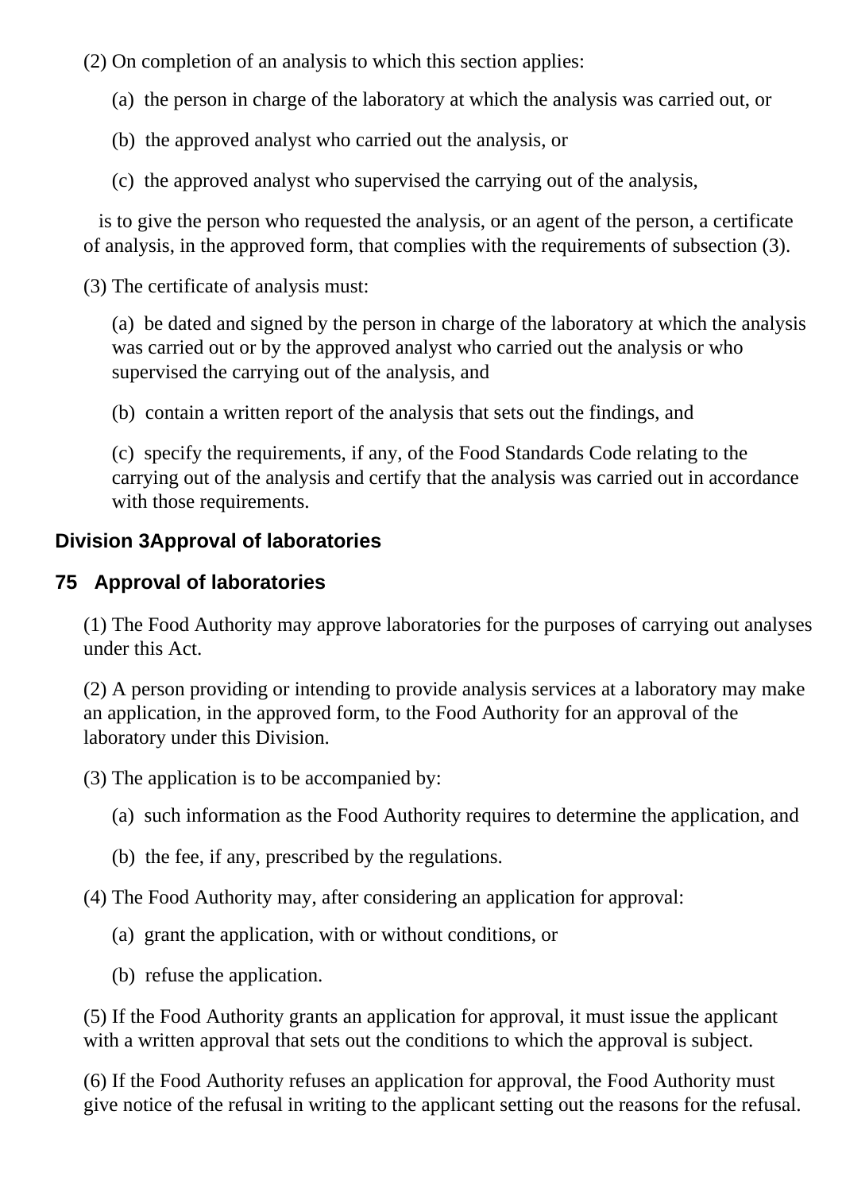(2) On completion of an analysis to which this section applies:

(a) the person in charge of the laboratory at which the analysis was carried out, or

(b) the approved analyst who carried out the analysis, or

(c) the approved analyst who supervised the carrying out of the analysis,

is to give the person who requested the analysis, or an agent of the person, a certificate of analysis, in the approved form, that complies with the requirements of subsection (3).

(3) The certificate of analysis must:

(a) be dated and signed by the person in charge of the laboratory at which the analysis was carried out or by the approved analyst who carried out the analysis or who supervised the carrying out of the analysis, and

(b) contain a written report of the analysis that sets out the findings, and

(c) specify the requirements, if any, of the Food Standards Code relating to the carrying out of the analysis and certify that the analysis was carried out in accordance with those requirements.

## Division 3Approval of laboratories

### 75 Approval of laboratories

(1) The Food Authority may approve laboratories for the purposes of carrying out analyses under this Act.

(2) A person providing or intending to provide analysis services at a laboratory may make an application, in the approved form, to the Food Authority for an approval of the laboratory under this Division.

(3) The application is to be accompanied by:

(a) such information as the Food Authority requires to determine the application, and

(b) the fee, if any, prescribed by the regulations.

(4) The Food Authority may, after considering an application for approval:

(a) grant the application, with or without conditions, or

(b) refuse the application.

(5) If the Food Authority grants an application for approval, it must issue the applicant with a written approval that sets out the conditions to which the approval is subject.

(6) If the Food Authority refuses an application for approval, the Food Authority must give notice of the refusal in writing to the applicant setting out the reasons for the refusal.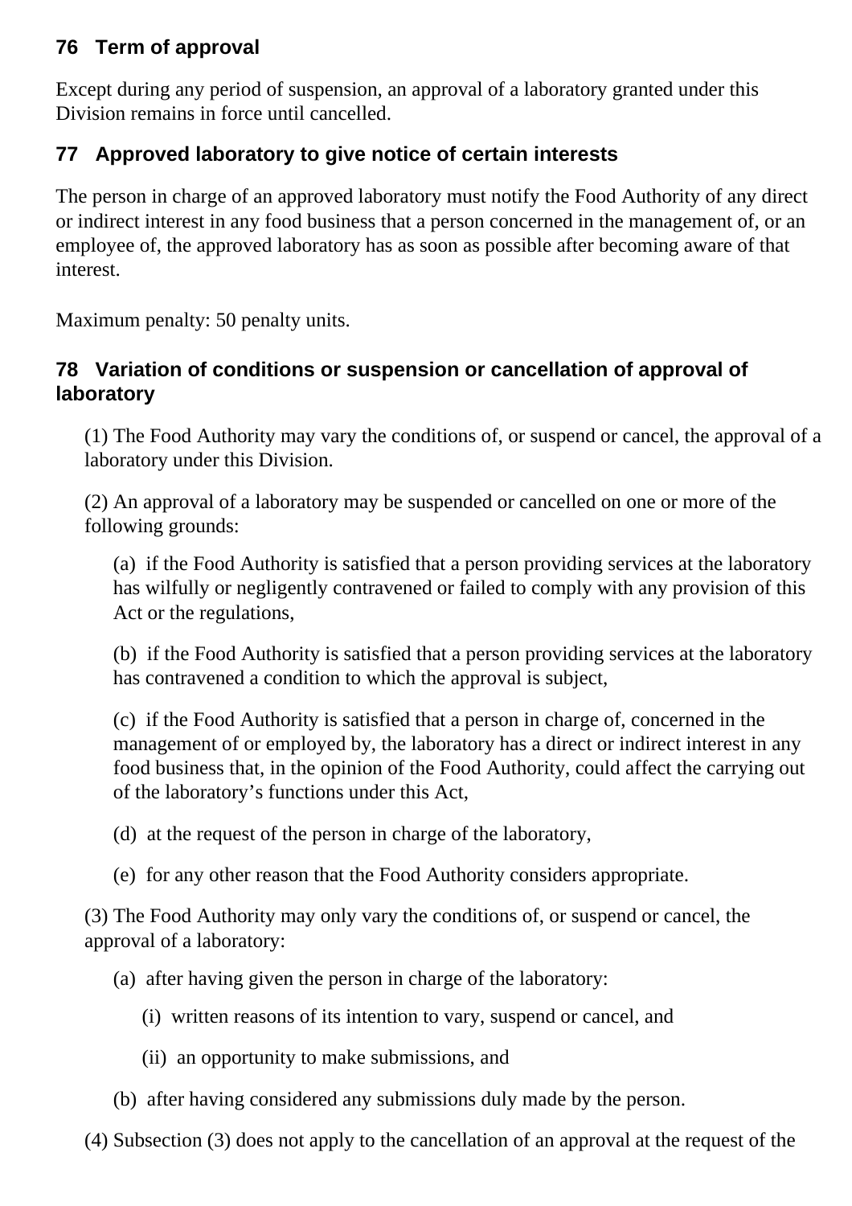### 76 Term of approval

Except during any period of suspension, an approval of a laboratory granted under this Division remains in force until cancelled.

### 77 Approved laboratory to give notice of certain interests

The person in charge of an approved laboratory must notify the Food Authority of any direct or indirect interest in any food business that a person concerned in the management of, or an employee of, the approved laboratory has as soon as possible after becoming aware of that interest.

Maximum penalty: 50 penalty units.

### 78 Variation of conditions or suspension or cancellation of approval of laboratory

(1) The Food Authority may vary the conditions of, or suspend or cancel, the approval of a laboratory under this Division.

(2) An approval of a laboratory may be suspended or cancelled on one or more of the following grounds:

(a) if the Food Authority is satisfied that a person providing services at the laboratory has wilfully or negligently contravened or failed to comply with any provision of this Act or the regulations,

(b) if the Food Authority is satisfied that a person providing services at the laboratory has contravened a condition to which the approval is subject,

(c) if the Food Authority is satisfied that a person in charge of, concerned in the management of or employed by, the laboratory has a direct or indirect interest in any food business that, in the opinion of the Food Authority, could affect the carrying out of the laboratory's functions under this Act,

(d) at the request of the person in charge of the laboratory,

(e) for any other reason that the Food Authority considers appropriate.

(3) The Food Authority may only vary the conditions of, or suspend or cancel, the approval of a laboratory:

(a) after having given the person in charge of the laboratory:

(i) written reasons of its intention to vary, suspend or cancel, and

(ii) an opportunity to make submissions, and

(b) after having considered any submissions duly made by the person.

(4) Subsection (3) does not apply to the cancellation of an approval at the request of the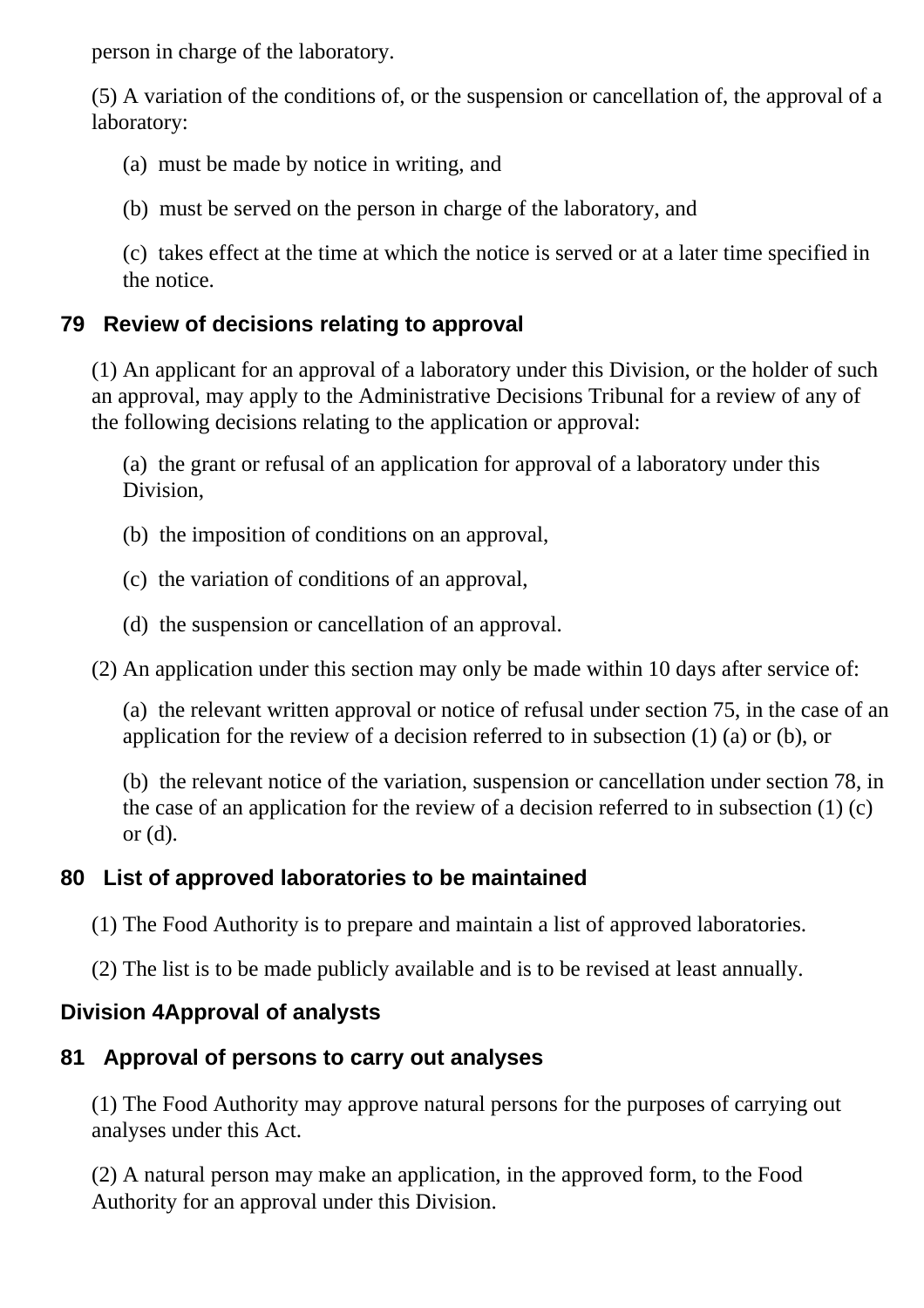person in charge of the laboratory.

(5) A variation of the conditions of, or the suspension or cancellation of, the approval of a laboratory:

(a) must be made by notice in writing, and

(b) must be served on the person in charge of the laboratory, and

(c) takes effect at the time at which the notice is served or at a later time specified in the notice.

### 79 Review of decisions relating to approval

(1) An applicant for an approval of a laboratory under this Division, or the holder of such an approval, may apply to the Administrative Decisions Tribunal for a review of any of the following decisions relating to the application or approval:

(a) the grant or refusal of an application for approval of a laboratory under this Division,

(b) the imposition of conditions on an approval,

(c) the variation of conditions of an approval,

(d) the suspension or cancellation of an approval.

(2) An application under this section may only be made within 10 days after service of:

(a) the relevant written approval or notice of refusal under section 75, in the case of an application for the review of a decision referred to in subsection (1) (a) or (b), or

(b) the relevant notice of the variation, suspension or cancellation under section 78, in the case of an application for the review of a decision referred to in subsection (1) (c) or (d).

### 80 List of approved laboratories to be maintained

(1) The Food Authority is to prepare and maintain a list of approved laboratories.

(2) The list is to be made publicly available and is to be revised at least annually.

## Division 4Approval of analysts

### 81 Approval of persons to carry out analyses

(1) The Food Authority may approve natural persons for the purposes of carrying out analyses under this Act.

(2) A natural person may make an application, in the approved form, to the Food Authority for an approval under this Division.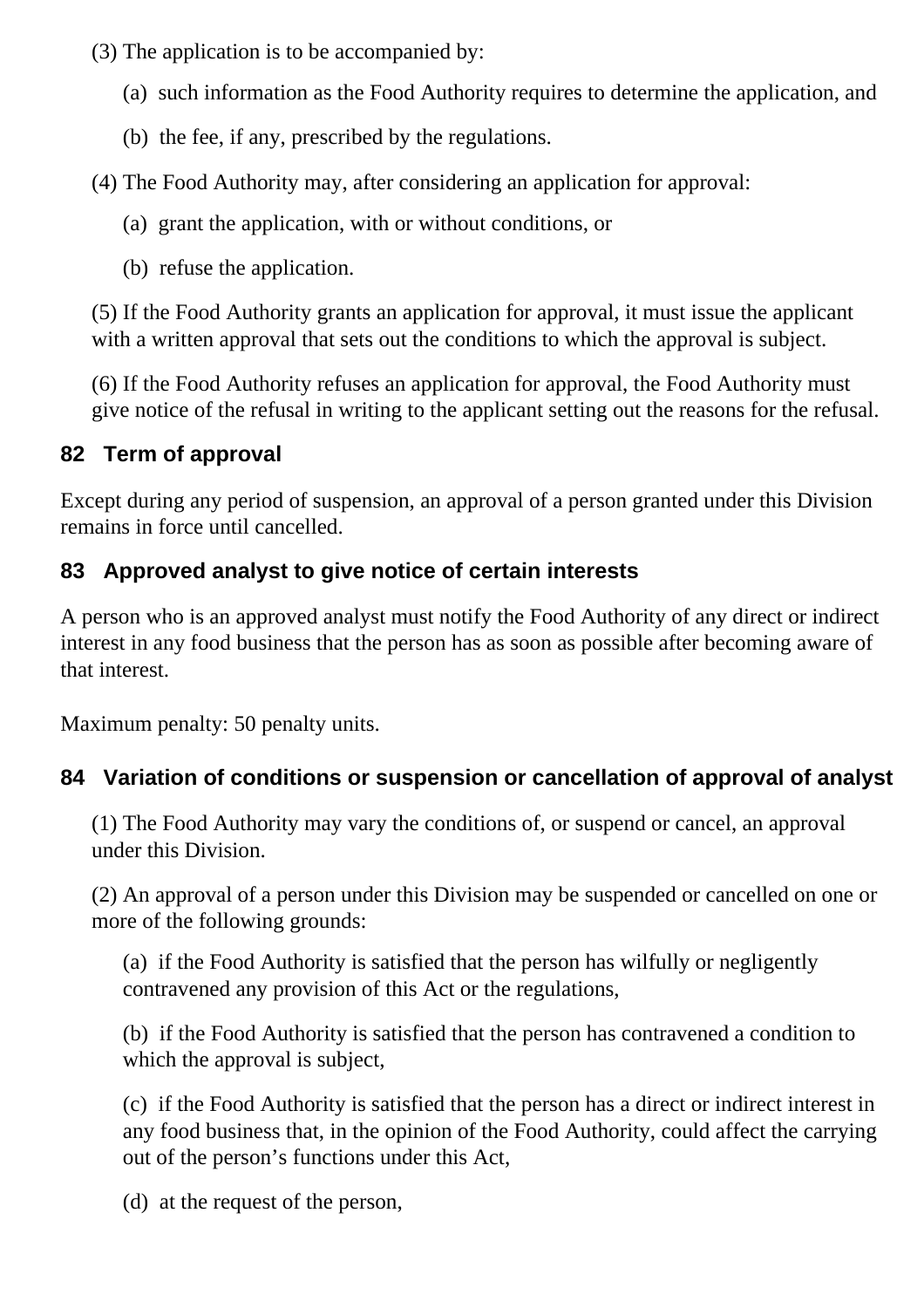(3) The application is to be accompanied by:

(a) such information as the Food Authority requires to determine the application, and

(b) the fee, if any, prescribed by the regulations.

(4) The Food Authority may, after considering an application for approval:

(a) grant the application, with or without conditions, or

(b) refuse the application.

(5) If the Food Authority grants an application for approval, it must issue the applicant with a written approval that sets out the conditions to which the approval is subject.

(6) If the Food Authority refuses an application for approval, the Food Authority must give notice of the refusal in writing to the applicant setting out the reasons for the refusal.

### 82 Term of approval

Except during any period of suspension, an approval of a person granted under this Division remains in force until cancelled.

### 83 Approved analyst to give notice of certain interests

A person who is an approved analyst must notify the Food Authority of any direct or indirect interest in any food business that the person has as soon as possible after becoming aware of that interest.

Maximum penalty: 50 penalty units.

### 84 Variation of conditions or suspension or cancellation of approval of analyst

(1) The Food Authority may vary the conditions of, or suspend or cancel, an approval under this Division.

(2) An approval of a person under this Division may be suspended or cancelled on one or more of the following grounds:

(a) if the Food Authority is satisfied that the person has wilfully or negligently contravened any provision of this Act or the regulations,

(b) if the Food Authority is satisfied that the person has contravened a condition to which the approval is subject,

(c) if the Food Authority is satisfied that the person has a direct or indirect interest in any food business that, in the opinion of the Food Authority, could affect the carrying out of the person's functions under this Act,

(d) at the request of the person,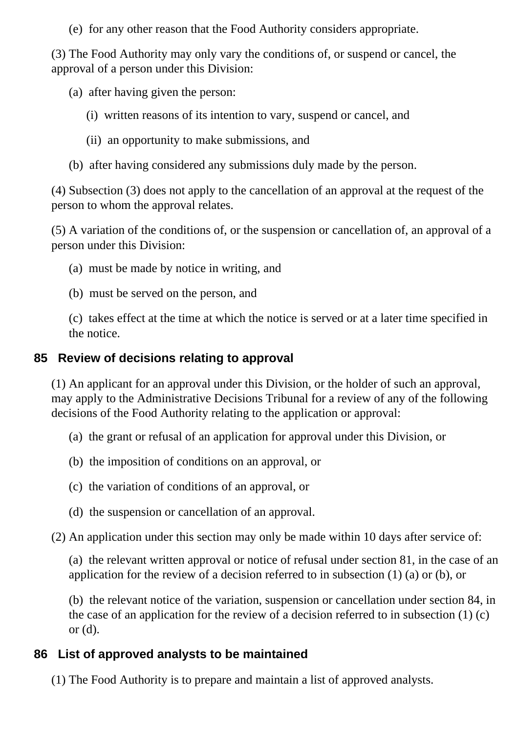(e) for any other reason that the Food Authority considers appropriate.

(3) The Food Authority may only vary the conditions of, or suspend or cancel, the approval of a person under this Division:

(a) after having given the person:

(i) written reasons of its intention to vary, suspend or cancel, and

(ii) an opportunity to make submissions, and

(b) after having considered any submissions duly made by the person.

(4) Subsection (3) does not apply to the cancellation of an approval at the request of the person to whom the approval relates.

(5) A variation of the conditions of, or the suspension or cancellation of, an approval of a person under this Division:

(a) must be made by notice in writing, and

(b) must be served on the person, and

(c) takes effect at the time at which the notice is served or at a later time specified in the notice.

## 85 Review of decisions relating to approval

(1) An applicant for an approval under this Division, or the holder of such an approval, may apply to the Administrative Decisions Tribunal for a review of any of the following decisions of the Food Authority relating to the application or approval:

(a) the grant or refusal of an application for approval under this Division, or

(b) the imposition of conditions on an approval, or

(c) the variation of conditions of an approval, or

(d) the suspension or cancellation of an approval.

(2) An application under this section may only be made within 10 days after service of:

(a) the relevant written approval or notice of refusal under section 81, in the case of an application for the review of a decision referred to in subsection (1) (a) or (b), or

(b) the relevant notice of the variation, suspension or cancellation under section 84, in the case of an application for the review of a decision referred to in subsection (1) (c) or (d).

## 86 List of approved analysts to be maintained

(1) The Food Authority is to prepare and maintain a list of approved analysts.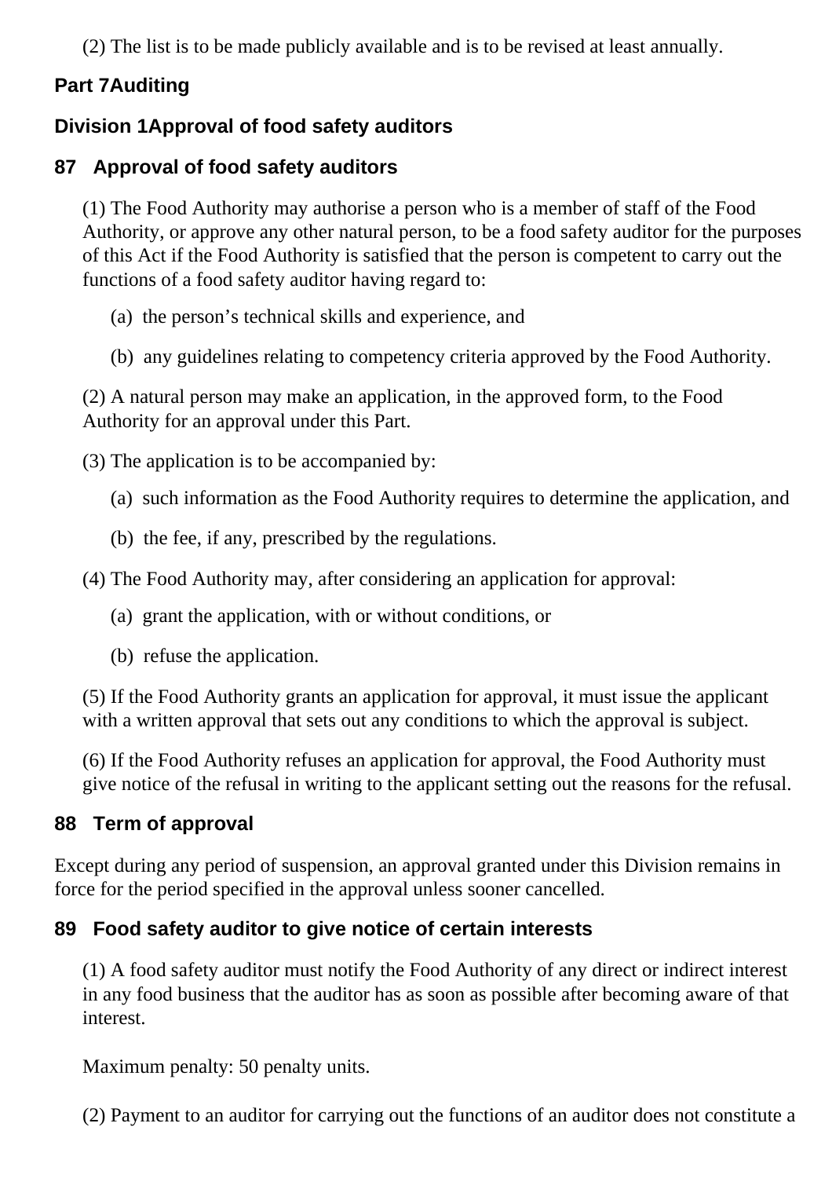(2) The list is to be made publicly available and is to be revised at least annually.

## Part 7Auditing

### Division 1Approval of food safety auditors

#### 87 Approval of food safety auditors

(1) The Food Authority may authorise a person who is a member of staff of the Food Authority, or approve any other natural person, to be a food safety auditor for the purposes of this Act if the Food Authority is satisfied that the person is competent to carry out the functions of a food safety auditor having regard to:

(a) the person’s technical skills and experience, and

(b) any guidelines relating to competency criteria approved by the Food Authority.

(2) A natural person may make an application, in the approved form, to the Food Authority for an approval under this Part.

(3) The application is to be accompanied by:

(a) such information as the Food Authority requires to determine the application, and

(b) the fee, if any, prescribed by the regulations.

(4) The Food Authority may, after considering an application for approval:

(a) grant the application, with or without conditions, or

(b) refuse the application.

(5) If the Food Authority grants an application for approval, it must issue the applicant with a written approval that sets out any conditions to which the approval is subject.

(6) If the Food Authority refuses an application for approval, the Food Authority must give notice of the refusal in writing to the applicant setting out the reasons for the refusal.

#### 88 Term of approval

Except during any period of suspension, an approval granted under this Division remains in force for the period specified in the approval unless sooner cancelled.

#### 89 Food safety auditor to give notice of certain interests

(1) A food safety auditor must notify the Food Authority of any direct or indirect interest in any food business that the auditor has as soon as possible after becoming aware of that interest.

Maximum penalty: 50 penalty units.

(2) Payment to an auditor for carrying out the functions of an auditor does not constitute a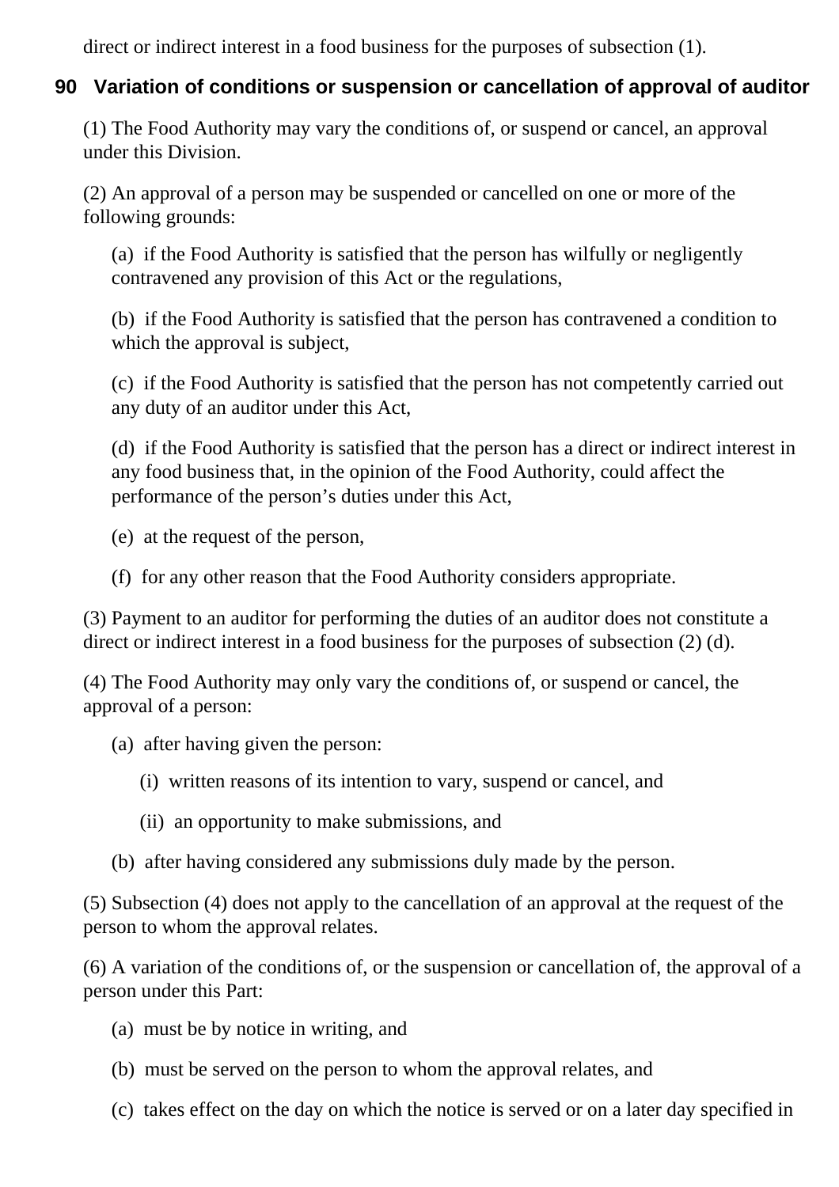direct or indirect interest in a food business for the purposes of subsection (1).

## 90 Variation of conditions or suspension or cancellation of approval of auditor

(1) The Food Authority may vary the conditions of, or suspend or cancel, an approval under this Division.

(2) An approval of a person may be suspended or cancelled on one or more of the following grounds:

(a) if the Food Authority is satisfied that the person has wilfully or negligently contravened any provision of this Act or the regulations,

(b) if the Food Authority is satisfied that the person has contravened a condition to which the approval is subject,

(c) if the Food Authority is satisfied that the person has not competently carried out any duty of an auditor under this Act,

(d) if the Food Authority is satisfied that the person has a direct or indirect interest in any food business that, in the opinion of the Food Authority, could affect the performance of the person's duties under this Act,

(e) at the request of the person,

(f) for any other reason that the Food Authority considers appropriate.

(3) Payment to an auditor for performing the duties of an auditor does not constitute a direct or indirect interest in a food business for the purposes of subsection (2) (d).

(4) The Food Authority may only vary the conditions of, or suspend or cancel, the approval of a person:

(a) after having given the person:

(i) written reasons of its intention to vary, suspend or cancel, and

(ii) an opportunity to make submissions, and

(b) after having considered any submissions duly made by the person.

(5) Subsection (4) does not apply to the cancellation of an approval at the request of the person to whom the approval relates.

(6) A variation of the conditions of, or the suspension or cancellation of, the approval of a person under this Part:

(a) must be by notice in writing, and

(b) must be served on the person to whom the approval relates, and

(c) takes effect on the day on which the notice is served or on a later day specified in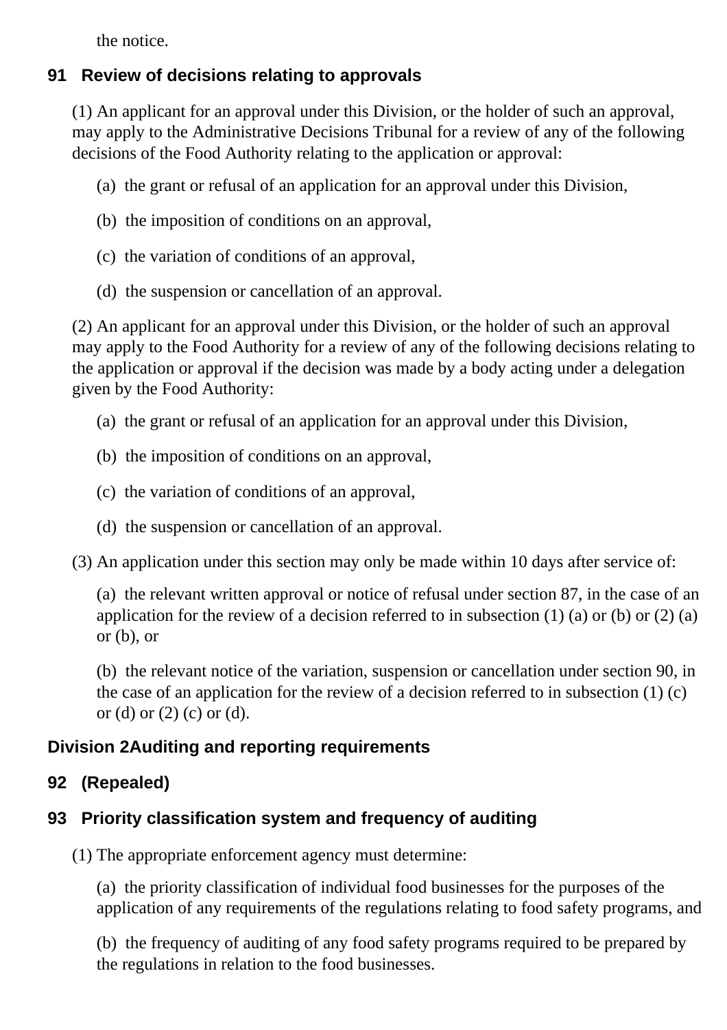the notice.

### 91 Review of decisions relating to approvals

(1) An applicant for an approval under this Division, or the holder of such an approval, may apply to the Administrative Decisions Tribunal for a review of any of the following decisions of the Food Authority relating to the application or approval:

(a) the grant or refusal of an application for an approval under this Division,

(b) the imposition of conditions on an approval,

(c) the variation of conditions of an approval,

(d) the suspension or cancellation of an approval.

(2) An applicant for an approval under this Division, or the holder of such an approval may apply to the Food Authority for a review of any of the following decisions relating to the application or approval if the decision was made by a body acting under a delegation given by the Food Authority:

(a) the grant or refusal of an application for an approval under this Division,

(b) the imposition of conditions on an approval,

(c) the variation of conditions of an approval,

(d) the suspension or cancellation of an approval.

(3) An application under this section may only be made within 10 days after service of:

(a) the relevant written approval or notice of refusal under section 87, in the case of an application for the review of a decision referred to in subsection (1) (a) or (b) or (2) (a) or (b), or

(b) the relevant notice of the variation, suspension or cancellation under section 90, in the case of an application for the review of a decision referred to in subsection (1) (c) or (d) or (2) (c) or (d).

## Division 2Auditing and reporting requirements

### 92 (Repealed)

### 93 Priority classification system and frequency of auditing

(1) The appropriate enforcement agency must determine:

(a) the priority classification of individual food businesses for the purposes of the application of any requirements of the regulations relating to food safety programs, and

(b) the frequency of auditing of any food safety programs required to be prepared by the regulations in relation to the food businesses.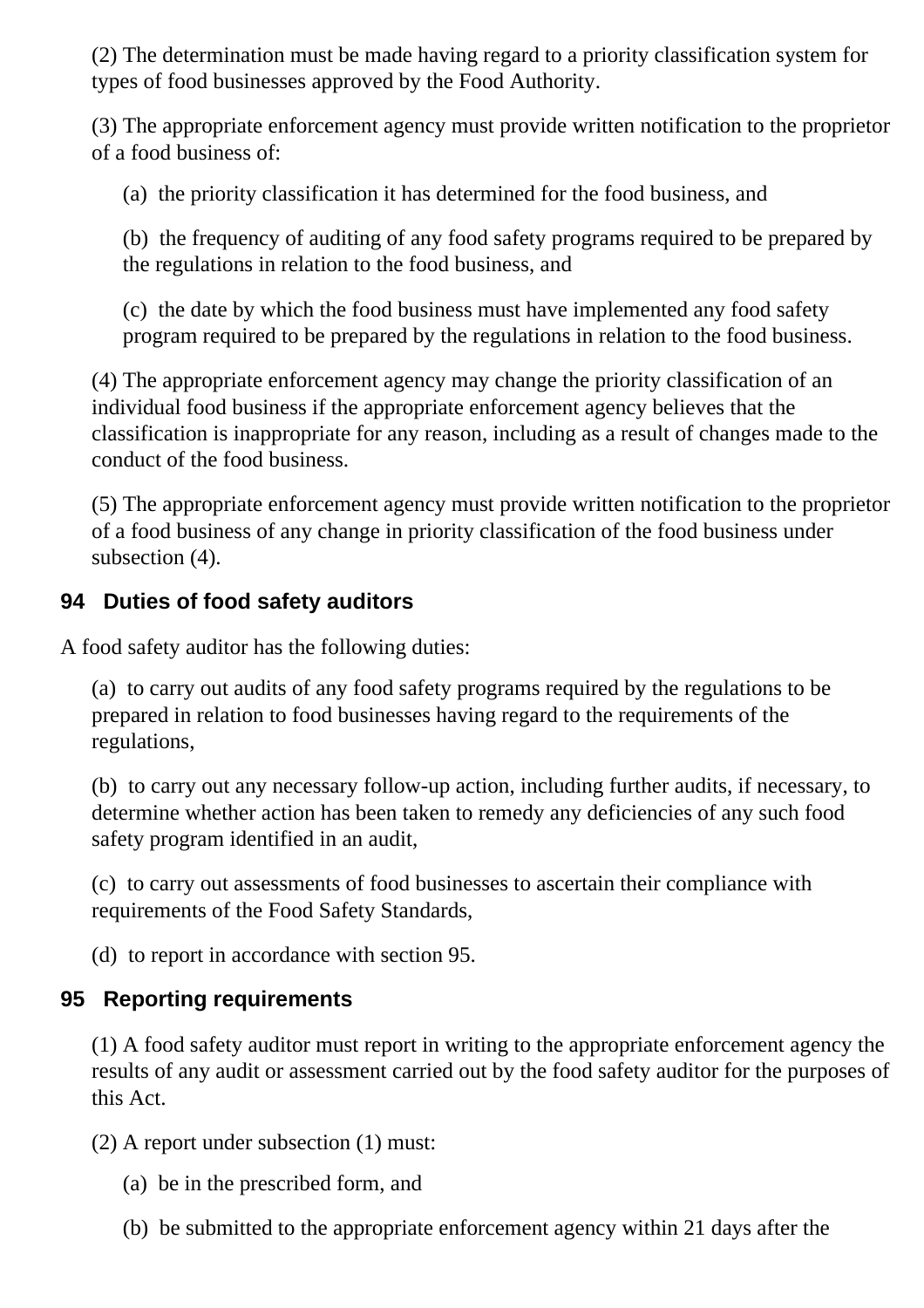(2) The determination must be made having regard to a priority classification system for types of food businesses approved by the Food Authority.

(3) The appropriate enforcement agency must provide written notification to the proprietor of a food business of:

(a) the priority classification it has determined for the food business, and

(b) the frequency of auditing of any food safety programs required to be prepared by the regulations in relation to the food business, and

(c) the date by which the food business must have implemented any food safety program required to be prepared by the regulations in relation to the food business.

(4) The appropriate enforcement agency may change the priority classification of an individual food business if the appropriate enforcement agency believes that the classification is inappropriate for any reason, including as a result of changes made to the conduct of the food business.

(5) The appropriate enforcement agency must provide written notification to the proprietor of a food business of any change in priority classification of the food business under subsection (4).

### 94 Duties of food safety auditors

A food safety auditor has the following duties:

(a) to carry out audits of any food safety programs required by the regulations to be prepared in relation to food businesses having regard to the requirements of the regulations,

(b) to carry out any necessary follow-up action, including further audits, if necessary, to determine whether action has been taken to remedy any deficiencies of any such food safety program identified in an audit,

(c) to carry out assessments of food businesses to ascertain their compliance with requirements of the Food Safety Standards,

(d) to report in accordance with section 95.

### 95 Reporting requirements

(1) A food safety auditor must report in writing to the appropriate enforcement agency the results of any audit or assessment carried out by the food safety auditor for the purposes of this Act.

(2) A report under subsection (1) must:

(a) be in the prescribed form, and

(b) be submitted to the appropriate enforcement agency within 21 days after the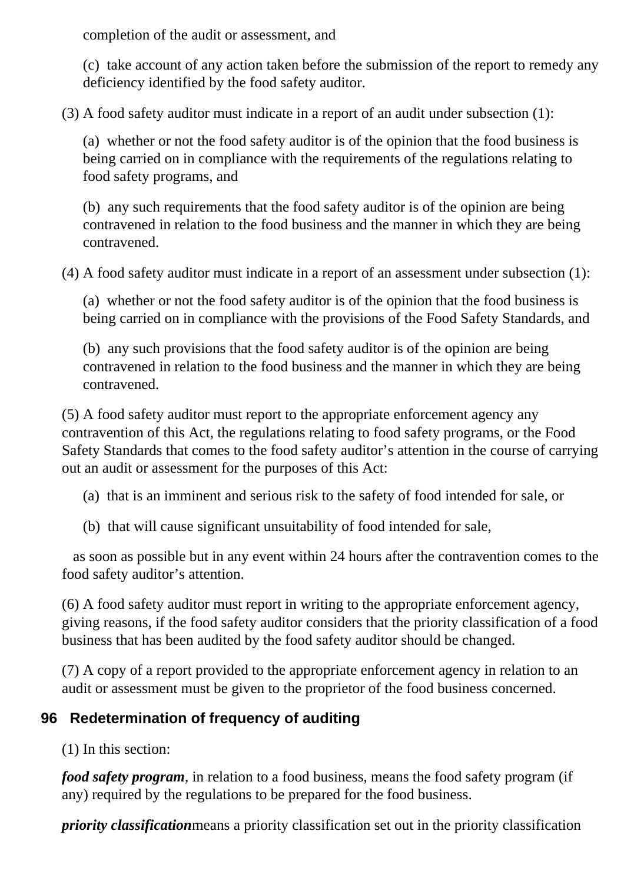completion of the audit or assessment, and

(c) take account of any action taken before the submission of the report to remedy any deficiency identified by the food safety auditor.

(3) A food safety auditor must indicate in a report of an audit under subsection (1):

(a) whether or not the food safety auditor is of the opinion that the food business is being carried on in compliance with the requirements of the regulations relating to food safety programs, and

(b) any such requirements that the food safety auditor is of the opinion are being contravened in relation to the food business and the manner in which they are being contravened.

(4) A food safety auditor must indicate in a report of an assessment under subsection (1):

(a) whether or not the food safety auditor is of the opinion that the food business is being carried on in compliance with the provisions of the Food Safety Standards, and

(b) any such provisions that the food safety auditor is of the opinion are being contravened in relation to the food business and the manner in which they are being contravened.

(5) A food safety auditor must report to the appropriate enforcement agency any contravention of this Act, the regulations relating to food safety programs, or the Food Safety Standards that comes to the food safety auditor's attention in the course of carrying out an audit or assessment for the purposes of this Act:

(a) that is an imminent and serious risk to the safety of food intended for sale, or

(b) that will cause significant unsuitability of food intended for sale,

as soon as possible but in any event within 24 hours after the contravention comes to the food safety auditor's attention.

(6) A food safety auditor must report in writing to the appropriate enforcement agency, giving reasons, if the food safety auditor considers that the priority classification of a food business that has been audited by the food safety auditor should be changed.

(7) A copy of a report provided to the appropriate enforcement agency in relation to an audit or assessment must be given to the proprietor of the food business concerned.

## 96 Redetermination of frequency of auditing

(1) In this section:

***food safety program***, in relation to a food business, means the food safety program (if any) required by the regulations to be prepared for the food business.

***priority classification***means a priority classification set out in the priority classification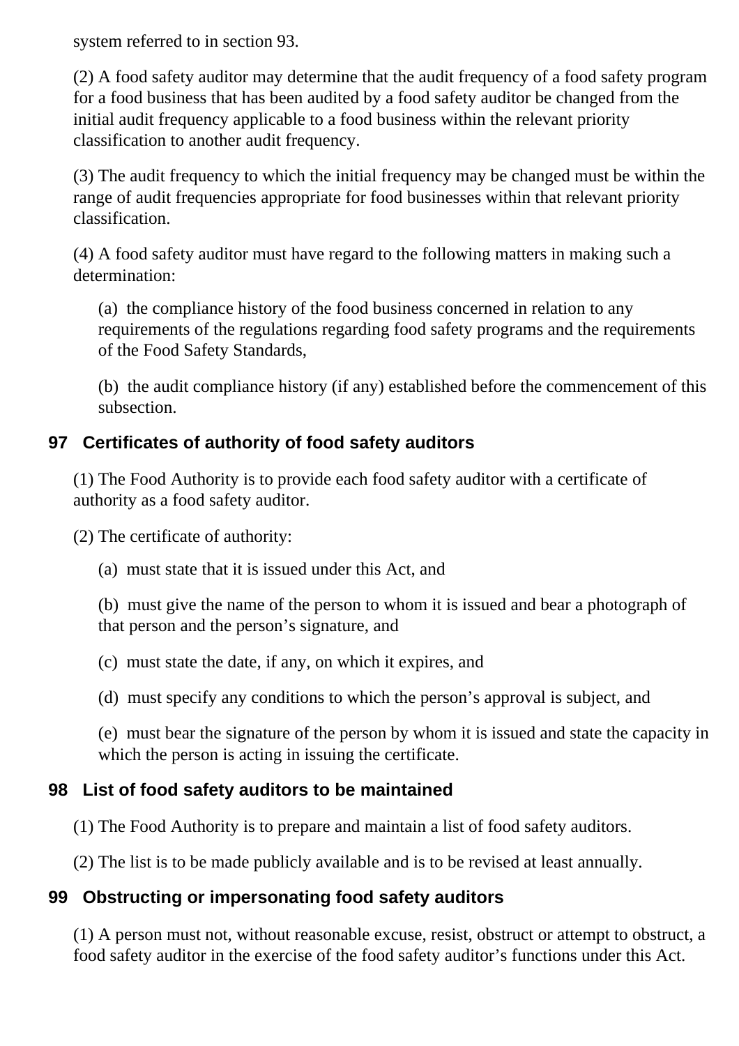system referred to in section 93.

(2) A food safety auditor may determine that the audit frequency of a food safety program for a food business that has been audited by a food safety auditor be changed from the initial audit frequency applicable to a food business within the relevant priority classification to another audit frequency.

(3) The audit frequency to which the initial frequency may be changed must be within the range of audit frequencies appropriate for food businesses within that relevant priority classification.

(4) A food safety auditor must have regard to the following matters in making such a determination:

(a) the compliance history of the food business concerned in relation to any requirements of the regulations regarding food safety programs and the requirements of the Food Safety Standards,

(b) the audit compliance history (if any) established before the commencement of this subsection.

### 97 Certificates of authority of food safety auditors

(1) The Food Authority is to provide each food safety auditor with a certificate of authority as a food safety auditor.

(2) The certificate of authority:

(a) must state that it is issued under this Act, and

(b) must give the name of the person to whom it is issued and bear a photograph of that person and the person’s signature, and

(c) must state the date, if any, on which it expires, and

(d) must specify any conditions to which the person’s approval is subject, and

(e) must bear the signature of the person by whom it is issued and state the capacity in which the person is acting in issuing the certificate.

### 98 List of food safety auditors to be maintained

(1) The Food Authority is to prepare and maintain a list of food safety auditors.

(2) The list is to be made publicly available and is to be revised at least annually.

### 99 Obstructing or impersonating food safety auditors

(1) A person must not, without reasonable excuse, resist, obstruct or attempt to obstruct, a food safety auditor in the exercise of the food safety auditor’s functions under this Act.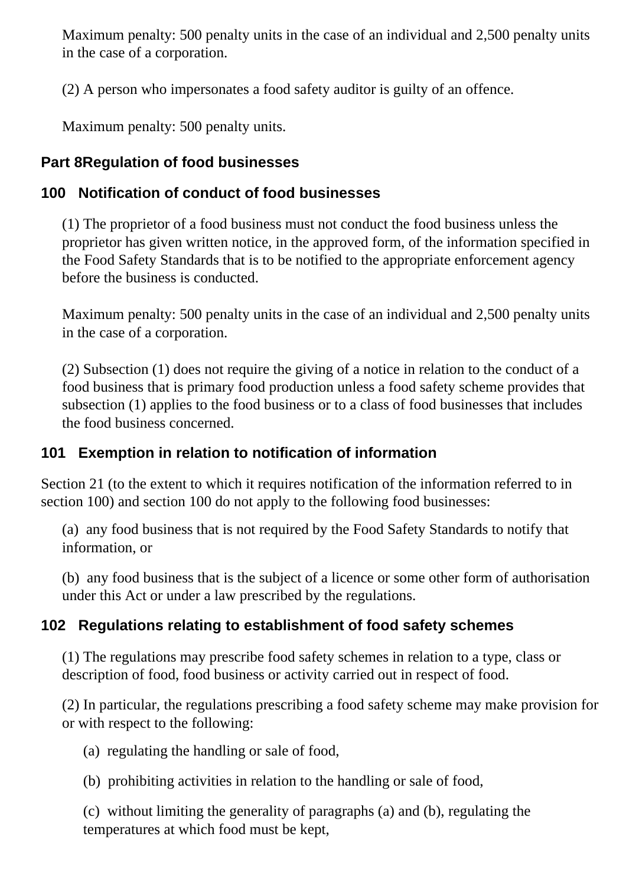Maximum penalty: 500 penalty units in the case of an individual and 2,500 penalty units in the case of a corporation.

(2) A person who impersonates a food safety auditor is guilty of an offence.

Maximum penalty: 500 penalty units.

## Part 8 Regulation of food businesses

### 100 Notification of conduct of food businesses

(1) The proprietor of a food business must not conduct the food business unless the proprietor has given written notice, in the approved form, of the information specified in the Food Safety Standards that is to be notified to the appropriate enforcement agency before the business is conducted.

Maximum penalty: 500 penalty units in the case of an individual and 2,500 penalty units in the case of a corporation.

(2) Subsection (1) does not require the giving of a notice in relation to the conduct of a food business that is primary food production unless a food safety scheme provides that subsection (1) applies to the food business or to a class of food businesses that includes the food business concerned.

### 101 Exemption in relation to notification of information

Section 21 (to the extent to which it requires notification of the information referred to in section 100) and section 100 do not apply to the following food businesses:

(a) any food business that is not required by the Food Safety Standards to notify that information, or

(b) any food business that is the subject of a licence or some other form of authorisation under this Act or under a law prescribed by the regulations.

### 102 Regulations relating to establishment of food safety schemes

(1) The regulations may prescribe food safety schemes in relation to a type, class or description of food, food business or activity carried out in respect of food.

(2) In particular, the regulations prescribing a food safety scheme may make provision for or with respect to the following:

(a) regulating the handling or sale of food,

(b) prohibiting activities in relation to the handling or sale of food,

(c) without limiting the generality of paragraphs (a) and (b), regulating the temperatures at which food must be kept,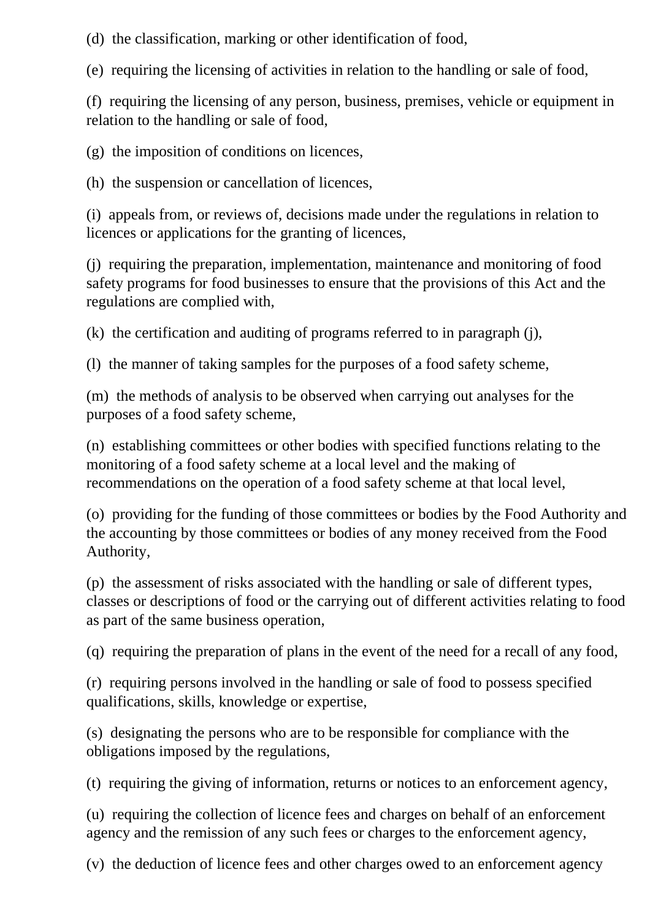(d) the classification, marking or other identification of food,

(e) requiring the licensing of activities in relation to the handling or sale of food,

(f) requiring the licensing of any person, business, premises, vehicle or equipment in relation to the handling or sale of food,

(g) the imposition of conditions on licences,

(h) the suspension or cancellation of licences,

(i) appeals from, or reviews of, decisions made under the regulations in relation to licences or applications for the granting of licences,

(j) requiring the preparation, implementation, maintenance and monitoring of food safety programs for food businesses to ensure that the provisions of this Act and the regulations are complied with,

(k) the certification and auditing of programs referred to in paragraph (j),

(l) the manner of taking samples for the purposes of a food safety scheme,

(m) the methods of analysis to be observed when carrying out analyses for the purposes of a food safety scheme,

(n) establishing committees or other bodies with specified functions relating to the monitoring of a food safety scheme at a local level and the making of recommendations on the operation of a food safety scheme at that local level,

(o) providing for the funding of those committees or bodies by the Food Authority and the accounting by those committees or bodies of any money received from the Food Authority,

(p) the assessment of risks associated with the handling or sale of different types, classes or descriptions of food or the carrying out of different activities relating to food as part of the same business operation,

(q) requiring the preparation of plans in the event of the need for a recall of any food,

(r) requiring persons involved in the handling or sale of food to possess specified qualifications, skills, knowledge or expertise,

(s) designating the persons who are to be responsible for compliance with the obligations imposed by the regulations,

(t) requiring the giving of information, returns or notices to an enforcement agency,

(u) requiring the collection of licence fees and charges on behalf of an enforcement agency and the remission of any such fees or charges to the enforcement agency,

(v) the deduction of licence fees and other charges owed to an enforcement agency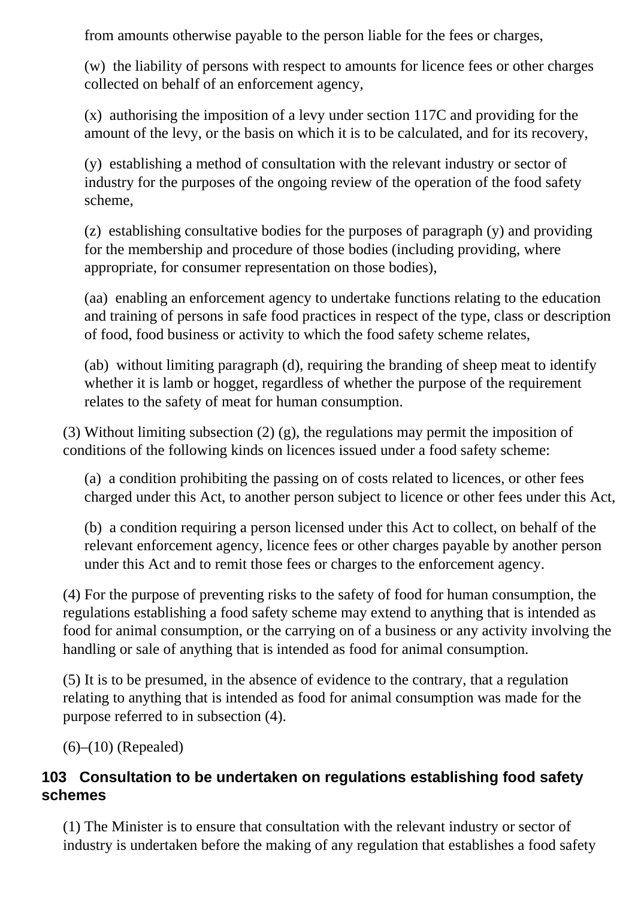from amounts otherwise payable to the person liable for the fees or charges,

(w) the liability of persons with respect to amounts for licence fees or other charges collected on behalf of an enforcement agency,

(x) authorising the imposition of a levy under section 117C and providing for the amount of the levy, or the basis on which it is to be calculated, and for its recovery,

(y) establishing a method of consultation with the relevant industry or sector of industry for the purposes of the ongoing review of the operation of the food safety scheme,

(z) establishing consultative bodies for the purposes of paragraph (y) and providing for the membership and procedure of those bodies (including providing, where appropriate, for consumer representation on those bodies),

(aa) enabling an enforcement agency to undertake functions relating to the education and training of persons in safe food practices in respect of the type, class or description of food, food business or activity to which the food safety scheme relates,

(ab) without limiting paragraph (d), requiring the branding of sheep meat to identify whether it is lamb or hogget, regardless of whether the purpose of the requirement relates to the safety of meat for human consumption.

(3) Without limiting subsection (2) (g), the regulations may permit the imposition of conditions of the following kinds on licences issued under a food safety scheme:

(a) a condition prohibiting the passing on of costs related to licences, or other fees charged under this Act, to another person subject to licence or other fees under this Act,

(b) a condition requiring a person licensed under this Act to collect, on behalf of the relevant enforcement agency, licence fees or other charges payable by another person under this Act and to remit those fees or charges to the enforcement agency.

(4) For the purpose of preventing risks to the safety of food for human consumption, the regulations establishing a food safety scheme may extend to anything that is intended as food for animal consumption, or the carrying on of a business or any activity involving the handling or sale of anything that is intended as food for animal consumption.

(5) It is to be presumed, in the absence of evidence to the contrary, that a regulation relating to anything that is intended as food for animal consumption was made for the purpose referred to in subsection (4).

(6)–(10) (Repealed)

### 103 Consultation to be undertaken on regulations establishing food safety schemes

(1) The Minister is to ensure that consultation with the relevant industry or sector of industry is undertaken before the making of any regulation that establishes a food safety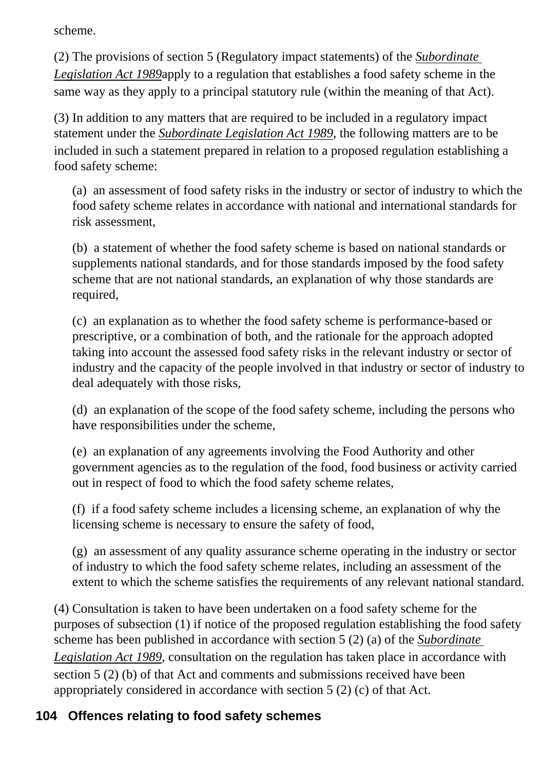scheme.

(2) The provisions of section 5 (Regulatory impact statements) of the *Subordinate Legislation Act 1989*apply to a regulation that establishes a food safety scheme in the same way as they apply to a principal statutory rule (within the meaning of that Act).

(3) In addition to any matters that are required to be included in a regulatory impact statement under the *Subordinate Legislation Act 1989*, the following matters are to be included in such a statement prepared in relation to a proposed regulation establishing a food safety scheme:

(a) an assessment of food safety risks in the industry or sector of industry to which the food safety scheme relates in accordance with national and international standards for risk assessment,

(b) a statement of whether the food safety scheme is based on national standards or supplements national standards, and for those standards imposed by the food safety scheme that are not national standards, an explanation of why those standards are required,

(c) an explanation as to whether the food safety scheme is performance-based or prescriptive, or a combination of both, and the rationale for the approach adopted taking into account the assessed food safety risks in the relevant industry or sector of industry and the capacity of the people involved in that industry or sector of industry to deal adequately with those risks,

(d) an explanation of the scope of the food safety scheme, including the persons who have responsibilities under the scheme,

(e) an explanation of any agreements involving the Food Authority and other government agencies as to the regulation of the food, food business or activity carried out in respect of food to which the food safety scheme relates,

(f) if a food safety scheme includes a licensing scheme, an explanation of why the licensing scheme is necessary to ensure the safety of food,

(g) an assessment of any quality assurance scheme operating in the industry or sector of industry to which the food safety scheme relates, including an assessment of the extent to which the scheme satisfies the requirements of any relevant national standard.

(4) Consultation is taken to have been undertaken on a food safety scheme for the purposes of subsection (1) if notice of the proposed regulation establishing the food safety scheme has been published in accordance with section 5 (2) (a) of the *Subordinate Legislation Act 1989*, consultation on the regulation has taken place in accordance with section 5 (2) (b) of that Act and comments and submissions received have been appropriately considered in accordance with section 5 (2) (c) of that Act.

## 104 Offences relating to food safety schemes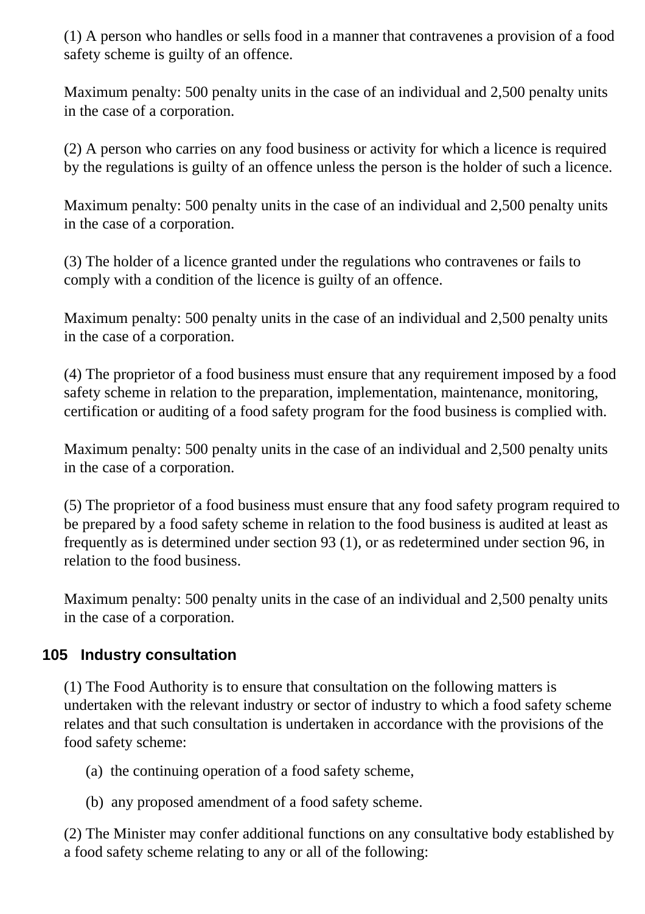(1) A person who handles or sells food in a manner that contravenes a provision of a food safety scheme is guilty of an offence.

Maximum penalty: 500 penalty units in the case of an individual and 2,500 penalty units in the case of a corporation.

(2) A person who carries on any food business or activity for which a licence is required by the regulations is guilty of an offence unless the person is the holder of such a licence.

Maximum penalty: 500 penalty units in the case of an individual and 2,500 penalty units in the case of a corporation.

(3) The holder of a licence granted under the regulations who contravenes or fails to comply with a condition of the licence is guilty of an offence.

Maximum penalty: 500 penalty units in the case of an individual and 2,500 penalty units in the case of a corporation.

(4) The proprietor of a food business must ensure that any requirement imposed by a food safety scheme in relation to the preparation, implementation, maintenance, monitoring, certification or auditing of a food safety program for the food business is complied with.

Maximum penalty: 500 penalty units in the case of an individual and 2,500 penalty units in the case of a corporation.

(5) The proprietor of a food business must ensure that any food safety program required to be prepared by a food safety scheme in relation to the food business is audited at least as frequently as is determined under section 93 (1), or as redetermined under section 96, in relation to the food business.

Maximum penalty: 500 penalty units in the case of an individual and 2,500 penalty units in the case of a corporation.

## 105 Industry consultation

(1) The Food Authority is to ensure that consultation on the following matters is undertaken with the relevant industry or sector of industry to which a food safety scheme relates and that such consultation is undertaken in accordance with the provisions of the food safety scheme:

(a) the continuing operation of a food safety scheme,

(b) any proposed amendment of a food safety scheme.

(2) The Minister may confer additional functions on any consultative body established by a food safety scheme relating to any or all of the following: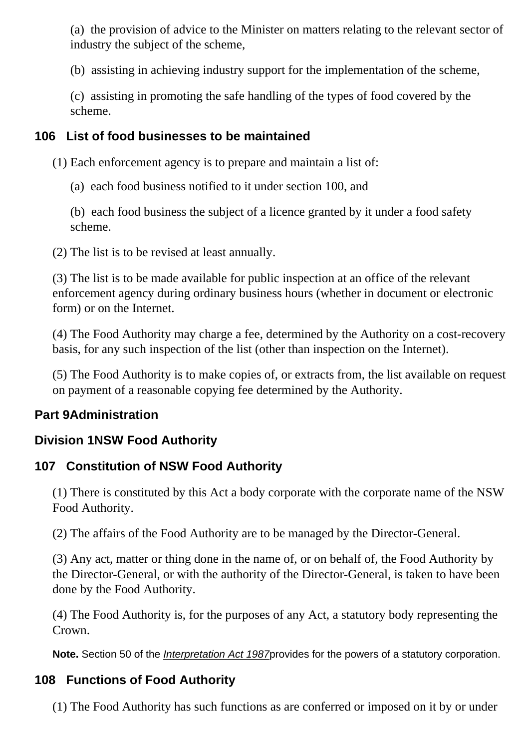(a) the provision of advice to the Minister on matters relating to the relevant sector of industry the subject of the scheme,

(b) assisting in achieving industry support for the implementation of the scheme,

(c) assisting in promoting the safe handling of the types of food covered by the scheme.

### 106 List of food businesses to be maintained

(1) Each enforcement agency is to prepare and maintain a list of:

(a) each food business notified to it under section 100, and

(b) each food business the subject of a licence granted by it under a food safety scheme.

(2) The list is to be revised at least annually.

(3) The list is to be made available for public inspection at an office of the relevant enforcement agency during ordinary business hours (whether in document or electronic form) or on the Internet.

(4) The Food Authority may charge a fee, determined by the Authority on a cost-recovery basis, for any such inspection of the list (other than inspection on the Internet).

(5) The Food Authority is to make copies of, or extracts from, the list available on request on payment of a reasonable copying fee determined by the Authority.

## Part 9Administration

## Division 1NSW Food Authority

### 107 Constitution of NSW Food Authority

(1) There is constituted by this Act a body corporate with the corporate name of the NSW Food Authority.

(2) The affairs of the Food Authority are to be managed by the Director-General.

(3) Any act, matter or thing done in the name of, or on behalf of, the Food Authority by the Director-General, or with the authority of the Director-General, is taken to have been done by the Food Authority.

(4) The Food Authority is, for the purposes of any Act, a statutory body representing the Crown.

**Note.** Section 50 of the *Interpretation Act 1987*provides for the powers of a statutory corporation.

### 108 Functions of Food Authority

(1) The Food Authority has such functions as are conferred or imposed on it by or under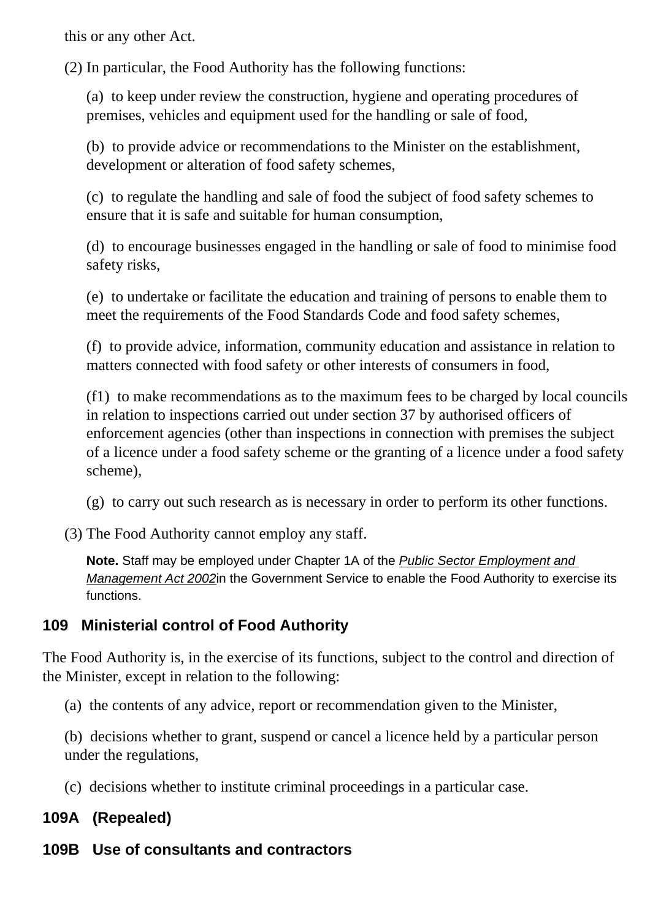this or any other Act.

(2) In particular, the Food Authority has the following functions:

(a) to keep under review the construction, hygiene and operating procedures of premises, vehicles and equipment used for the handling or sale of food,

(b) to provide advice or recommendations to the Minister on the establishment, development or alteration of food safety schemes,

(c) to regulate the handling and sale of food the subject of food safety schemes to ensure that it is safe and suitable for human consumption,

(d) to encourage businesses engaged in the handling or sale of food to minimise food safety risks,

(e) to undertake or facilitate the education and training of persons to enable them to meet the requirements of the Food Standards Code and food safety schemes,

(f) to provide advice, information, community education and assistance in relation to matters connected with food safety or other interests of consumers in food,

(f1) to make recommendations as to the maximum fees to be charged by local councils in relation to inspections carried out under section 37 by authorised officers of enforcement agencies (other than inspections in connection with premises the subject of a licence under a food safety scheme or the granting of a licence under a food safety scheme),

(g) to carry out such research as is necessary in order to perform its other functions.

(3) The Food Authority cannot employ any staff.

**Note.** Staff may be employed under Chapter 1A of the *Public Sector Employment and Management Act 2002*in the Government Service to enable the Food Authority to exercise its functions.

## 109 Ministerial control of Food Authority

The Food Authority is, in the exercise of its functions, subject to the control and direction of the Minister, except in relation to the following:

(a) the contents of any advice, report or recommendation given to the Minister,

(b) decisions whether to grant, suspend or cancel a licence held by a particular person under the regulations,

(c) decisions whether to institute criminal proceedings in a particular case.

## 109A (Repealed)

## 109B Use of consultants and contractors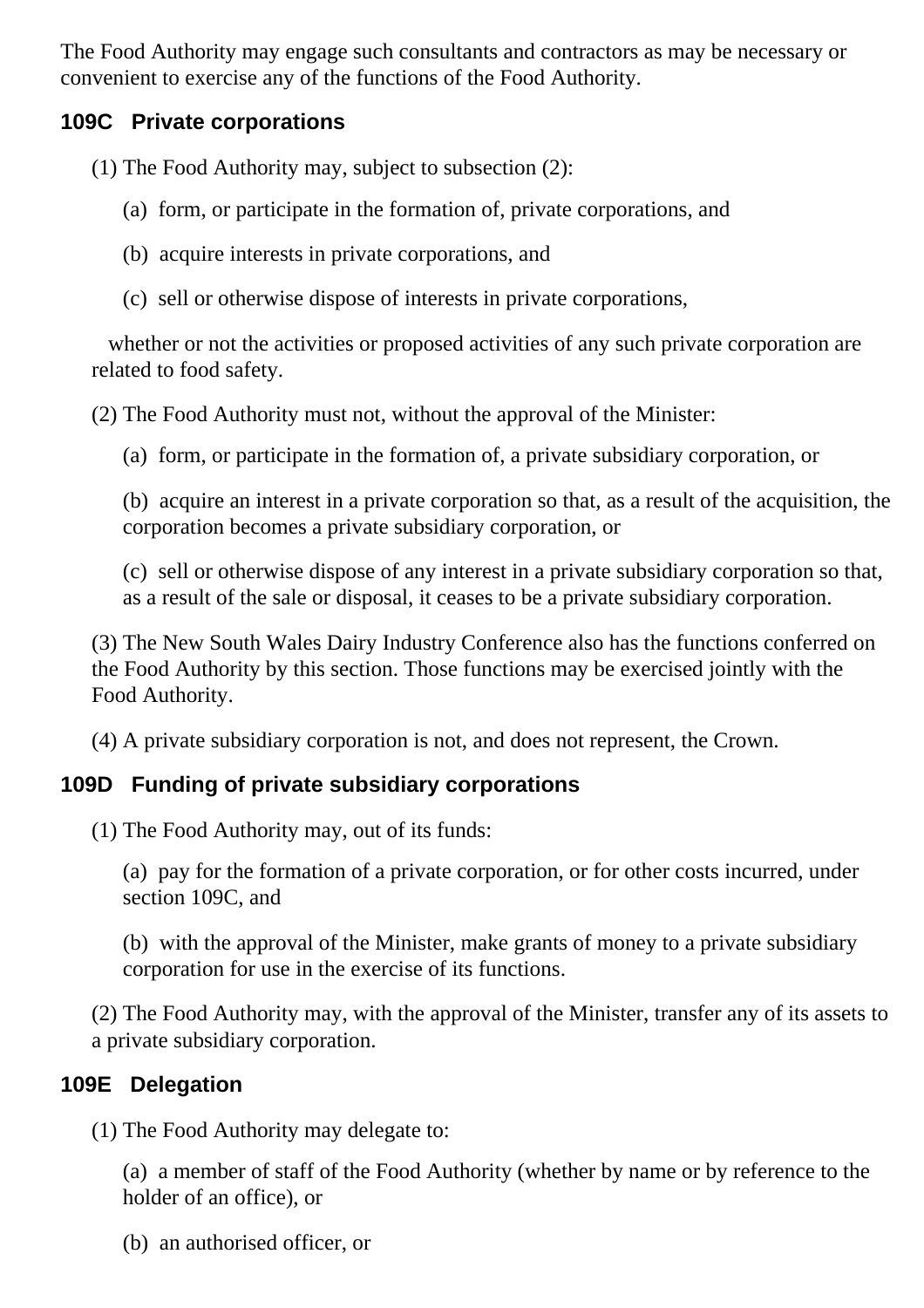The Food Authority may engage such consultants and contractors as may be necessary or convenient to exercise any of the functions of the Food Authority.

### 109C Private corporations

(1) The Food Authority may, subject to subsection (2):

(a) form, or participate in the formation of, private corporations, and

(b) acquire interests in private corporations, and

(c) sell or otherwise dispose of interests in private corporations,

whether or not the activities or proposed activities of any such private corporation are related to food safety.

(2) The Food Authority must not, without the approval of the Minister:

(a) form, or participate in the formation of, a private subsidiary corporation, or

(b) acquire an interest in a private corporation so that, as a result of the acquisition, the corporation becomes a private subsidiary corporation, or

(c) sell or otherwise dispose of any interest in a private subsidiary corporation so that, as a result of the sale or disposal, it ceases to be a private subsidiary corporation.

(3) The New South Wales Dairy Industry Conference also has the functions conferred on the Food Authority by this section. Those functions may be exercised jointly with the Food Authority.

(4) A private subsidiary corporation is not, and does not represent, the Crown.

### 109D Funding of private subsidiary corporations

(1) The Food Authority may, out of its funds:

(a) pay for the formation of a private corporation, or for other costs incurred, under section 109C, and

(b) with the approval of the Minister, make grants of money to a private subsidiary corporation for use in the exercise of its functions.

(2) The Food Authority may, with the approval of the Minister, transfer any of its assets to a private subsidiary corporation.

### 109E Delegation

(1) The Food Authority may delegate to:

(a) a member of staff of the Food Authority (whether by name or by reference to the holder of an office), or

(b) an authorised officer, or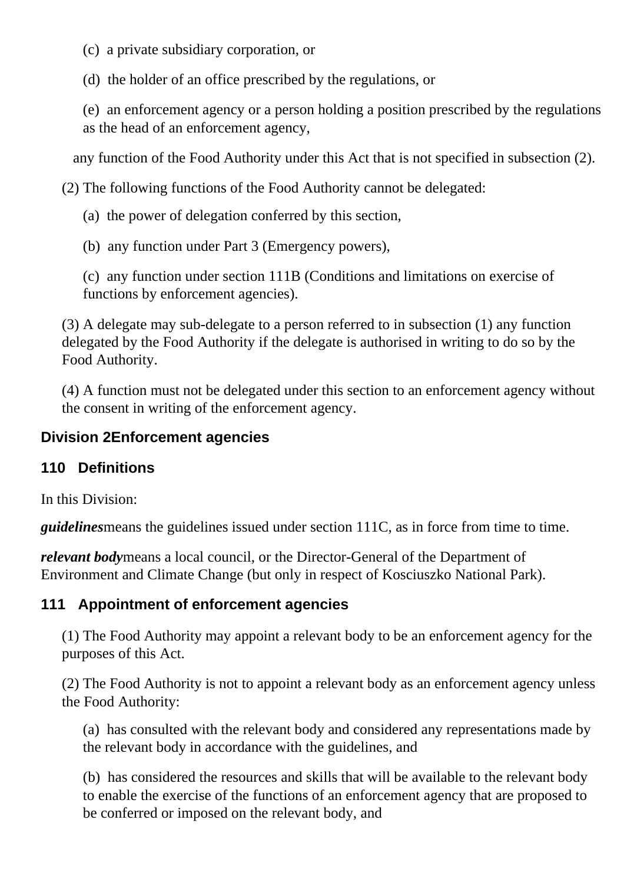(c) a private subsidiary corporation, or

(d) the holder of an office prescribed by the regulations, or

(e) an enforcement agency or a person holding a position prescribed by the regulations as the head of an enforcement agency,

any function of the Food Authority under this Act that is not specified in subsection (2).

(2) The following functions of the Food Authority cannot be delegated:

(a) the power of delegation conferred by this section,

(b) any function under Part 3 (Emergency powers),

(c) any function under section 111B (Conditions and limitations on exercise of functions by enforcement agencies).

(3) A delegate may sub-delegate to a person referred to in subsection (1) any function delegated by the Food Authority if the delegate is authorised in writing to do so by the Food Authority.

(4) A function must not be delegated under this section to an enforcement agency without the consent in writing of the enforcement agency.

## Division 2Enforcement agencies

### 110 Definitions

In this Division:

***guidelines***means the guidelines issued under section 111C, as in force from time to time.

***relevant body***means a local council, or the Director-General of the Department of Environment and Climate Change (but only in respect of Kosciuszko National Park).

### 111 Appointment of enforcement agencies

(1) The Food Authority may appoint a relevant body to be an enforcement agency for the purposes of this Act.

(2) The Food Authority is not to appoint a relevant body as an enforcement agency unless the Food Authority:

(a) has consulted with the relevant body and considered any representations made by the relevant body in accordance with the guidelines, and

(b) has considered the resources and skills that will be available to the relevant body to enable the exercise of the functions of an enforcement agency that are proposed to be conferred or imposed on the relevant body, and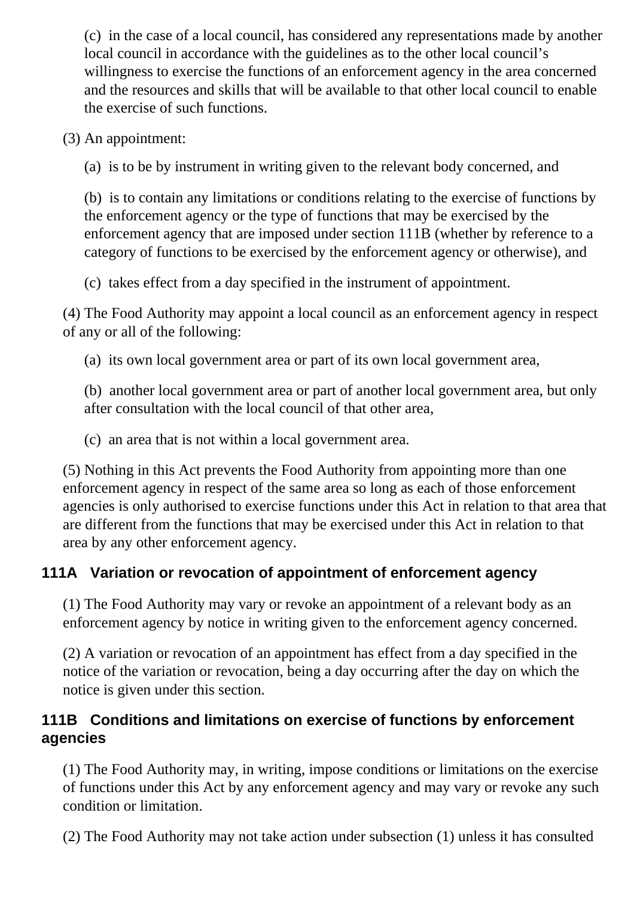(c) in the case of a local council, has considered any representations made by another local council in accordance with the guidelines as to the other local council's willingness to exercise the functions of an enforcement agency in the area concerned and the resources and skills that will be available to that other local council to enable the exercise of such functions.

(3) An appointment:

(a) is to be by instrument in writing given to the relevant body concerned, and

(b) is to contain any limitations or conditions relating to the exercise of functions by the enforcement agency or the type of functions that may be exercised by the enforcement agency that are imposed under section 111B (whether by reference to a category of functions to be exercised by the enforcement agency or otherwise), and

(c) takes effect from a day specified in the instrument of appointment.

(4) The Food Authority may appoint a local council as an enforcement agency in respect of any or all of the following:

(a) its own local government area or part of its own local government area,

(b) another local government area or part of another local government area, but only after consultation with the local council of that other area,

(c) an area that is not within a local government area.

(5) Nothing in this Act prevents the Food Authority from appointing more than one enforcement agency in respect of the same area so long as each of those enforcement agencies is only authorised to exercise functions under this Act in relation to that area that are different from the functions that may be exercised under this Act in relation to that area by any other enforcement agency.

### 111A Variation or revocation of appointment of enforcement agency

(1) The Food Authority may vary or revoke an appointment of a relevant body as an enforcement agency by notice in writing given to the enforcement agency concerned.

(2) A variation or revocation of an appointment has effect from a day specified in the notice of the variation or revocation, being a day occurring after the day on which the notice is given under this section.

### 111B Conditions and limitations on exercise of functions by enforcement agencies

(1) The Food Authority may, in writing, impose conditions or limitations on the exercise of functions under this Act by any enforcement agency and may vary or revoke any such condition or limitation.

(2) The Food Authority may not take action under subsection (1) unless it has consulted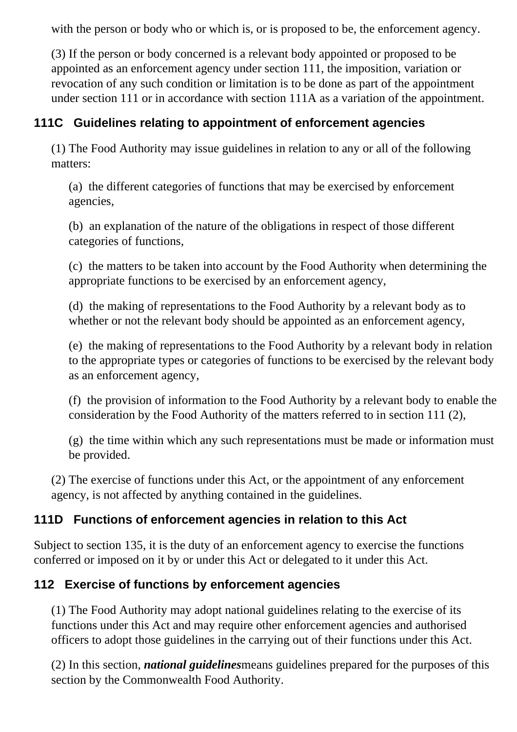with the person or body who or which is, or is proposed to be, the enforcement agency.

(3) If the person or body concerned is a relevant body appointed or proposed to be appointed as an enforcement agency under section 111, the imposition, variation or revocation of any such condition or limitation is to be done as part of the appointment under section 111 or in accordance with section 111A as a variation of the appointment.

## 111C Guidelines relating to appointment of enforcement agencies

(1) The Food Authority may issue guidelines in relation to any or all of the following matters:

(a) the different categories of functions that may be exercised by enforcement agencies,

(b) an explanation of the nature of the obligations in respect of those different categories of functions,

(c) the matters to be taken into account by the Food Authority when determining the appropriate functions to be exercised by an enforcement agency,

(d) the making of representations to the Food Authority by a relevant body as to whether or not the relevant body should be appointed as an enforcement agency,

(e) the making of representations to the Food Authority by a relevant body in relation to the appropriate types or categories of functions to be exercised by the relevant body as an enforcement agency,

(f) the provision of information to the Food Authority by a relevant body to enable the consideration by the Food Authority of the matters referred to in section 111 (2),

(g) the time within which any such representations must be made or information must be provided.

(2) The exercise of functions under this Act, or the appointment of any enforcement agency, is not affected by anything contained in the guidelines.

## 111D Functions of enforcement agencies in relation to this Act

Subject to section 135, it is the duty of an enforcement agency to exercise the functions conferred or imposed on it by or under this Act or delegated to it under this Act.

## 112 Exercise of functions by enforcement agencies

(1) The Food Authority may adopt national guidelines relating to the exercise of its functions under this Act and may require other enforcement agencies and authorised officers to adopt those guidelines in the carrying out of their functions under this Act.

(2) In this section, ***national guidelines***means guidelines prepared for the purposes of this section by the Commonwealth Food Authority.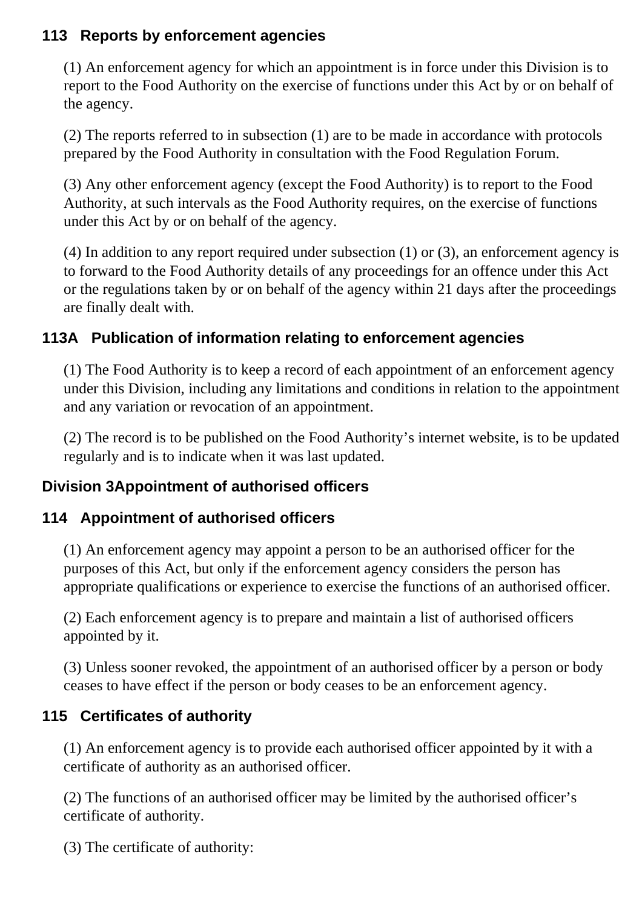### 113 Reports by enforcement agencies

(1) An enforcement agency for which an appointment is in force under this Division is to report to the Food Authority on the exercise of functions under this Act by or on behalf of the agency.

(2) The reports referred to in subsection (1) are to be made in accordance with protocols prepared by the Food Authority in consultation with the Food Regulation Forum.

(3) Any other enforcement agency (except the Food Authority) is to report to the Food Authority, at such intervals as the Food Authority requires, on the exercise of functions under this Act by or on behalf of the agency.

(4) In addition to any report required under subsection (1) or (3), an enforcement agency is to forward to the Food Authority details of any proceedings for an offence under this Act or the regulations taken by or on behalf of the agency within 21 days after the proceedings are finally dealt with.

### 113A Publication of information relating to enforcement agencies

(1) The Food Authority is to keep a record of each appointment of an enforcement agency under this Division, including any limitations and conditions in relation to the appointment and any variation or revocation of an appointment.

(2) The record is to be published on the Food Authority's internet website, is to be updated regularly and is to indicate when it was last updated.

## Division 3Appointment of authorised officers

### 114 Appointment of authorised officers

(1) An enforcement agency may appoint a person to be an authorised officer for the purposes of this Act, but only if the enforcement agency considers the person has appropriate qualifications or experience to exercise the functions of an authorised officer.

(2) Each enforcement agency is to prepare and maintain a list of authorised officers appointed by it.

(3) Unless sooner revoked, the appointment of an authorised officer by a person or body ceases to have effect if the person or body ceases to be an enforcement agency.

### 115 Certificates of authority

(1) An enforcement agency is to provide each authorised officer appointed by it with a certificate of authority as an authorised officer.

(2) The functions of an authorised officer may be limited by the authorised officer's certificate of authority.

(3) The certificate of authority: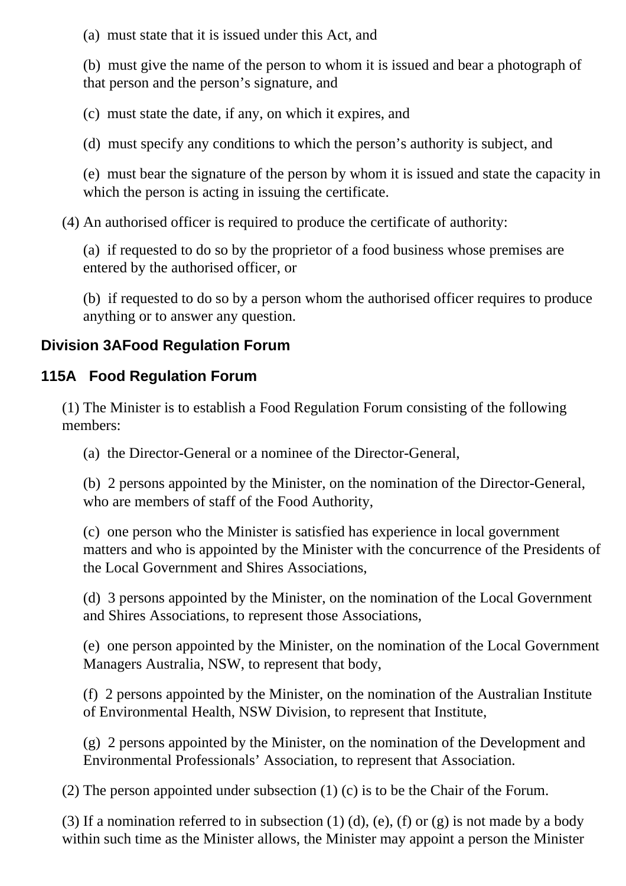(a) must state that it is issued under this Act, and

(b) must give the name of the person to whom it is issued and bear a photograph of that person and the person's signature, and

(c) must state the date, if any, on which it expires, and

(d) must specify any conditions to which the person's authority is subject, and

(e) must bear the signature of the person by whom it is issued and state the capacity in which the person is acting in issuing the certificate.

(4) An authorised officer is required to produce the certificate of authority:

(a) if requested to do so by the proprietor of a food business whose premises are entered by the authorised officer, or

(b) if requested to do so by a person whom the authorised officer requires to produce anything or to answer any question.

## Division 3AFood Regulation Forum

### 115A Food Regulation Forum

(1) The Minister is to establish a Food Regulation Forum consisting of the following members:

(a) the Director-General or a nominee of the Director-General,

(b) 2 persons appointed by the Minister, on the nomination of the Director-General, who are members of staff of the Food Authority,

(c) one person who the Minister is satisfied has experience in local government matters and who is appointed by the Minister with the concurrence of the Presidents of the Local Government and Shires Associations,

(d) 3 persons appointed by the Minister, on the nomination of the Local Government and Shires Associations, to represent those Associations,

(e) one person appointed by the Minister, on the nomination of the Local Government Managers Australia, NSW, to represent that body,

(f) 2 persons appointed by the Minister, on the nomination of the Australian Institute of Environmental Health, NSW Division, to represent that Institute,

(g) 2 persons appointed by the Minister, on the nomination of the Development and Environmental Professionals' Association, to represent that Association.

(2) The person appointed under subsection (1) (c) is to be the Chair of the Forum.

(3) If a nomination referred to in subsection (1) (d), (e), (f) or (g) is not made by a body within such time as the Minister allows, the Minister may appoint a person the Minister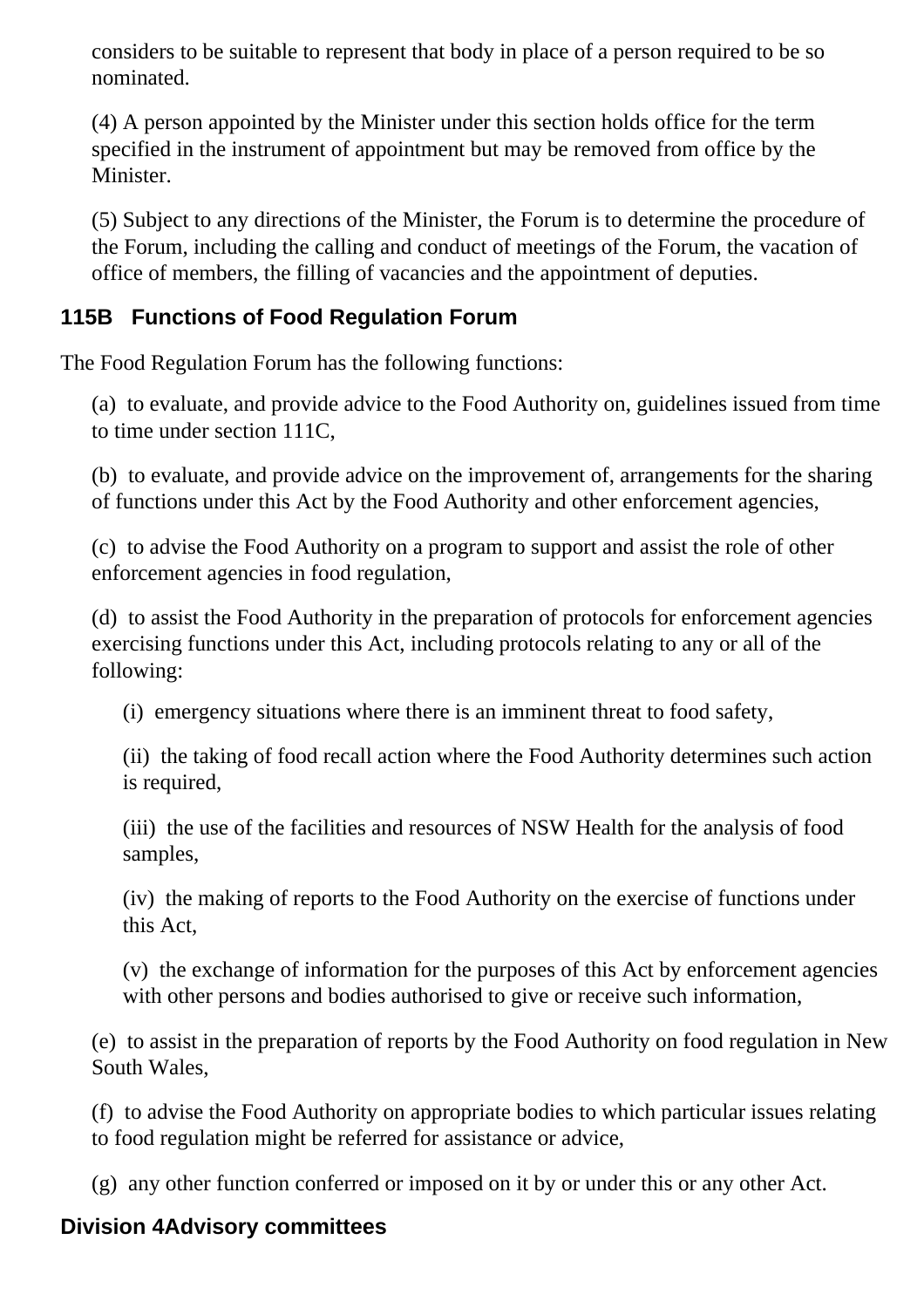considers to be suitable to represent that body in place of a person required to be so nominated.

(4) A person appointed by the Minister under this section holds office for the term specified in the instrument of appointment but may be removed from office by the Minister.

(5) Subject to any directions of the Minister, the Forum is to determine the procedure of the Forum, including the calling and conduct of meetings of the Forum, the vacation of office of members, the filling of vacancies and the appointment of deputies.

### 115B Functions of Food Regulation Forum

The Food Regulation Forum has the following functions:

(a) to evaluate, and provide advice to the Food Authority on, guidelines issued from time to time under section 111C,

(b) to evaluate, and provide advice on the improvement of, arrangements for the sharing of functions under this Act by the Food Authority and other enforcement agencies,

(c) to advise the Food Authority on a program to support and assist the role of other enforcement agencies in food regulation,

(d) to assist the Food Authority in the preparation of protocols for enforcement agencies exercising functions under this Act, including protocols relating to any or all of the following:

(i) emergency situations where there is an imminent threat to food safety,

(ii) the taking of food recall action where the Food Authority determines such action is required,

(iii) the use of the facilities and resources of NSW Health for the analysis of food samples,

(iv) the making of reports to the Food Authority on the exercise of functions under this Act,

(v) the exchange of information for the purposes of this Act by enforcement agencies with other persons and bodies authorised to give or receive such information,

(e) to assist in the preparation of reports by the Food Authority on food regulation in New South Wales,

(f) to advise the Food Authority on appropriate bodies to which particular issues relating to food regulation might be referred for assistance or advice,

(g) any other function conferred or imposed on it by or under this or any other Act.

## Division 4Advisory committees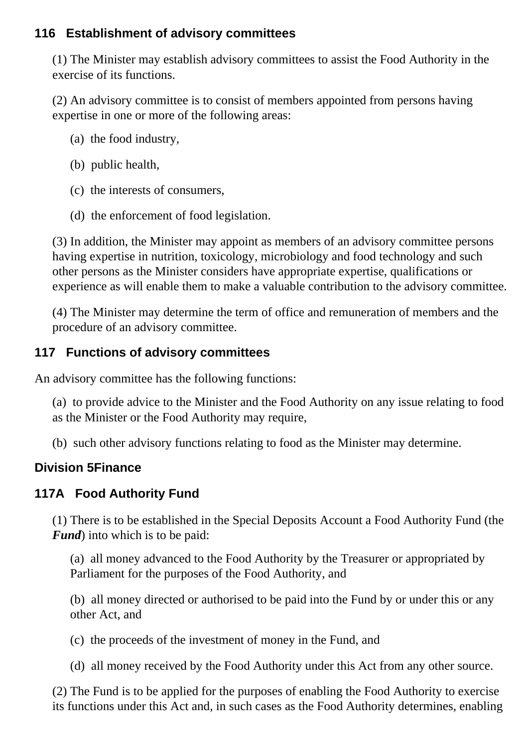### 116 Establishment of advisory committees

(1) The Minister may establish advisory committees to assist the Food Authority in the exercise of its functions.

(2) An advisory committee is to consist of members appointed from persons having expertise in one or more of the following areas:

(a) the food industry,

(b) public health,

(c) the interests of consumers,

(d) the enforcement of food legislation.

(3) In addition, the Minister may appoint as members of an advisory committee persons having expertise in nutrition, toxicology, microbiology and food technology and such other persons as the Minister considers have appropriate expertise, qualifications or experience as will enable them to make a valuable contribution to the advisory committee.

(4) The Minister may determine the term of office and remuneration of members and the procedure of an advisory committee.

### 117 Functions of advisory committees

An advisory committee has the following functions:

(a) to provide advice to the Minister and the Food Authority on any issue relating to food as the Minister or the Food Authority may require,

(b) such other advisory functions relating to food as the Minister may determine.

## Division 5Finance

### 117A Food Authority Fund

(1) There is to be established in the Special Deposits Account a Food Authority Fund (the ***Fund***) into which is to be paid:

(a) all money advanced to the Food Authority by the Treasurer or appropriated by Parliament for the purposes of the Food Authority, and

(b) all money directed or authorised to be paid into the Fund by or under this or any other Act, and

(c) the proceeds of the investment of money in the Fund, and

(d) all money received by the Food Authority under this Act from any other source.

(2) The Fund is to be applied for the purposes of enabling the Food Authority to exercise its functions under this Act and, in such cases as the Food Authority determines, enabling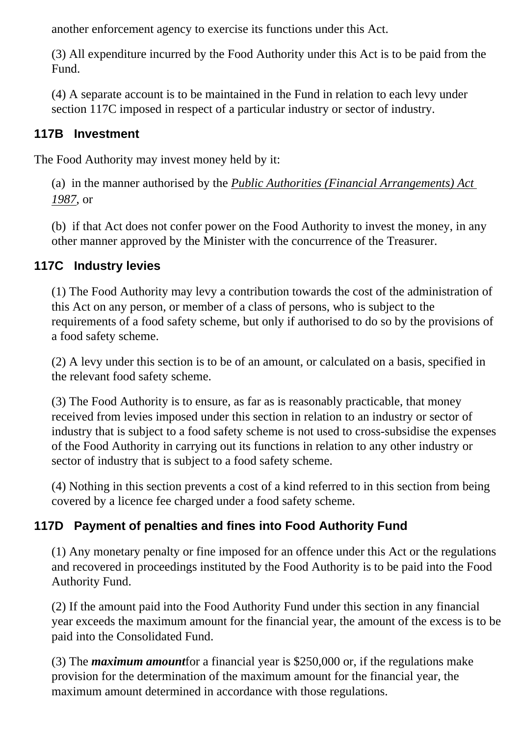another enforcement agency to exercise its functions under this Act.

(3) All expenditure incurred by the Food Authority under this Act is to be paid from the Fund.

(4) A separate account is to be maintained in the Fund in relation to each levy under section 117C imposed in respect of a particular industry or sector of industry.

### 117B Investment

The Food Authority may invest money held by it:

(a) in the manner authorised by the *Public Authorities (Financial Arrangements) Act 1987*, or

(b) if that Act does not confer power on the Food Authority to invest the money, in any other manner approved by the Minister with the concurrence of the Treasurer.

### 117C Industry levies

(1) The Food Authority may levy a contribution towards the cost of the administration of this Act on any person, or member of a class of persons, who is subject to the requirements of a food safety scheme, but only if authorised to do so by the provisions of a food safety scheme.

(2) A levy under this section is to be of an amount, or calculated on a basis, specified in the relevant food safety scheme.

(3) The Food Authority is to ensure, as far as is reasonably practicable, that money received from levies imposed under this section in relation to an industry or sector of industry that is subject to a food safety scheme is not used to cross-subsidise the expenses of the Food Authority in carrying out its functions in relation to any other industry or sector of industry that is subject to a food safety scheme.

(4) Nothing in this section prevents a cost of a kind referred to in this section from being covered by a licence fee charged under a food safety scheme.

### 117D Payment of penalties and fines into Food Authority Fund

(1) Any monetary penalty or fine imposed for an offence under this Act or the regulations and recovered in proceedings instituted by the Food Authority is to be paid into the Food Authority Fund.

(2) If the amount paid into the Food Authority Fund under this section in any financial year exceeds the maximum amount for the financial year, the amount of the excess is to be paid into the Consolidated Fund.

(3) The ***maximum amount*** for a financial year is $250,000 or, if the regulations make provision for the determination of the maximum amount for the financial year, the maximum amount determined in accordance with those regulations.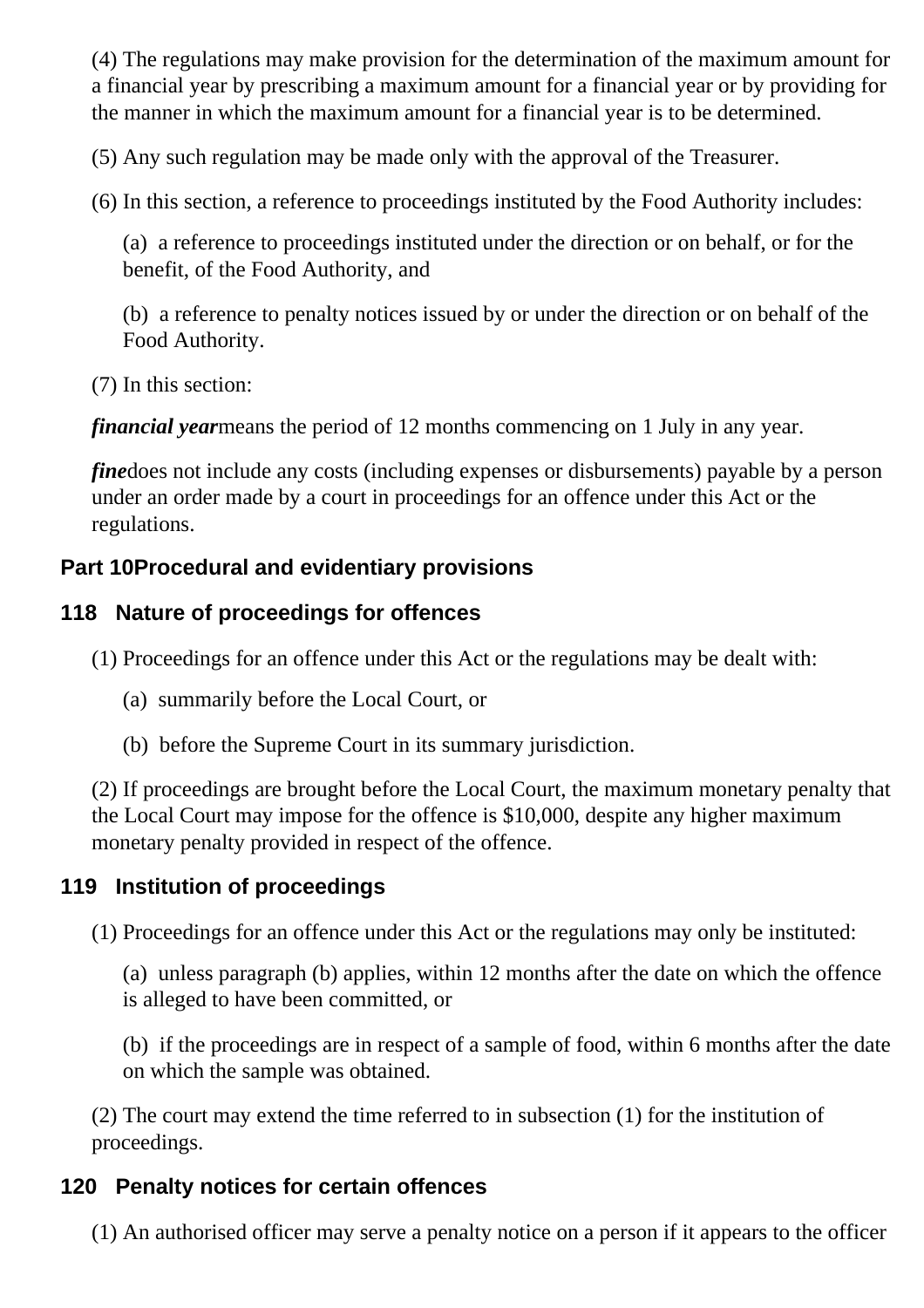(4) The regulations may make provision for the determination of the maximum amount for a financial year by prescribing a maximum amount for a financial year or by providing for the manner in which the maximum amount for a financial year is to be determined.

(5) Any such regulation may be made only with the approval of the Treasurer.

(6) In this section, a reference to proceedings instituted by the Food Authority includes:

(a) a reference to proceedings instituted under the direction or on behalf, or for the benefit, of the Food Authority, and

(b) a reference to penalty notices issued by or under the direction or on behalf of the Food Authority.

(7) In this section:

***financial year***means the period of 12 months commencing on 1 July in any year.

***fine***does not include any costs (including expenses or disbursements) payable by a person under an order made by a court in proceedings for an offence under this Act or the regulations.

## Part 10Procedural and evidentiary provisions

### 118 Nature of proceedings for offences

(1) Proceedings for an offence under this Act or the regulations may be dealt with:

(a) summarily before the Local Court, or

(b) before the Supreme Court in its summary jurisdiction.

(2) If proceedings are brought before the Local Court, the maximum monetary penalty that the Local Court may impose for the offence is $10,000, despite any higher maximum monetary penalty provided in respect of the offence.

### 119 Institution of proceedings

(1) Proceedings for an offence under this Act or the regulations may only be instituted:

(a) unless paragraph (b) applies, within 12 months after the date on which the offence is alleged to have been committed, or

(b) if the proceedings are in respect of a sample of food, within 6 months after the date on which the sample was obtained.

(2) The court may extend the time referred to in subsection (1) for the institution of proceedings.

### 120 Penalty notices for certain offences

(1) An authorised officer may serve a penalty notice on a person if it appears to the officer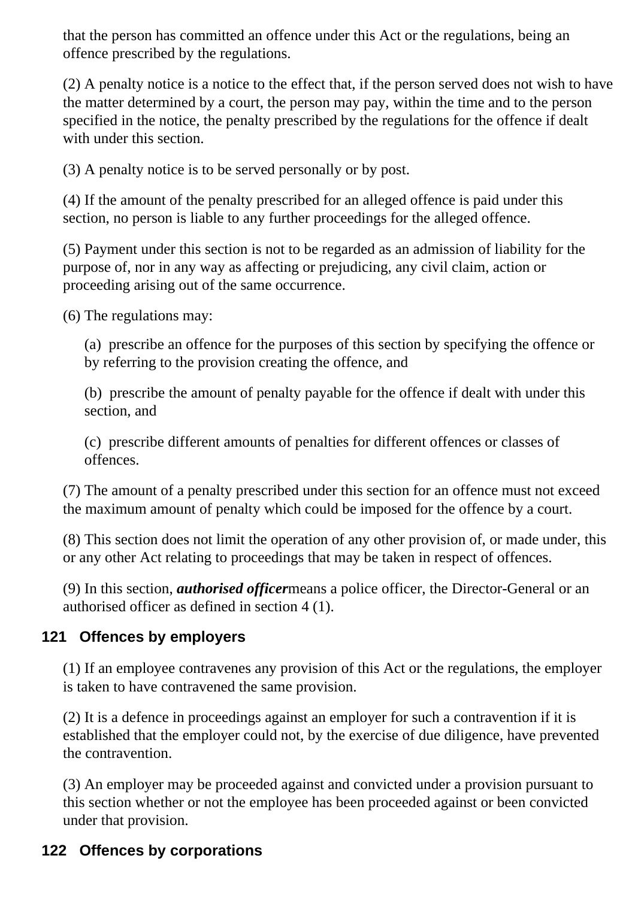that the person has committed an offence under this Act or the regulations, being an offence prescribed by the regulations.

(2) A penalty notice is a notice to the effect that, if the person served does not wish to have the matter determined by a court, the person may pay, within the time and to the person specified in the notice, the penalty prescribed by the regulations for the offence if dealt with under this section.

(3) A penalty notice is to be served personally or by post.

(4) If the amount of the penalty prescribed for an alleged offence is paid under this section, no person is liable to any further proceedings for the alleged offence.

(5) Payment under this section is not to be regarded as an admission of liability for the purpose of, nor in any way as affecting or prejudicing, any civil claim, action or proceeding arising out of the same occurrence.

(6) The regulations may:

(a) prescribe an offence for the purposes of this section by specifying the offence or by referring to the provision creating the offence, and

(b) prescribe the amount of penalty payable for the offence if dealt with under this section, and

(c) prescribe different amounts of penalties for different offences or classes of offences.

(7) The amount of a penalty prescribed under this section for an offence must not exceed the maximum amount of penalty which could be imposed for the offence by a court.

(8) This section does not limit the operation of any other provision of, or made under, this or any other Act relating to proceedings that may be taken in respect of offences.

(9) In this section, ***authorised officer***means a police officer, the Director-General or an authorised officer as defined in section 4 (1).

## 121 Offences by employers

(1) If an employee contravenes any provision of this Act or the regulations, the employer is taken to have contravened the same provision.

(2) It is a defence in proceedings against an employer for such a contravention if it is established that the employer could not, by the exercise of due diligence, have prevented the contravention.

(3) An employer may be proceeded against and convicted under a provision pursuant to this section whether or not the employee has been proceeded against or been convicted under that provision.

## 122 Offences by corporations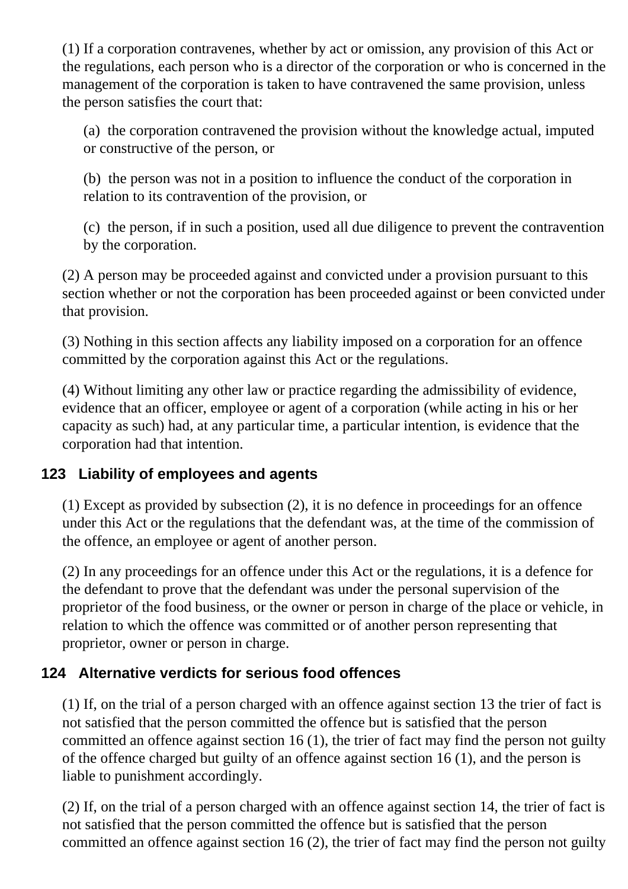(1) If a corporation contravenes, whether by act or omission, any provision of this Act or the regulations, each person who is a director of the corporation or who is concerned in the management of the corporation is taken to have contravened the same provision, unless the person satisfies the court that:

(a) the corporation contravened the provision without the knowledge actual, imputed or constructive of the person, or

(b) the person was not in a position to influence the conduct of the corporation in relation to its contravention of the provision, or

(c) the person, if in such a position, used all due diligence to prevent the contravention by the corporation.

(2) A person may be proceeded against and convicted under a provision pursuant to this section whether or not the corporation has been proceeded against or been convicted under that provision.

(3) Nothing in this section affects any liability imposed on a corporation for an offence committed by the corporation against this Act or the regulations.

(4) Without limiting any other law or practice regarding the admissibility of evidence, evidence that an officer, employee or agent of a corporation (while acting in his or her capacity as such) had, at any particular time, a particular intention, is evidence that the corporation had that intention.

### 123 Liability of employees and agents

(1) Except as provided by subsection (2), it is no defence in proceedings for an offence under this Act or the regulations that the defendant was, at the time of the commission of the offence, an employee or agent of another person.

(2) In any proceedings for an offence under this Act or the regulations, it is a defence for the defendant to prove that the defendant was under the personal supervision of the proprietor of the food business, or the owner or person in charge of the place or vehicle, in relation to which the offence was committed or of another person representing that proprietor, owner or person in charge.

### 124 Alternative verdicts for serious food offences

(1) If, on the trial of a person charged with an offence against section 13 the trier of fact is not satisfied that the person committed the offence but is satisfied that the person committed an offence against section 16 (1), the trier of fact may find the person not guilty of the offence charged but guilty of an offence against section 16 (1), and the person is liable to punishment accordingly.

(2) If, on the trial of a person charged with an offence against section 14, the trier of fact is not satisfied that the person committed the offence but is satisfied that the person committed an offence against section 16 (2), the trier of fact may find the person not guilty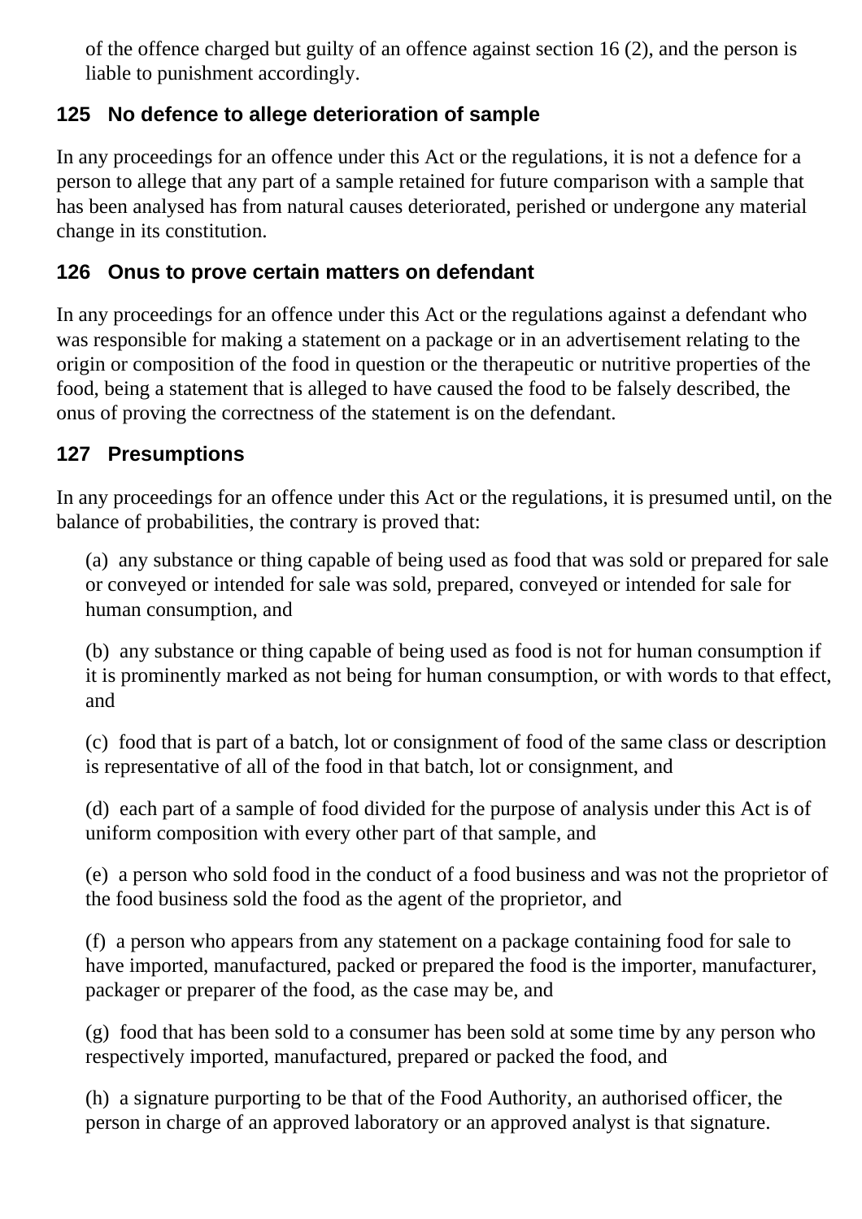of the offence charged but guilty of an offence against section 16 (2), and the person is liable to punishment accordingly.

### 125 No defence to allege deterioration of sample

In any proceedings for an offence under this Act or the regulations, it is not a defence for a person to allege that any part of a sample retained for future comparison with a sample that has been analysed has from natural causes deteriorated, perished or undergone any material change in its constitution.

### 126 Onus to prove certain matters on defendant

In any proceedings for an offence under this Act or the regulations against a defendant who was responsible for making a statement on a package or in an advertisement relating to the origin or composition of the food in question or the therapeutic or nutritive properties of the food, being a statement that is alleged to have caused the food to be falsely described, the onus of proving the correctness of the statement is on the defendant.

### 127 Presumptions

In any proceedings for an offence under this Act or the regulations, it is presumed until, on the balance of probabilities, the contrary is proved that:

(a) any substance or thing capable of being used as food that was sold or prepared for sale or conveyed or intended for sale was sold, prepared, conveyed or intended for sale for human consumption, and

(b) any substance or thing capable of being used as food is not for human consumption if it is prominently marked as not being for human consumption, or with words to that effect, and

(c) food that is part of a batch, lot or consignment of food of the same class or description is representative of all of the food in that batch, lot or consignment, and

(d) each part of a sample of food divided for the purpose of analysis under this Act is of uniform composition with every other part of that sample, and

(e) a person who sold food in the conduct of a food business and was not the proprietor of the food business sold the food as the agent of the proprietor, and

(f) a person who appears from any statement on a package containing food for sale to have imported, manufactured, packed or prepared the food is the importer, manufacturer, packager or preparer of the food, as the case may be, and

(g) food that has been sold to a consumer has been sold at some time by any person who respectively imported, manufactured, prepared or packed the food, and

(h) a signature purporting to be that of the Food Authority, an authorised officer, the person in charge of an approved laboratory or an approved analyst is that signature.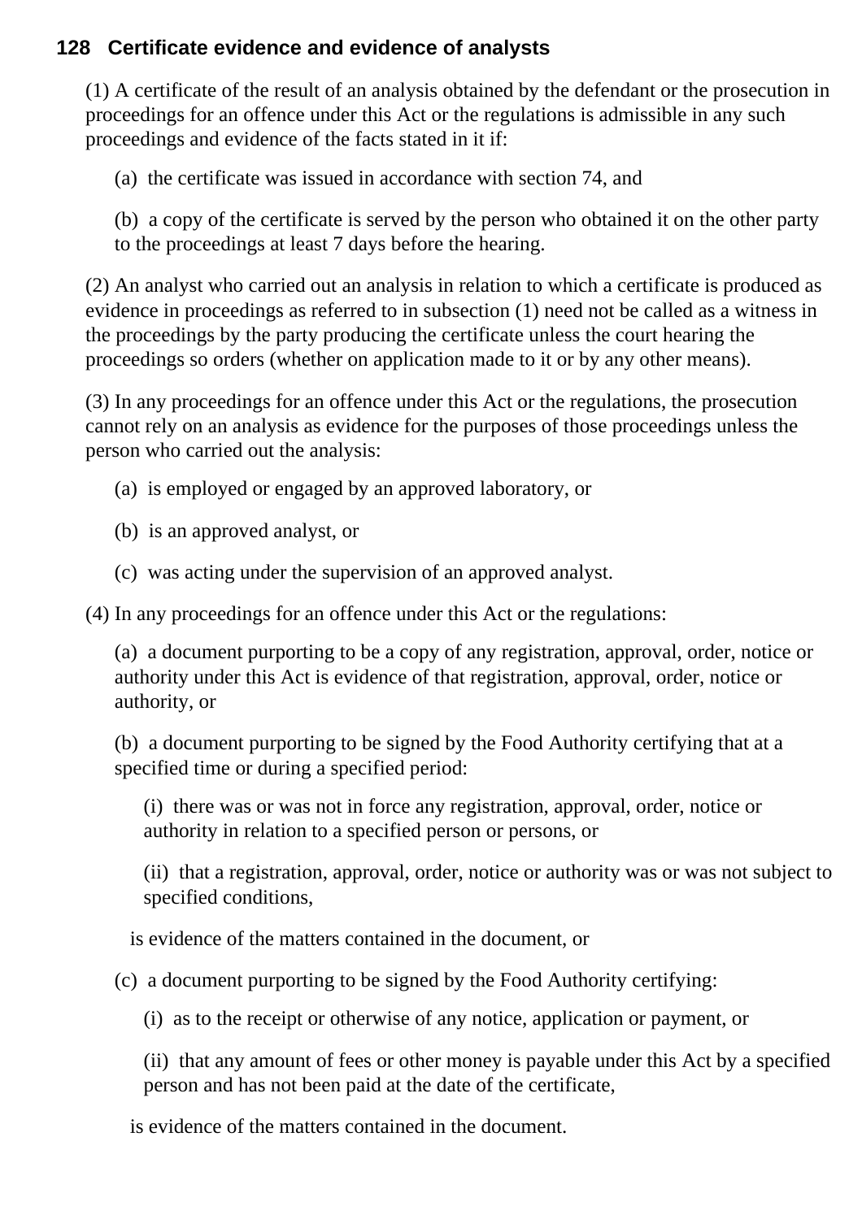### 128 Certificate evidence and evidence of analysts

(1) A certificate of the result of an analysis obtained by the defendant or the prosecution in proceedings for an offence under this Act or the regulations is admissible in any such proceedings and evidence of the facts stated in it if:

(a) the certificate was issued in accordance with section 74, and

(b) a copy of the certificate is served by the person who obtained it on the other party to the proceedings at least 7 days before the hearing.

(2) An analyst who carried out an analysis in relation to which a certificate is produced as evidence in proceedings as referred to in subsection (1) need not be called as a witness in the proceedings by the party producing the certificate unless the court hearing the proceedings so orders (whether on application made to it or by any other means).

(3) In any proceedings for an offence under this Act or the regulations, the prosecution cannot rely on an analysis as evidence for the purposes of those proceedings unless the person who carried out the analysis:

(a) is employed or engaged by an approved laboratory, or

(b) is an approved analyst, or

(c) was acting under the supervision of an approved analyst.

(4) In any proceedings for an offence under this Act or the regulations:

(a) a document purporting to be a copy of any registration, approval, order, notice or authority under this Act is evidence of that registration, approval, order, notice or authority, or

(b) a document purporting to be signed by the Food Authority certifying that at a specified time or during a specified period:

(i) there was or was not in force any registration, approval, order, notice or authority in relation to a specified person or persons, or

(ii) that a registration, approval, order, notice or authority was or was not subject to specified conditions,

is evidence of the matters contained in the document, or

(c) a document purporting to be signed by the Food Authority certifying:

(i) as to the receipt or otherwise of any notice, application or payment, or

(ii) that any amount of fees or other money is payable under this Act by a specified person and has not been paid at the date of the certificate,

is evidence of the matters contained in the document.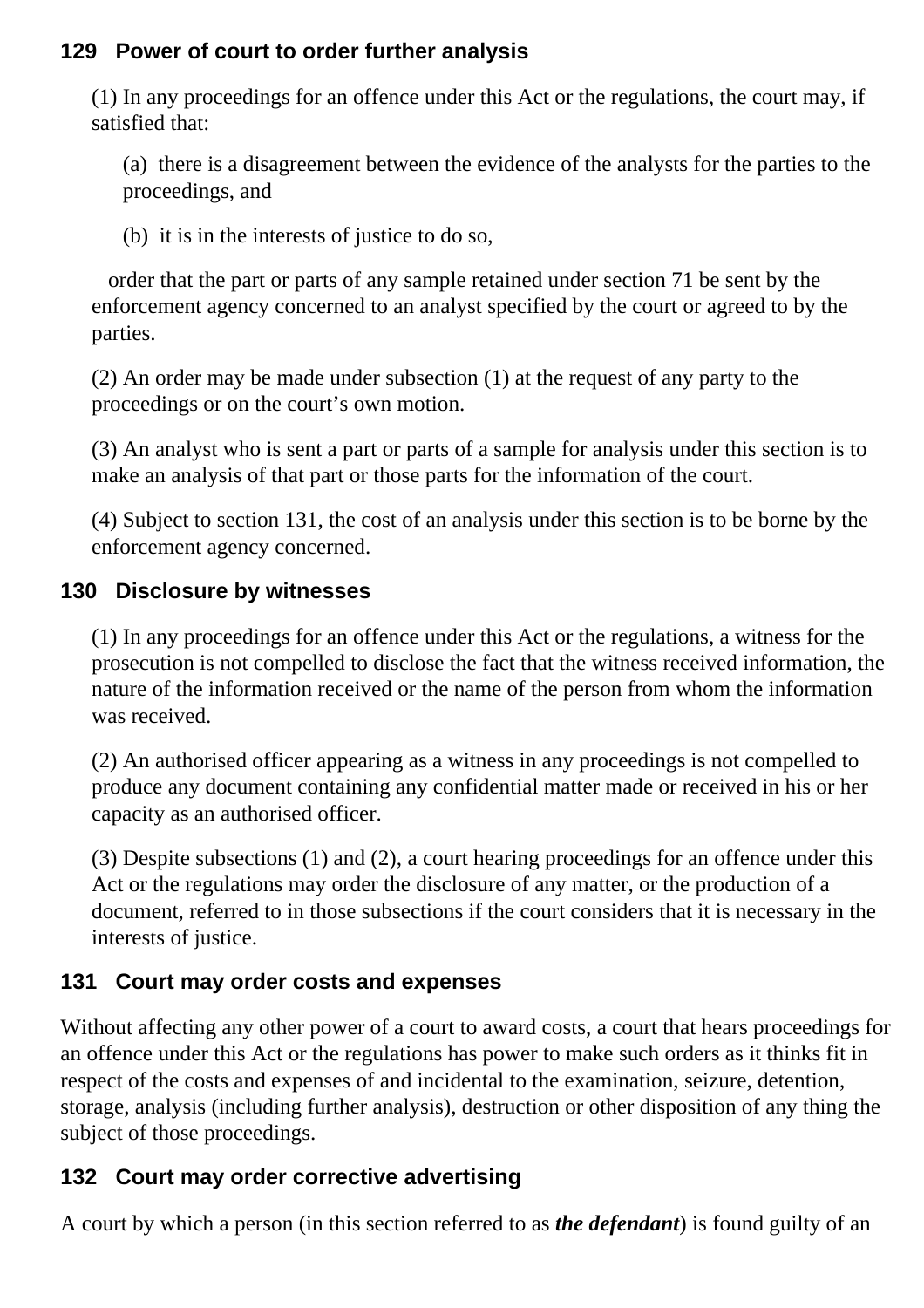### 129 Power of court to order further analysis

(1) In any proceedings for an offence under this Act or the regulations, the court may, if satisfied that:

(a) there is a disagreement between the evidence of the analysts for the parties to the proceedings, and

(b) it is in the interests of justice to do so,

order that the part or parts of any sample retained under section 71 be sent by the enforcement agency concerned to an analyst specified by the court or agreed to by the parties.

(2) An order may be made under subsection (1) at the request of any party to the proceedings or on the court's own motion.

(3) An analyst who is sent a part or parts of a sample for analysis under this section is to make an analysis of that part or those parts for the information of the court.

(4) Subject to section 131, the cost of an analysis under this section is to be borne by the enforcement agency concerned.

### 130 Disclosure by witnesses

(1) In any proceedings for an offence under this Act or the regulations, a witness for the prosecution is not compelled to disclose the fact that the witness received information, the nature of the information received or the name of the person from whom the information was received.

(2) An authorised officer appearing as a witness in any proceedings is not compelled to produce any document containing any confidential matter made or received in his or her capacity as an authorised officer.

(3) Despite subsections (1) and (2), a court hearing proceedings for an offence under this Act or the regulations may order the disclosure of any matter, or the production of a document, referred to in those subsections if the court considers that it is necessary in the interests of justice.

### 131 Court may order costs and expenses

Without affecting any other power of a court to award costs, a court that hears proceedings for an offence under this Act or the regulations has power to make such orders as it thinks fit in respect of the costs and expenses of and incidental to the examination, seizure, detention, storage, analysis (including further analysis), destruction or other disposition of any thing the subject of those proceedings.

### 132 Court may order corrective advertising

A court by which a person (in this section referred to as ***the defendant***) is found guilty of an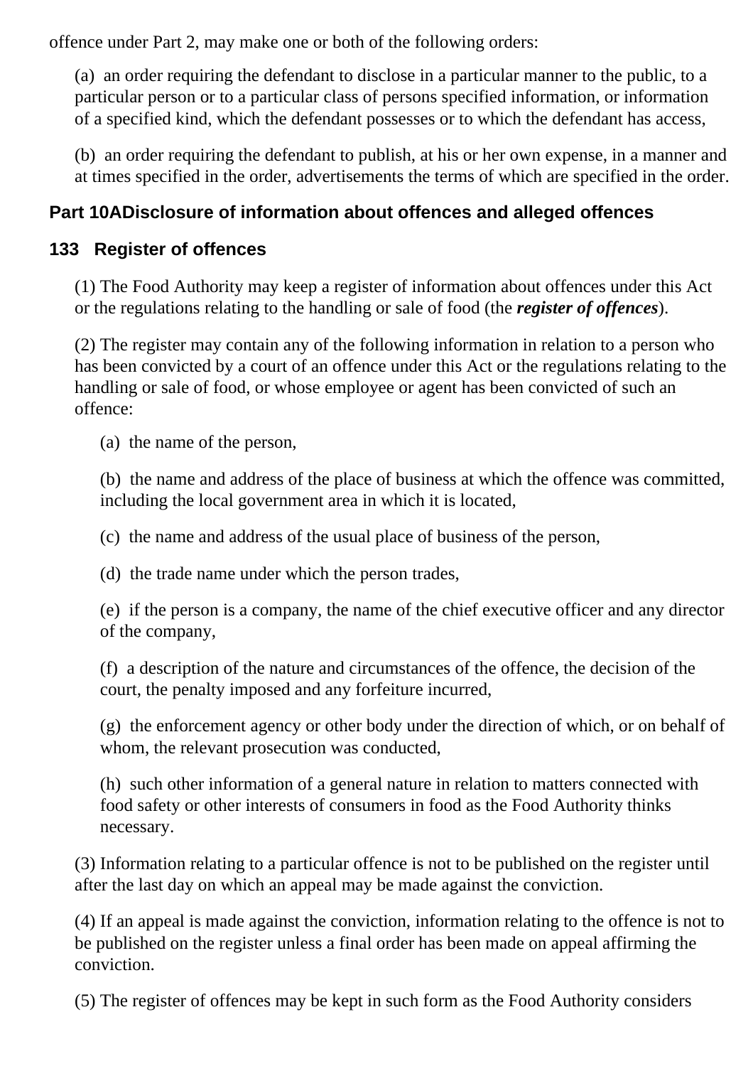offence under Part 2, may make one or both of the following orders:

(a) an order requiring the defendant to disclose in a particular manner to the public, to a particular person or to a particular class of persons specified information, or information of a specified kind, which the defendant possesses or to which the defendant has access,

(b) an order requiring the defendant to publish, at his or her own expense, in a manner and at times specified in the order, advertisements the terms of which are specified in the order.

## Part 10ADisclosure of information about offences and alleged offences

### 133 Register of offences

(1) The Food Authority may keep a register of information about offences under this Act or the regulations relating to the handling or sale of food (the ***register of offences***).

(2) The register may contain any of the following information in relation to a person who has been convicted by a court of an offence under this Act or the regulations relating to the handling or sale of food, or whose employee or agent has been convicted of such an offence:

(a) the name of the person,

(b) the name and address of the place of business at which the offence was committed, including the local government area in which it is located,

(c) the name and address of the usual place of business of the person,

(d) the trade name under which the person trades,

(e) if the person is a company, the name of the chief executive officer and any director of the company,

(f) a description of the nature and circumstances of the offence, the decision of the court, the penalty imposed and any forfeiture incurred,

(g) the enforcement agency or other body under the direction of which, or on behalf of whom, the relevant prosecution was conducted,

(h) such other information of a general nature in relation to matters connected with food safety or other interests of consumers in food as the Food Authority thinks necessary.

(3) Information relating to a particular offence is not to be published on the register until after the last day on which an appeal may be made against the conviction.

(4) If an appeal is made against the conviction, information relating to the offence is not to be published on the register unless a final order has been made on appeal affirming the conviction.

(5) The register of offences may be kept in such form as the Food Authority considers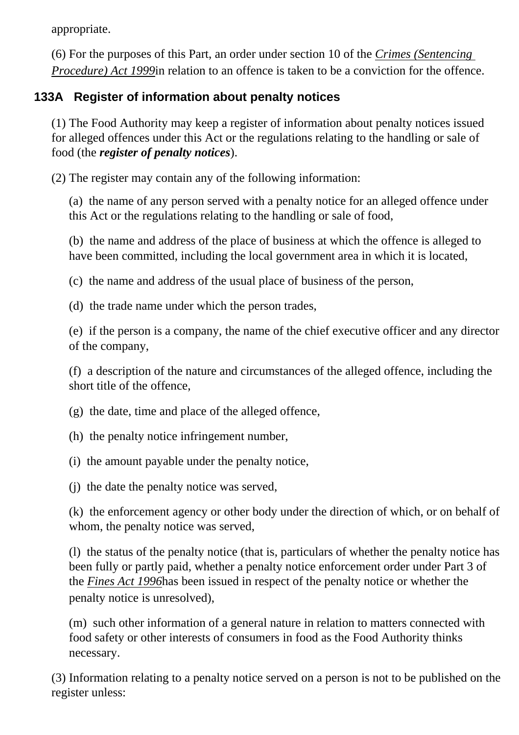appropriate.

(6) For the purposes of this Part, an order under section 10 of the *Crimes (Sentencing Procedure) Act 1999* in relation to an offence is taken to be a conviction for the offence.

### 133A Register of information about penalty notices

(1) The Food Authority may keep a register of information about penalty notices issued for alleged offences under this Act or the regulations relating to the handling or sale of food (the ***register of penalty notices***).

(2) The register may contain any of the following information:

(a) the name of any person served with a penalty notice for an alleged offence under this Act or the regulations relating to the handling or sale of food,

(b) the name and address of the place of business at which the offence is alleged to have been committed, including the local government area in which it is located,

(c) the name and address of the usual place of business of the person,

(d) the trade name under which the person trades,

(e) if the person is a company, the name of the chief executive officer and any director of the company,

(f) a description of the nature and circumstances of the alleged offence, including the short title of the offence,

(g) the date, time and place of the alleged offence,

(h) the penalty notice infringement number,

(i) the amount payable under the penalty notice,

(j) the date the penalty notice was served,

(k) the enforcement agency or other body under the direction of which, or on behalf of whom, the penalty notice was served,

(l) the status of the penalty notice (that is, particulars of whether the penalty notice has been fully or partly paid, whether a penalty notice enforcement order under Part 3 of the *Fines Act 1996* has been issued in respect of the penalty notice or whether the penalty notice is unresolved),

(m) such other information of a general nature in relation to matters connected with food safety or other interests of consumers in food as the Food Authority thinks necessary.

(3) Information relating to a penalty notice served on a person is not to be published on the register unless: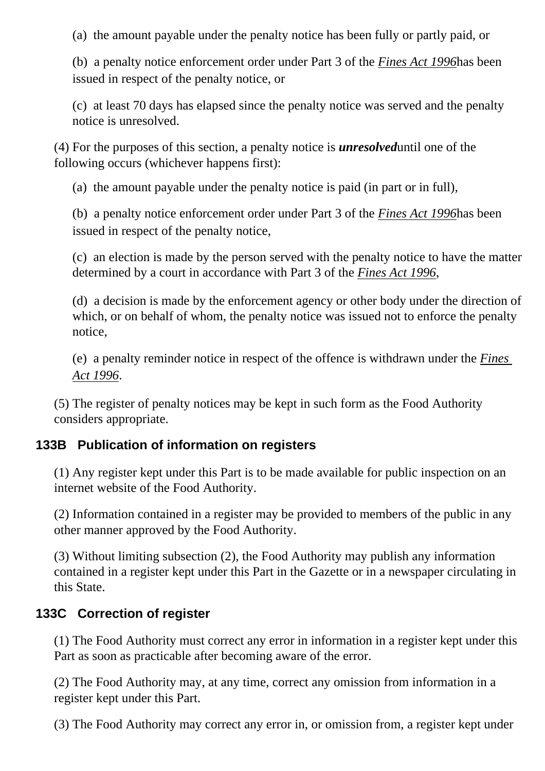(a) the amount payable under the penalty notice has been fully or partly paid, or

(b) a penalty notice enforcement order under Part 3 of the *Fines Act 1996* has been issued in respect of the penalty notice, or

(c) at least 70 days has elapsed since the penalty notice was served and the penalty notice is unresolved.

(4) For the purposes of this section, a penalty notice is ***unresolved*** until one of the following occurs (whichever happens first):

(a) the amount payable under the penalty notice is paid (in part or in full),

(b) a penalty notice enforcement order under Part 3 of the *Fines Act 1996* has been issued in respect of the penalty notice,

(c) an election is made by the person served with the penalty notice to have the matter determined by a court in accordance with Part 3 of the *Fines Act 1996*,

(d) a decision is made by the enforcement agency or other body under the direction of which, or on behalf of whom, the penalty notice was issued not to enforce the penalty notice,

(e) a penalty reminder notice in respect of the offence is withdrawn under the *Fines Act 1996*.

(5) The register of penalty notices may be kept in such form as the Food Authority considers appropriate.

### 133B Publication of information on registers

(1) Any register kept under this Part is to be made available for public inspection on an internet website of the Food Authority.

(2) Information contained in a register may be provided to members of the public in any other manner approved by the Food Authority.

(3) Without limiting subsection (2), the Food Authority may publish any information contained in a register kept under this Part in the Gazette or in a newspaper circulating in this State.

### 133C Correction of register

(1) The Food Authority must correct any error in information in a register kept under this Part as soon as practicable after becoming aware of the error.

(2) The Food Authority may, at any time, correct any omission from information in a register kept under this Part.

(3) The Food Authority may correct any error in, or omission from, a register kept under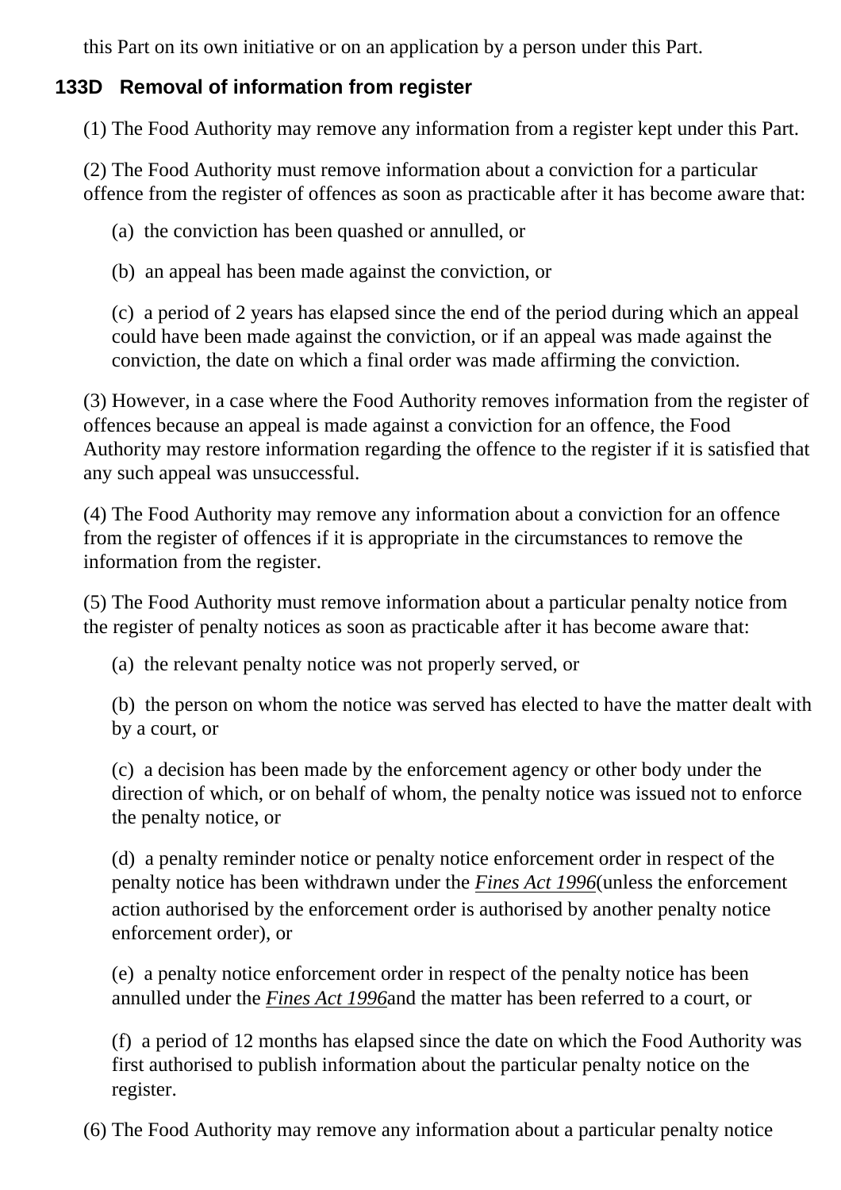this Part on its own initiative or on an application by a person under this Part.

## 133D Removal of information from register

(1) The Food Authority may remove any information from a register kept under this Part.

(2) The Food Authority must remove information about a conviction for a particular offence from the register of offences as soon as practicable after it has become aware that:

(a) the conviction has been quashed or annulled, or

(b) an appeal has been made against the conviction, or

(c) a period of 2 years has elapsed since the end of the period during which an appeal could have been made against the conviction, or if an appeal was made against the conviction, the date on which a final order was made affirming the conviction.

(3) However, in a case where the Food Authority removes information from the register of offences because an appeal is made against a conviction for an offence, the Food Authority may restore information regarding the offence to the register if it is satisfied that any such appeal was unsuccessful.

(4) The Food Authority may remove any information about a conviction for an offence from the register of offences if it is appropriate in the circumstances to remove the information from the register.

(5) The Food Authority must remove information about a particular penalty notice from the register of penalty notices as soon as practicable after it has become aware that:

(a) the relevant penalty notice was not properly served, or

(b) the person on whom the notice was served has elected to have the matter dealt with by a court, or

(c) a decision has been made by the enforcement agency or other body under the direction of which, or on behalf of whom, the penalty notice was issued not to enforce the penalty notice, or

(d) a penalty reminder notice or penalty notice enforcement order in respect of the penalty notice has been withdrawn under the *Fines Act 1996*(unless the enforcement action authorised by the enforcement order is authorised by another penalty notice enforcement order), or

(e) a penalty notice enforcement order in respect of the penalty notice has been annulled under the *Fines Act 1996*and the matter has been referred to a court, or

(f) a period of 12 months has elapsed since the date on which the Food Authority was first authorised to publish information about the particular penalty notice on the register.

(6) The Food Authority may remove any information about a particular penalty notice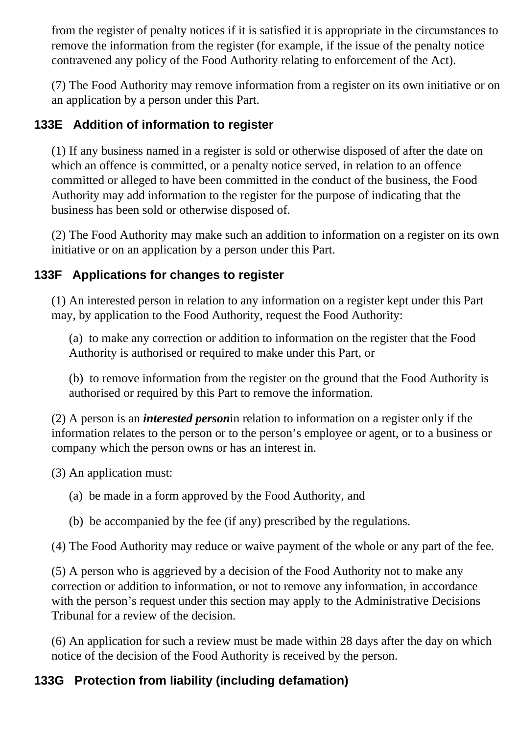from the register of penalty notices if it is satisfied it is appropriate in the circumstances to remove the information from the register (for example, if the issue of the penalty notice contravened any policy of the Food Authority relating to enforcement of the Act).

(7) The Food Authority may remove information from a register on its own initiative or on an application by a person under this Part.

## 133E Addition of information to register

(1) If any business named in a register is sold or otherwise disposed of after the date on which an offence is committed, or a penalty notice served, in relation to an offence committed or alleged to have been committed in the conduct of the business, the Food Authority may add information to the register for the purpose of indicating that the business has been sold or otherwise disposed of.

(2) The Food Authority may make such an addition to information on a register on its own initiative or on an application by a person under this Part.

## 133F Applications for changes to register

(1) An interested person in relation to any information on a register kept under this Part may, by application to the Food Authority, request the Food Authority:

(a) to make any correction or addition to information on the register that the Food Authority is authorised or required to make under this Part, or

(b) to remove information from the register on the ground that the Food Authority is authorised or required by this Part to remove the information.

(2) A person is an ***interested person*** in relation to information on a register only if the information relates to the person or to the person's employee or agent, or to a business or company which the person owns or has an interest in.

(3) An application must:

(a) be made in a form approved by the Food Authority, and

(b) be accompanied by the fee (if any) prescribed by the regulations.

(4) The Food Authority may reduce or waive payment of the whole or any part of the fee.

(5) A person who is aggrieved by a decision of the Food Authority not to make any correction or addition to information, or not to remove any information, in accordance with the person's request under this section may apply to the Administrative Decisions Tribunal for a review of the decision.

(6) An application for such a review must be made within 28 days after the day on which notice of the decision of the Food Authority is received by the person.

## 133G Protection from liability (including defamation)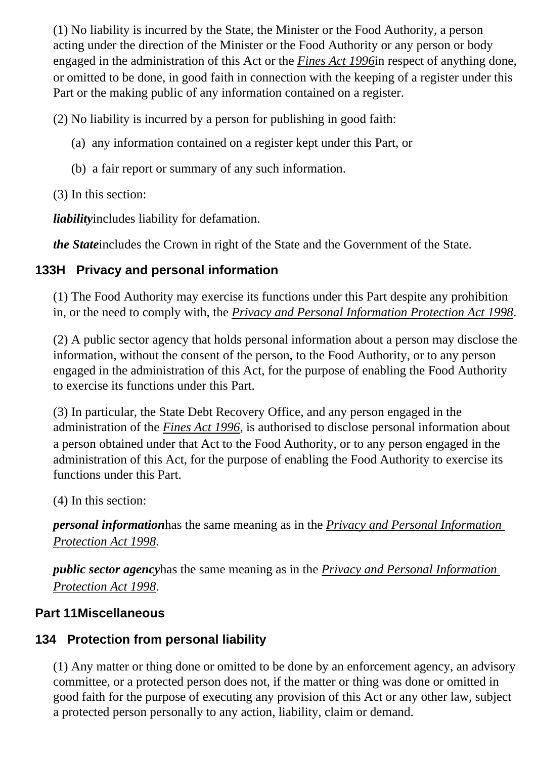(1) No liability is incurred by the State, the Minister or the Food Authority, a person acting under the direction of the Minister or the Food Authority or any person or body engaged in the administration of this Act or the *Fines Act 1996* in respect of anything done, or omitted to be done, in good faith in connection with the keeping of a register under this Part or the making public of any information contained on a register.

(2) No liability is incurred by a person for publishing in good faith:

(a) any information contained on a register kept under this Part, or

(b) a fair report or summary of any such information.

(3) In this section:

***liability*** includes liability for defamation.

***the State*** includes the Crown in right of the State and the Government of the State.

### 133H Privacy and personal information

(1) The Food Authority may exercise its functions under this Part despite any prohibition in, or the need to comply with, the *Privacy and Personal Information Protection Act 1998*.

(2) A public sector agency that holds personal information about a person may disclose the information, without the consent of the person, to the Food Authority, or to any person engaged in the administration of this Act, for the purpose of enabling the Food Authority to exercise its functions under this Part.

(3) In particular, the State Debt Recovery Office, and any person engaged in the administration of the *Fines Act 1996*, is authorised to disclose personal information about a person obtained under that Act to the Food Authority, or to any person engaged in the administration of this Act, for the purpose of enabling the Food Authority to exercise its functions under this Part.

(4) In this section:

***personal information*** has the same meaning as in the *Privacy and Personal Information Protection Act 1998*.

***public sector agency*** has the same meaning as in the *Privacy and Personal Information Protection Act 1998*.

## Part 11 Miscellaneous

### 134 Protection from personal liability

(1) Any matter or thing done or omitted to be done by an enforcement agency, an advisory committee, or a protected person does not, if the matter or thing was done or omitted in good faith for the purpose of executing any provision of this Act or any other law, subject a protected person personally to any action, liability, claim or demand.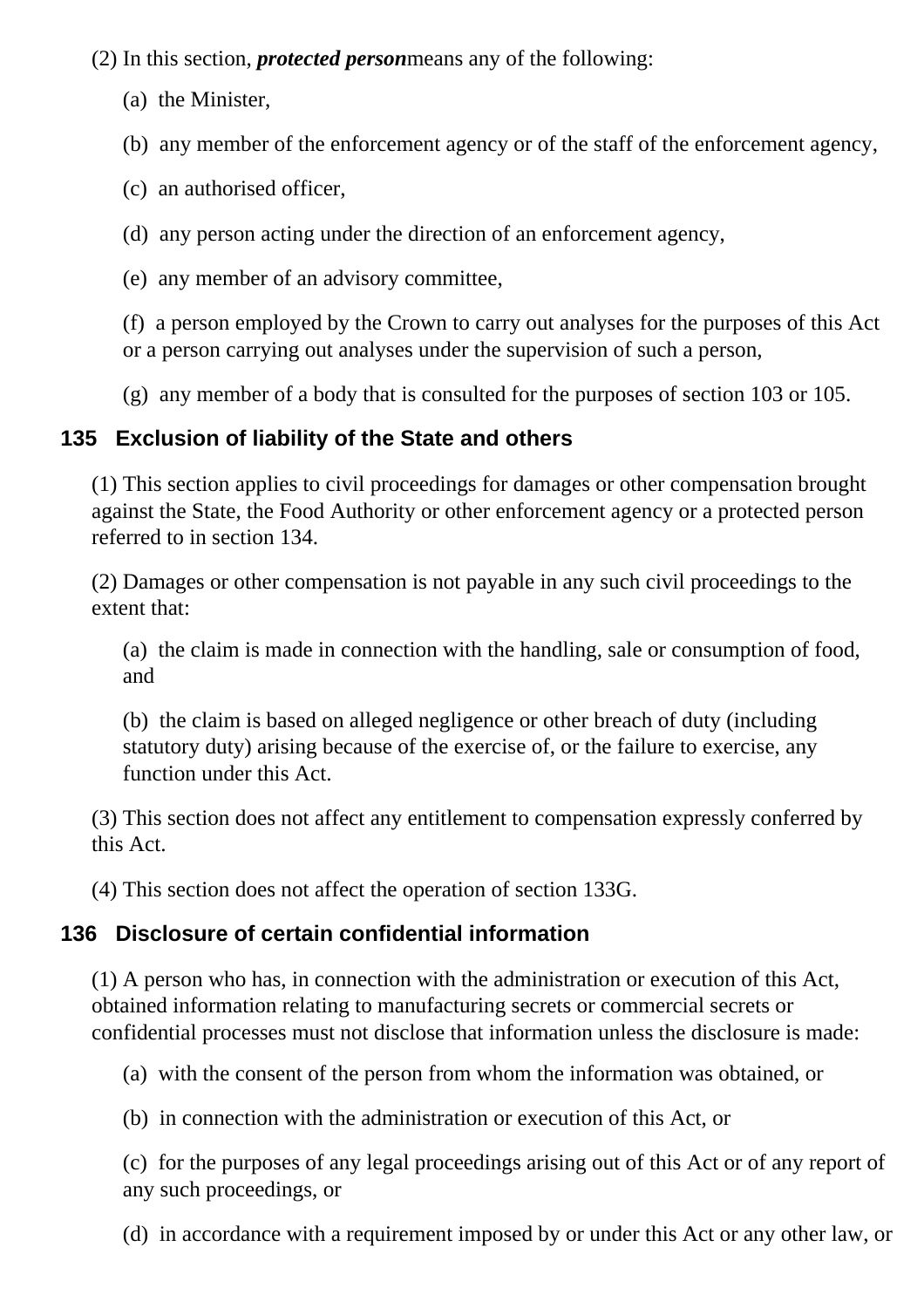(2) In this section, ***protected person*** means any of the following:

(a) the Minister,

(b) any member of the enforcement agency or of the staff of the enforcement agency,

(c) an authorised officer,

(d) any person acting under the direction of an enforcement agency,

(e) any member of an advisory committee,

(f) a person employed by the Crown to carry out analyses for the purposes of this Act or a person carrying out analyses under the supervision of such a person,

(g) any member of a body that is consulted for the purposes of section 103 or 105.

### 135 Exclusion of liability of the State and others

(1) This section applies to civil proceedings for damages or other compensation brought against the State, the Food Authority or other enforcement agency or a protected person referred to in section 134.

(2) Damages or other compensation is not payable in any such civil proceedings to the extent that:

(a) the claim is made in connection with the handling, sale or consumption of food, and

(b) the claim is based on alleged negligence or other breach of duty (including statutory duty) arising because of the exercise of, or the failure to exercise, any function under this Act.

(3) This section does not affect any entitlement to compensation expressly conferred by this Act.

(4) This section does not affect the operation of section 133G.

### 136 Disclosure of certain confidential information

(1) A person who has, in connection with the administration or execution of this Act, obtained information relating to manufacturing secrets or commercial secrets or confidential processes must not disclose that information unless the disclosure is made:

(a) with the consent of the person from whom the information was obtained, or

(b) in connection with the administration or execution of this Act, or

(c) for the purposes of any legal proceedings arising out of this Act or of any report of any such proceedings, or

(d) in accordance with a requirement imposed by or under this Act or any other law, or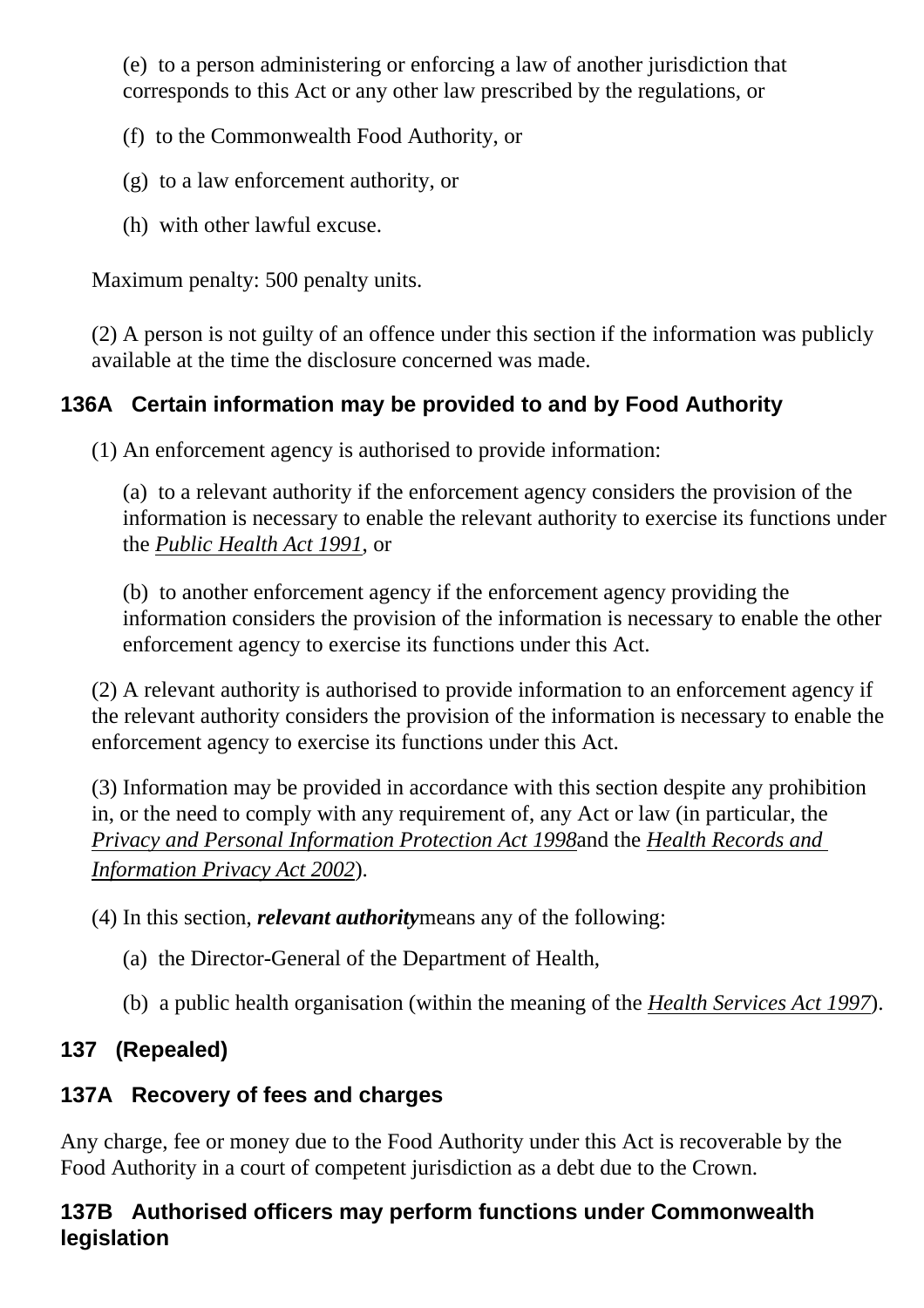(e) to a person administering or enforcing a law of another jurisdiction that corresponds to this Act or any other law prescribed by the regulations, or

(f) to the Commonwealth Food Authority, or

(g) to a law enforcement authority, or

(h) with other lawful excuse.

Maximum penalty: 500 penalty units.

(2) A person is not guilty of an offence under this section if the information was publicly available at the time the disclosure concerned was made.

### 136A Certain information may be provided to and by Food Authority

(1) An enforcement agency is authorised to provide information:

(a) to a relevant authority if the enforcement agency considers the provision of the information is necessary to enable the relevant authority to exercise its functions under the *Public Health Act 1991*, or

(b) to another enforcement agency if the enforcement agency providing the information considers the provision of the information is necessary to enable the other enforcement agency to exercise its functions under this Act.

(2) A relevant authority is authorised to provide information to an enforcement agency if the relevant authority considers the provision of the information is necessary to enable the enforcement agency to exercise its functions under this Act.

(3) Information may be provided in accordance with this section despite any prohibition in, or the need to comply with any requirement of, any Act or law (in particular, the *Privacy and Personal Information Protection Act 1998* and the *Health Records and Information Privacy Act 2002*).

(4) In this section, ***relevant authority*** means any of the following:

(a) the Director-General of the Department of Health,

(b) a public health organisation (within the meaning of the *Health Services Act 1997*).

### 137 (Repealed)

### 137A Recovery of fees and charges

Any charge, fee or money due to the Food Authority under this Act is recoverable by the Food Authority in a court of competent jurisdiction as a debt due to the Crown.

### 137B Authorised officers may perform functions under Commonwealth legislation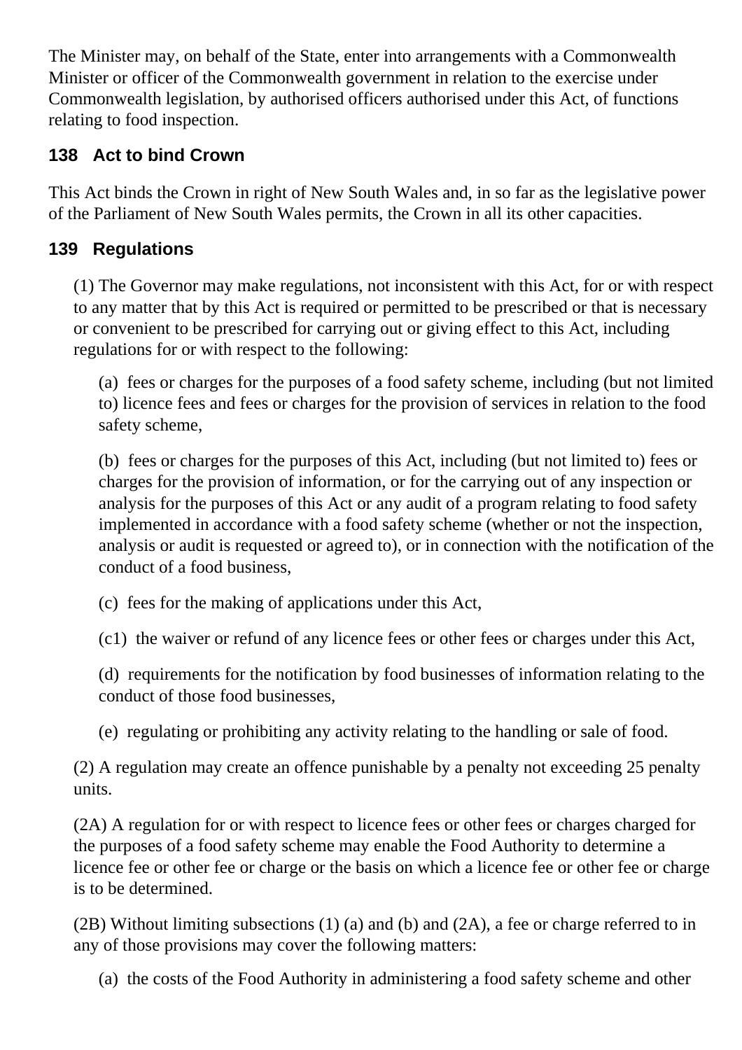The Minister may, on behalf of the State, enter into arrangements with a Commonwealth Minister or officer of the Commonwealth government in relation to the exercise under Commonwealth legislation, by authorised officers authorised under this Act, of functions relating to food inspection.

### 138 Act to bind Crown

This Act binds the Crown in right of New South Wales and, in so far as the legislative power of the Parliament of New South Wales permits, the Crown in all its other capacities.

### 139 Regulations

(1) The Governor may make regulations, not inconsistent with this Act, for or with respect to any matter that by this Act is required or permitted to be prescribed or that is necessary or convenient to be prescribed for carrying out or giving effect to this Act, including regulations for or with respect to the following:

(a) fees or charges for the purposes of a food safety scheme, including (but not limited to) licence fees and fees or charges for the provision of services in relation to the food safety scheme,

(b) fees or charges for the purposes of this Act, including (but not limited to) fees or charges for the provision of information, or for the carrying out of any inspection or analysis for the purposes of this Act or any audit of a program relating to food safety implemented in accordance with a food safety scheme (whether or not the inspection, analysis or audit is requested or agreed to), or in connection with the notification of the conduct of a food business,

(c) fees for the making of applications under this Act,

(c1) the waiver or refund of any licence fees or other fees or charges under this Act,

(d) requirements for the notification by food businesses of information relating to the conduct of those food businesses,

(e) regulating or prohibiting any activity relating to the handling or sale of food.

(2) A regulation may create an offence punishable by a penalty not exceeding 25 penalty units.

(2A) A regulation for or with respect to licence fees or other fees or charges charged for the purposes of a food safety scheme may enable the Food Authority to determine a licence fee or other fee or charge or the basis on which a licence fee or other fee or charge is to be determined.

(2B) Without limiting subsections (1) (a) and (b) and (2A), a fee or charge referred to in any of those provisions may cover the following matters:

(a) the costs of the Food Authority in administering a food safety scheme and other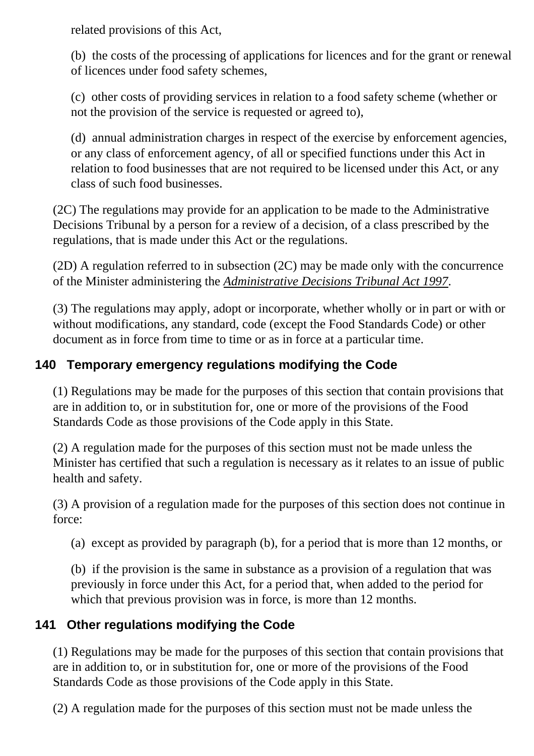related provisions of this Act,

(b) the costs of the processing of applications for licences and for the grant or renewal of licences under food safety schemes,

(c) other costs of providing services in relation to a food safety scheme (whether or not the provision of the service is requested or agreed to),

(d) annual administration charges in respect of the exercise by enforcement agencies, or any class of enforcement agency, of all or specified functions under this Act in relation to food businesses that are not required to be licensed under this Act, or any class of such food businesses.

(2C) The regulations may provide for an application to be made to the Administrative Decisions Tribunal by a person for a review of a decision, of a class prescribed by the regulations, that is made under this Act or the regulations.

(2D) A regulation referred to in subsection (2C) may be made only with the concurrence of the Minister administering the *Administrative Decisions Tribunal Act 1997*.

(3) The regulations may apply, adopt or incorporate, whether wholly or in part or with or without modifications, any standard, code (except the Food Standards Code) or other document as in force from time to time or as in force at a particular time.

## 140 Temporary emergency regulations modifying the Code

(1) Regulations may be made for the purposes of this section that contain provisions that are in addition to, or in substitution for, one or more of the provisions of the Food Standards Code as those provisions of the Code apply in this State.

(2) A regulation made for the purposes of this section must not be made unless the Minister has certified that such a regulation is necessary as it relates to an issue of public health and safety.

(3) A provision of a regulation made for the purposes of this section does not continue in force:

(a) except as provided by paragraph (b), for a period that is more than 12 months, or

(b) if the provision is the same in substance as a provision of a regulation that was previously in force under this Act, for a period that, when added to the period for which that previous provision was in force, is more than 12 months.

## 141 Other regulations modifying the Code

(1) Regulations may be made for the purposes of this section that contain provisions that are in addition to, or in substitution for, one or more of the provisions of the Food Standards Code as those provisions of the Code apply in this State.

(2) A regulation made for the purposes of this section must not be made unless the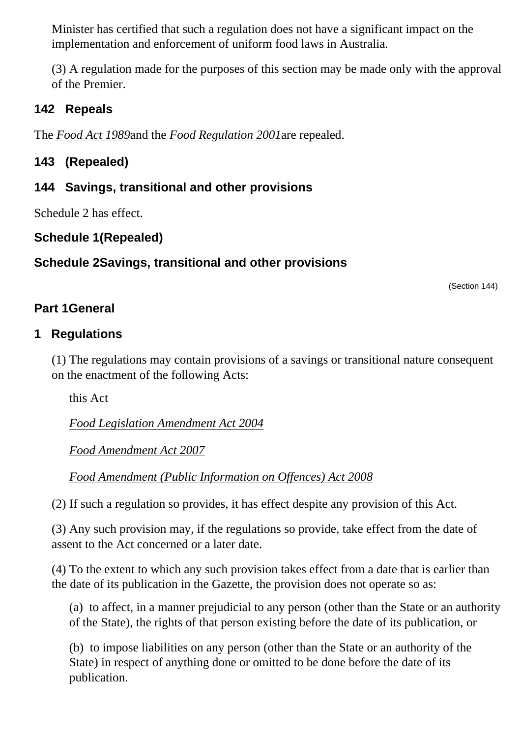Minister has certified that such a regulation does not have a significant impact on the implementation and enforcement of uniform food laws in Australia.

(3) A regulation made for the purposes of this section may be made only with the approval of the Premier.

### 142 Repeals

The *Food Act 1989*and the *Food Regulation 2001*are repealed.

### 143 (Repealed)

### 144 Savings, transitional and other provisions

Schedule 2 has effect.

## Schedule 1(Repealed)

## Schedule 2Savings, transitional and other provisions

(Section 144)

### Part 1General

### 1 Regulations

(1) The regulations may contain provisions of a savings or transitional nature consequent on the enactment of the following Acts:

this Act

*Food Legislation Amendment Act 2004*

*Food Amendment Act 2007*

*Food Amendment (Public Information on Offences) Act 2008*

(2) If such a regulation so provides, it has effect despite any provision of this Act.

(3) Any such provision may, if the regulations so provide, take effect from the date of assent to the Act concerned or a later date.

(4) To the extent to which any such provision takes effect from a date that is earlier than the date of its publication in the Gazette, the provision does not operate so as:

(a) to affect, in a manner prejudicial to any person (other than the State or an authority of the State), the rights of that person existing before the date of its publication, or

(b) to impose liabilities on any person (other than the State or an authority of the State) in respect of anything done or omitted to be done before the date of its publication.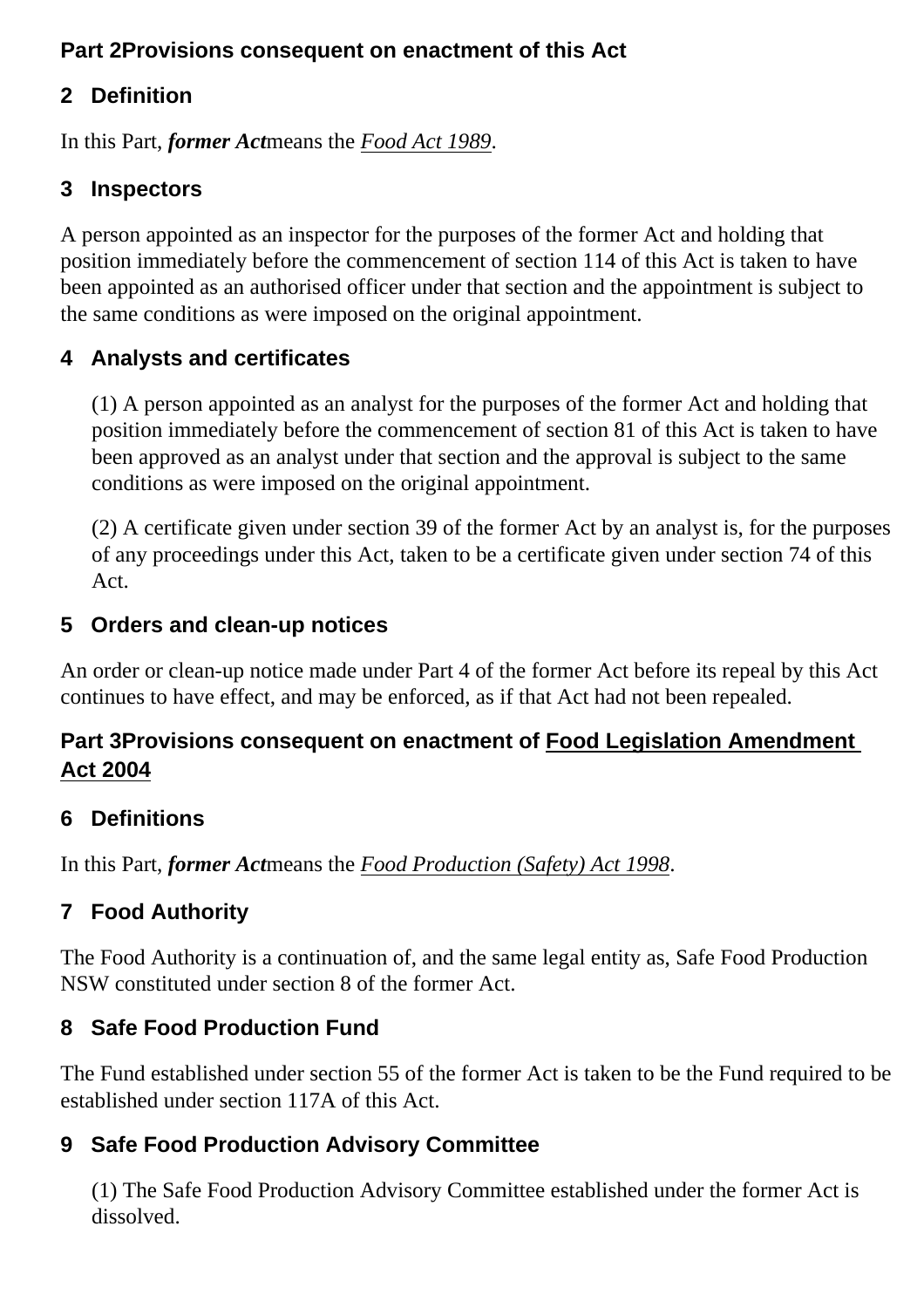## Part 2 Provisions consequent on enactment of this Act

### 2 Definition

In this Part, ***former Act*** means the *Food Act 1989*.

### 3 Inspectors

A person appointed as an inspector for the purposes of the former Act and holding that position immediately before the commencement of section 114 of this Act is taken to have been appointed as an authorised officer under that section and the appointment is subject to the same conditions as were imposed on the original appointment.

### 4 Analysts and certificates

(1) A person appointed as an analyst for the purposes of the former Act and holding that position immediately before the commencement of section 81 of this Act is taken to have been approved as an analyst under that section and the approval is subject to the same conditions as were imposed on the original appointment.

(2) A certificate given under section 39 of the former Act by an analyst is, for the purposes of any proceedings under this Act, taken to be a certificate given under section 74 of this Act.

### 5 Orders and clean-up notices

An order or clean-up notice made under Part 4 of the former Act before its repeal by this Act continues to have effect, and may be enforced, as if that Act had not been repealed.

## Part 3 Provisions consequent on enactment of Food Legislation Amendment Act 2004

### 6 Definitions

In this Part, ***former Act*** means the *Food Production (Safety) Act 1998*.

### 7 Food Authority

The Food Authority is a continuation of, and the same legal entity as, Safe Food Production NSW constituted under section 8 of the former Act.

### 8 Safe Food Production Fund

The Fund established under section 55 of the former Act is taken to be the Fund required to be established under section 117A of this Act.

### 9 Safe Food Production Advisory Committee

(1) The Safe Food Production Advisory Committee established under the former Act is dissolved.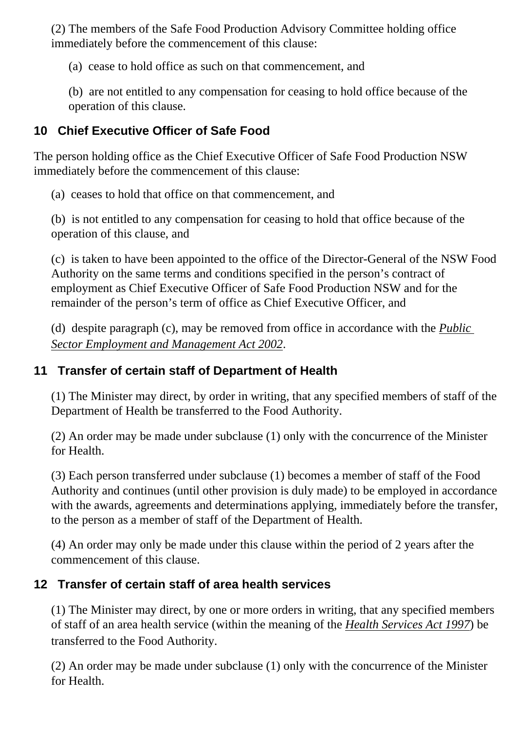(2) The members of the Safe Food Production Advisory Committee holding office immediately before the commencement of this clause:

(a) cease to hold office as such on that commencement, and

(b) are not entitled to any compensation for ceasing to hold office because of the operation of this clause.

## 10 Chief Executive Officer of Safe Food

The person holding office as the Chief Executive Officer of Safe Food Production NSW immediately before the commencement of this clause:

(a) ceases to hold that office on that commencement, and

(b) is not entitled to any compensation for ceasing to hold that office because of the operation of this clause, and

(c) is taken to have been appointed to the office of the Director-General of the NSW Food Authority on the same terms and conditions specified in the person's contract of employment as Chief Executive Officer of Safe Food Production NSW and for the remainder of the person's term of office as Chief Executive Officer, and

(d) despite paragraph (c), may be removed from office in accordance with the *Public Sector Employment and Management Act 2002*.

## 11 Transfer of certain staff of Department of Health

(1) The Minister may direct, by order in writing, that any specified members of staff of the Department of Health be transferred to the Food Authority.

(2) An order may be made under subclause (1) only with the concurrence of the Minister for Health.

(3) Each person transferred under subclause (1) becomes a member of staff of the Food Authority and continues (until other provision is duly made) to be employed in accordance with the awards, agreements and determinations applying, immediately before the transfer, to the person as a member of staff of the Department of Health.

(4) An order may only be made under this clause within the period of 2 years after the commencement of this clause.

## 12 Transfer of certain staff of area health services

(1) The Minister may direct, by one or more orders in writing, that any specified members of staff of an area health service (within the meaning of the *Health Services Act 1997*) be transferred to the Food Authority.

(2) An order may be made under subclause (1) only with the concurrence of the Minister for Health.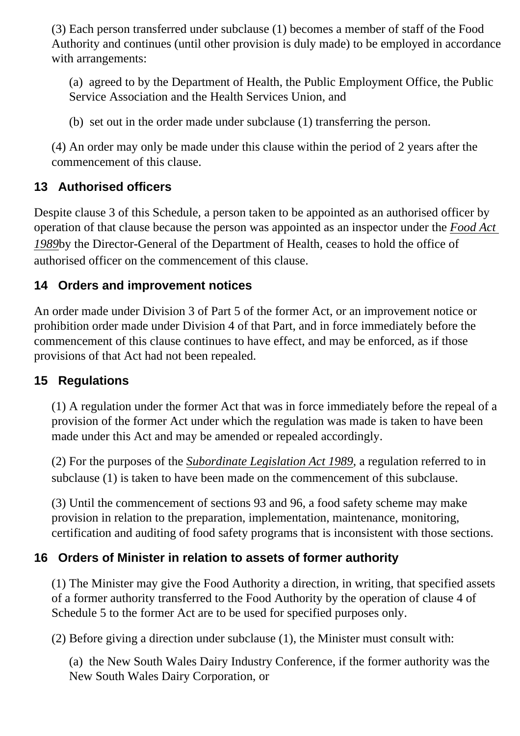(3) Each person transferred under subclause (1) becomes a member of staff of the Food Authority and continues (until other provision is duly made) to be employed in accordance with arrangements:

(a) agreed to by the Department of Health, the Public Employment Office, the Public Service Association and the Health Services Union, and

(b) set out in the order made under subclause (1) transferring the person.

(4) An order may only be made under this clause within the period of 2 years after the commencement of this clause.

## 13 Authorised officers

Despite clause 3 of this Schedule, a person taken to be appointed as an authorised officer by operation of that clause because the person was appointed as an inspector under the *Food Act 1989* by the Director-General of the Department of Health, ceases to hold the office of authorised officer on the commencement of this clause.

## 14 Orders and improvement notices

An order made under Division 3 of Part 5 of the former Act, or an improvement notice or prohibition order made under Division 4 of that Part, and in force immediately before the commencement of this clause continues to have effect, and may be enforced, as if those provisions of that Act had not been repealed.

## 15 Regulations

(1) A regulation under the former Act that was in force immediately before the repeal of a provision of the former Act under which the regulation was made is taken to have been made under this Act and may be amended or repealed accordingly.

(2) For the purposes of the *Subordinate Legislation Act 1989*, a regulation referred to in subclause (1) is taken to have been made on the commencement of this subclause.

(3) Until the commencement of sections 93 and 96, a food safety scheme may make provision in relation to the preparation, implementation, maintenance, monitoring, certification and auditing of food safety programs that is inconsistent with those sections.

## 16 Orders of Minister in relation to assets of former authority

(1) The Minister may give the Food Authority a direction, in writing, that specified assets of a former authority transferred to the Food Authority by the operation of clause 4 of Schedule 5 to the former Act are to be used for specified purposes only.

(2) Before giving a direction under subclause (1), the Minister must consult with:

(a) the New South Wales Dairy Industry Conference, if the former authority was the New South Wales Dairy Corporation, or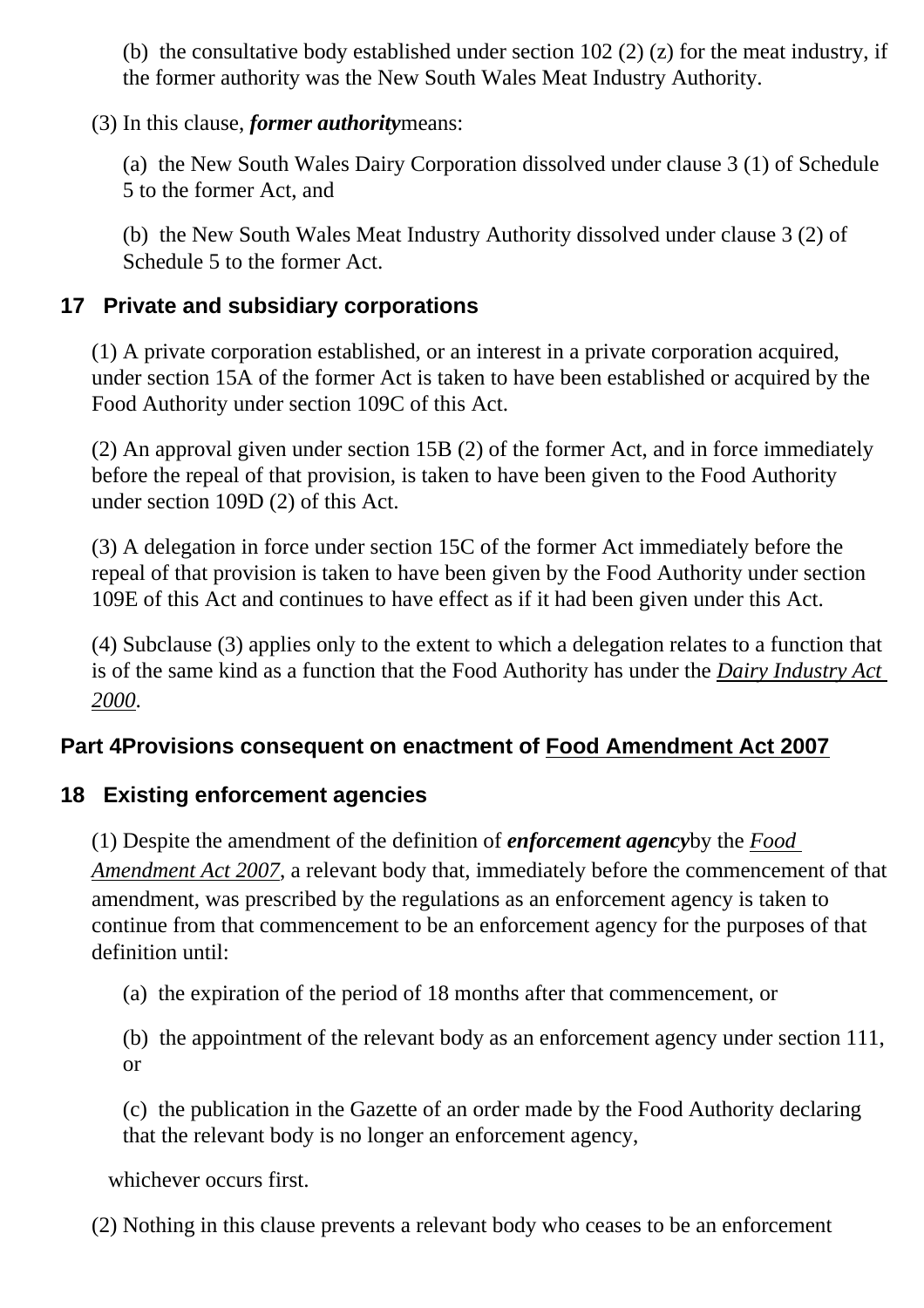(b) the consultative body established under section 102 (2) (z) for the meat industry, if the former authority was the New South Wales Meat Industry Authority.

(3) In this clause, ***former authority*** means:

(a) the New South Wales Dairy Corporation dissolved under clause 3 (1) of Schedule 5 to the former Act, and

(b) the New South Wales Meat Industry Authority dissolved under clause 3 (2) of Schedule 5 to the former Act.

## 17 Private and subsidiary corporations

(1) A private corporation established, or an interest in a private corporation acquired, under section 15A of the former Act is taken to have been established or acquired by the Food Authority under section 109C of this Act.

(2) An approval given under section 15B (2) of the former Act, and in force immediately before the repeal of that provision, is taken to have been given to the Food Authority under section 109D (2) of this Act.

(3) A delegation in force under section 15C of the former Act immediately before the repeal of that provision is taken to have been given by the Food Authority under section 109E of this Act and continues to have effect as if it had been given under this Act.

(4) Subclause (3) applies only to the extent to which a delegation relates to a function that is of the same kind as a function that the Food Authority has under the *Dairy Industry Act 2000*.

## Part 4 Provisions consequent on enactment of Food Amendment Act 2007

## 18 Existing enforcement agencies

(1) Despite the amendment of the definition of ***enforcement agency*** by the *Food Amendment Act 2007*, a relevant body that, immediately before the commencement of that amendment, was prescribed by the regulations as an enforcement agency is taken to continue from that commencement to be an enforcement agency for the purposes of that definition until:

(a) the expiration of the period of 18 months after that commencement, or

(b) the appointment of the relevant body as an enforcement agency under section 111, or

(c) the publication in the Gazette of an order made by the Food Authority declaring that the relevant body is no longer an enforcement agency,

whichever occurs first.

(2) Nothing in this clause prevents a relevant body who ceases to be an enforcement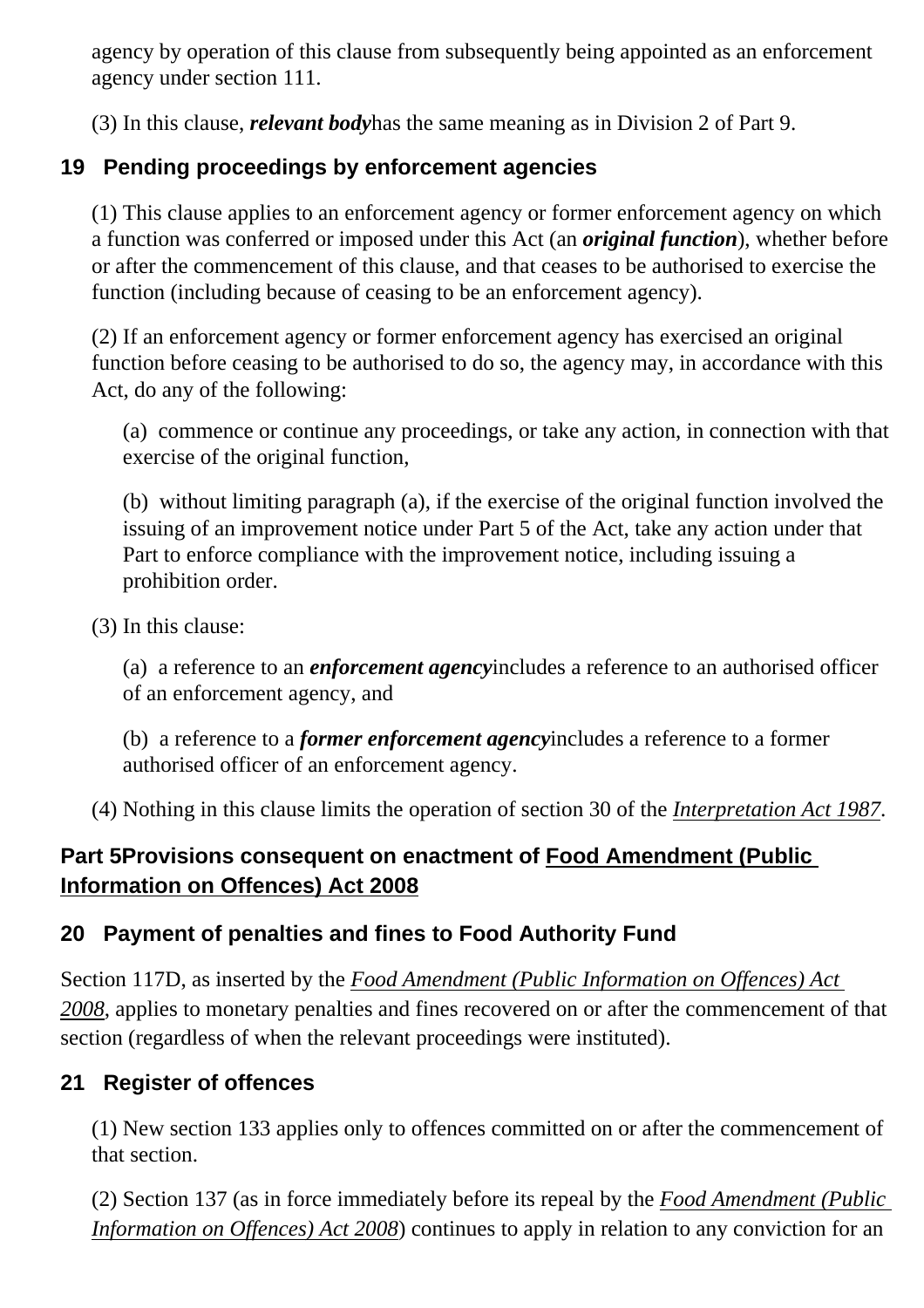agency by operation of this clause from subsequently being appointed as an enforcement agency under section 111.

(3) In this clause, ***relevant body*** has the same meaning as in Division 2 of Part 9.

### 19 Pending proceedings by enforcement agencies

(1) This clause applies to an enforcement agency or former enforcement agency on which a function was conferred or imposed under this Act (an ***original function***), whether before or after the commencement of this clause, and that ceases to be authorised to exercise the function (including because of ceasing to be an enforcement agency).

(2) If an enforcement agency or former enforcement agency has exercised an original function before ceasing to be authorised to do so, the agency may, in accordance with this Act, do any of the following:

(a) commence or continue any proceedings, or take any action, in connection with that exercise of the original function,

(b) without limiting paragraph (a), if the exercise of the original function involved the issuing of an improvement notice under Part 5 of the Act, take any action under that Part to enforce compliance with the improvement notice, including issuing a prohibition order.

(3) In this clause:

(a) a reference to an ***enforcement agency*** includes a reference to an authorised officer of an enforcement agency, and

(b) a reference to a ***former enforcement agency*** includes a reference to a former authorised officer of an enforcement agency.

(4) Nothing in this clause limits the operation of section 30 of the *Interpretation Act 1987*.

## Part 5 Provisions consequent on enactment of Food Amendment (Public Information on Offences) Act 2008

### 20 Payment of penalties and fines to Food Authority Fund

Section 117D, as inserted by the *Food Amendment (Public Information on Offences) Act 2008*, applies to monetary penalties and fines recovered on or after the commencement of that section (regardless of when the relevant proceedings were instituted).

### 21 Register of offences

(1) New section 133 applies only to offences committed on or after the commencement of that section.

(2) Section 137 (as in force immediately before its repeal by the *Food Amendment (Public Information on Offences) Act 2008*) continues to apply in relation to any conviction for an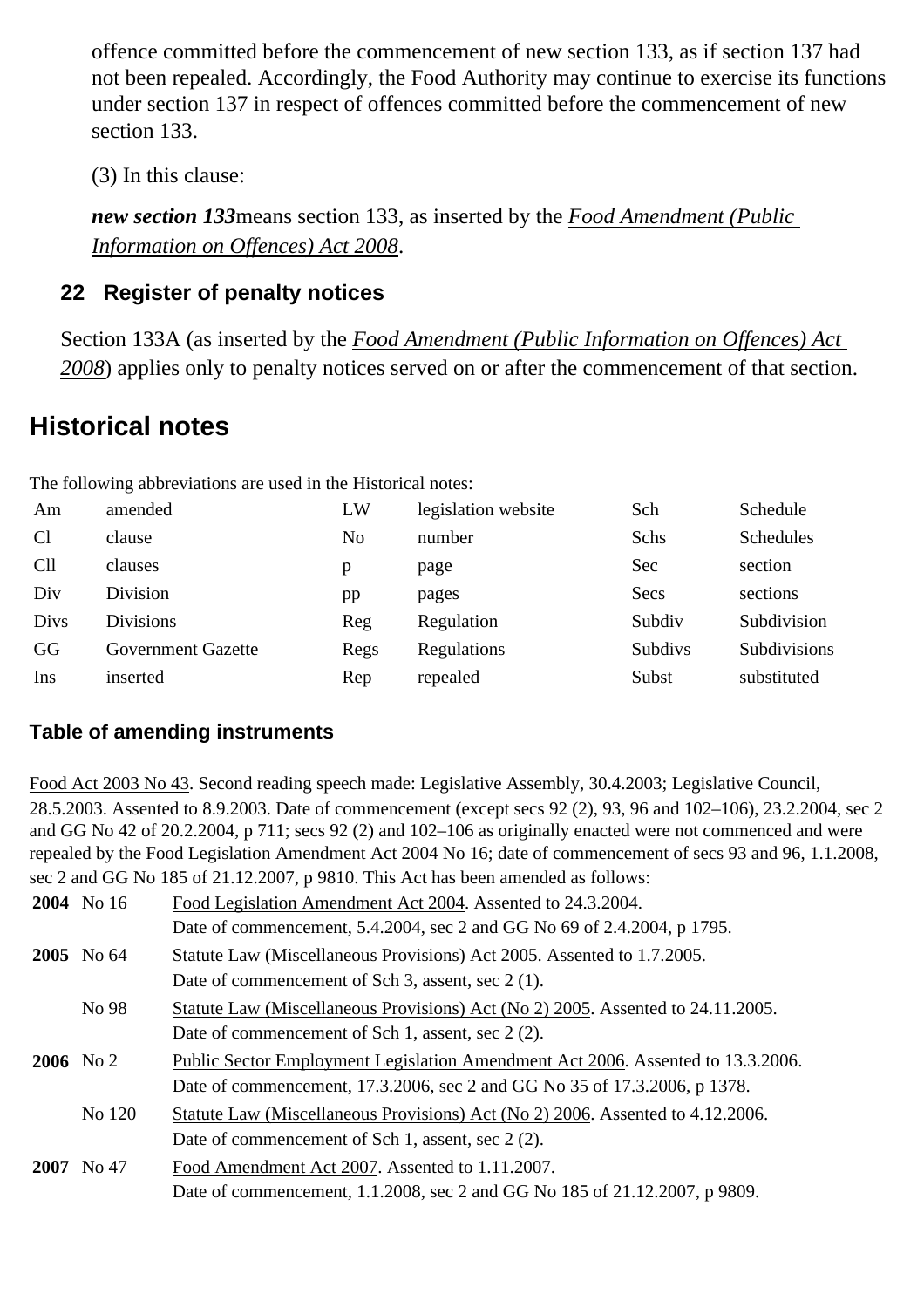offence committed before the commencement of new section 133, as if section 137 had not been repealed. Accordingly, the Food Authority may continue to exercise its functions under section 137 in respect of offences committed before the commencement of new section 133.

(3) In this clause:

***new section 133*** means section 133, as inserted by the *Food Amendment (Public Information on Offences) Act 2008*.

### 22 Register of penalty notices

Section 133A (as inserted by the *Food Amendment (Public Information on Offences) Act 2008*) applies only to penalty notices served on or after the commencement of that section.

## Historical notes

The following abbreviations are used in the Historical notes:

| | | | | | | | |
|---|---|---|---|---|---|---|---|
| Am | amended | LW | legislation website | Sch | Schedule | | |
| Cl | clause | No | number | Schs | Schedules | | |
| Cll | clauses | p | page | Sec | section | | |
| Div | Division | pp | pages | Secs | sections | | |
| Divs | Divisions | Reg | Regulation | Subdiv | Subdivision | | |
| GG | Government Gazette | Regs | Regulations | Subdivs | Subdivisions | | |
| Ins | inserted | Rep | repealed | Subst | substituted | | |

### Table of amending instruments

Food Act 2003 No 43. Second reading speech made: Legislative Assembly, 30.4.2003; Legislative Council, 28.5.2003. Assented to 8.9.2003. Date of commencement (except secs 92 (2), 93, 96 and 102–106), 23.2.2004, sec 2 and GG No 42 of 20.2.2004, p 711; secs 92 (2) and 102–106 as originally enacted were not commenced and were repealed by the Food Legislation Amendment Act 2004 No 16; date of commencement of secs 93 and 96, 1.1.2008, sec 2 and GG No 185 of 21.12.2007, p 9810. This Act has been amended as follows:

| | | |
|---|---|---|
| **2004** | No 16 | Food Legislation Amendment Act 2004. Assented to 24.3.2004.<br>Date of commencement, 5.4.2004, sec 2 and GG No 69 of 2.4.2004, p 1795. |
| **2005** | No 64 | Statute Law (Miscellaneous Provisions) Act 2005. Assented to 1.7.2005.<br>Date of commencement of Sch 3, assent, sec 2 (1). |
| | No 98 | Statute Law (Miscellaneous Provisions) Act (No 2) 2005. Assented to 24.11.2005.<br>Date of commencement of Sch 1, assent, sec 2 (2). |
| **2006** | No 2 | Public Sector Employment Legislation Amendment Act 2006. Assented to 13.3.2006.<br>Date of commencement, 17.3.2006, sec 2 and GG No 35 of 17.3.2006, p 1378. |
| | No 120 | Statute Law (Miscellaneous Provisions) Act (No 2) 2006. Assented to 4.12.2006.<br>Date of commencement of Sch 1, assent, sec 2 (2). |
| **2007** | No 47 | Food Amendment Act 2007. Assented to 1.11.2007.<br>Date of commencement, 1.1.2008, sec 2 and GG No 185 of 21.12.2007, p 9809. |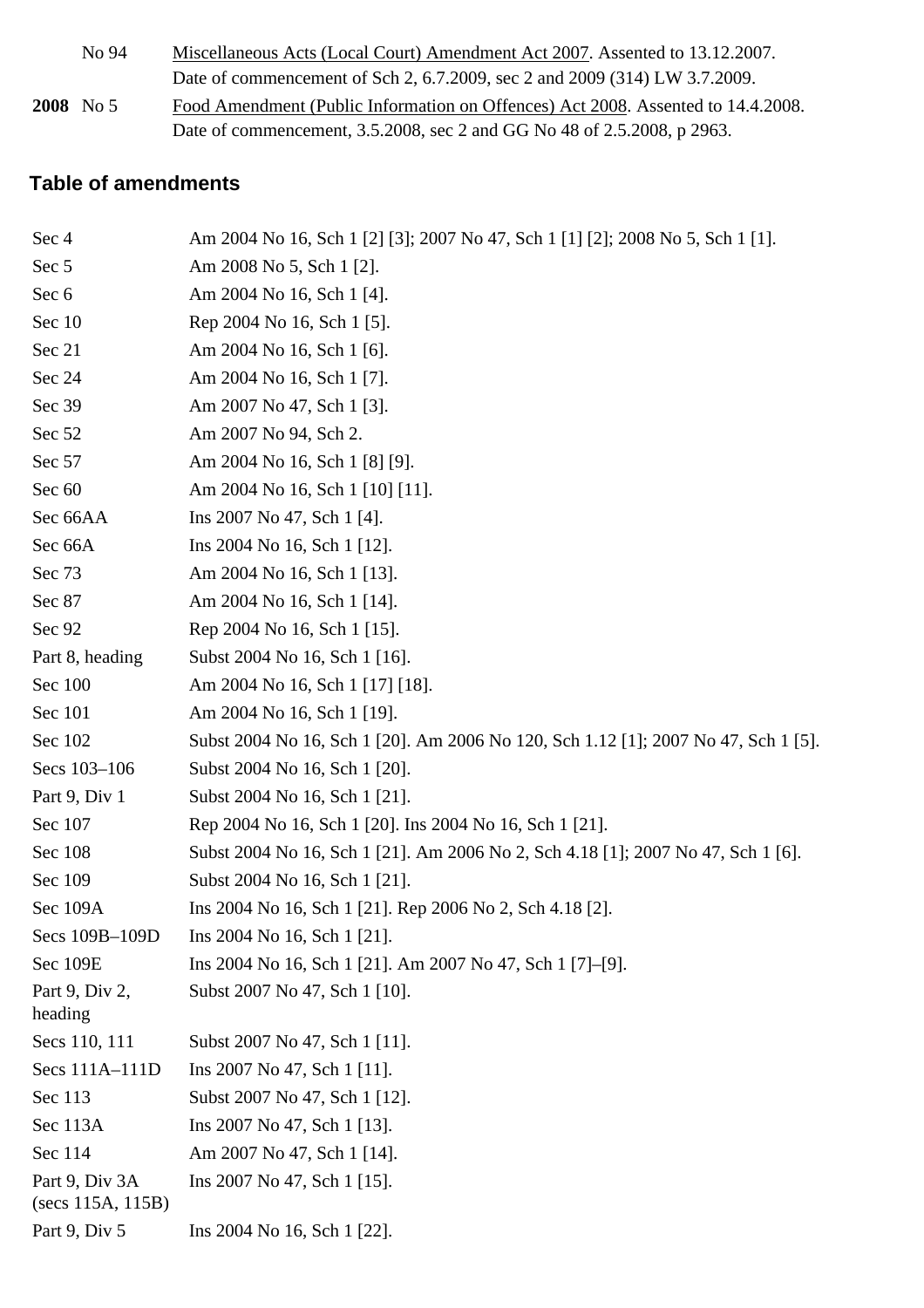| | | |
|---|---|---|
| | No 94 | Miscellaneous Acts (Local Court) Amendment Act 2007. Assented to 13.12.2007. Date of commencement of Sch 2, 6.7.2009, sec 2 and 2009 (314) LW 3.7.2009. |
| **2008** | No 5 | Food Amendment (Public Information on Offences) Act 2008. Assented to 14.4.2008. Date of commencement, 3.5.2008, sec 2 and GG No 48 of 2.5.2008, p 2963. |

## Table of amendments

| | |
|---|---|
| Sec 4 | Am 2004 No 16, Sch 1 [2] [3]; 2007 No 47, Sch 1 [1] [2]; 2008 No 5, Sch 1 [1]. |
| Sec 5 | Am 2008 No 5, Sch 1 [2]. |
| Sec 6 | Am 2004 No 16, Sch 1 [4]. |
| Sec 10 | Rep 2004 No 16, Sch 1 [5]. |
| Sec 21 | Am 2004 No 16, Sch 1 [6]. |
| Sec 24 | Am 2004 No 16, Sch 1 [7]. |
| Sec 39 | Am 2007 No 47, Sch 1 [3]. |
| Sec 52 | Am 2007 No 94, Sch 2. |
| Sec 57 | Am 2004 No 16, Sch 1 [8] [9]. |
| Sec 60 | Am 2004 No 16, Sch 1 [10] [11]. |
| Sec 66AA | Ins 2007 No 47, Sch 1 [4]. |
| Sec 66A | Ins 2004 No 16, Sch 1 [12]. |
| Sec 73 | Am 2004 No 16, Sch 1 [13]. |
| Sec 87 | Am 2004 No 16, Sch 1 [14]. |
| Sec 92 | Rep 2004 No 16, Sch 1 [15]. |
| Part 8, heading | Subst 2004 No 16, Sch 1 [16]. |
| Sec 100 | Am 2004 No 16, Sch 1 [17] [18]. |
| Sec 101 | Am 2004 No 16, Sch 1 [19]. |
| Sec 102 | Subst 2004 No 16, Sch 1 [20]. Am 2006 No 120, Sch 1.12 [1]; 2007 No 47, Sch 1 [5]. |
| Secs 103–106 | Subst 2004 No 16, Sch 1 [20]. |
| Part 9, Div 1 | Subst 2004 No 16, Sch 1 [21]. |
| Sec 107 | Rep 2004 No 16, Sch 1 [20]. Ins 2004 No 16, Sch 1 [21]. |
| Sec 108 | Subst 2004 No 16, Sch 1 [21]. Am 2006 No 2, Sch 4.18 [1]; 2007 No 47, Sch 1 [6]. |
| Sec 109 | Subst 2004 No 16, Sch 1 [21]. |
| Sec 109A | Ins 2004 No 16, Sch 1 [21]. Rep 2006 No 2, Sch 4.18 [2]. |
| Secs 109B–109D | Ins 2004 No 16, Sch 1 [21]. |
| Sec 109E | Ins 2004 No 16, Sch 1 [21]. Am 2007 No 47, Sch 1 [7]–[9]. |
| Part 9, Div 2, heading | Subst 2007 No 47, Sch 1 [10]. |
| Secs 110, 111 | Subst 2007 No 47, Sch 1 [11]. |
| Secs 111A–111D | Ins 2007 No 47, Sch 1 [11]. |
| Sec 113 | Subst 2007 No 47, Sch 1 [12]. |
| Sec 113A | Ins 2007 No 47, Sch 1 [13]. |
| Sec 114 | Am 2007 No 47, Sch 1 [14]. |
| Part 9, Div 3A (secs 115A, 115B) | Ins 2007 No 47, Sch 1 [15]. |
| Part 9, Div 5 | Ins 2004 No 16, Sch 1 [22]. |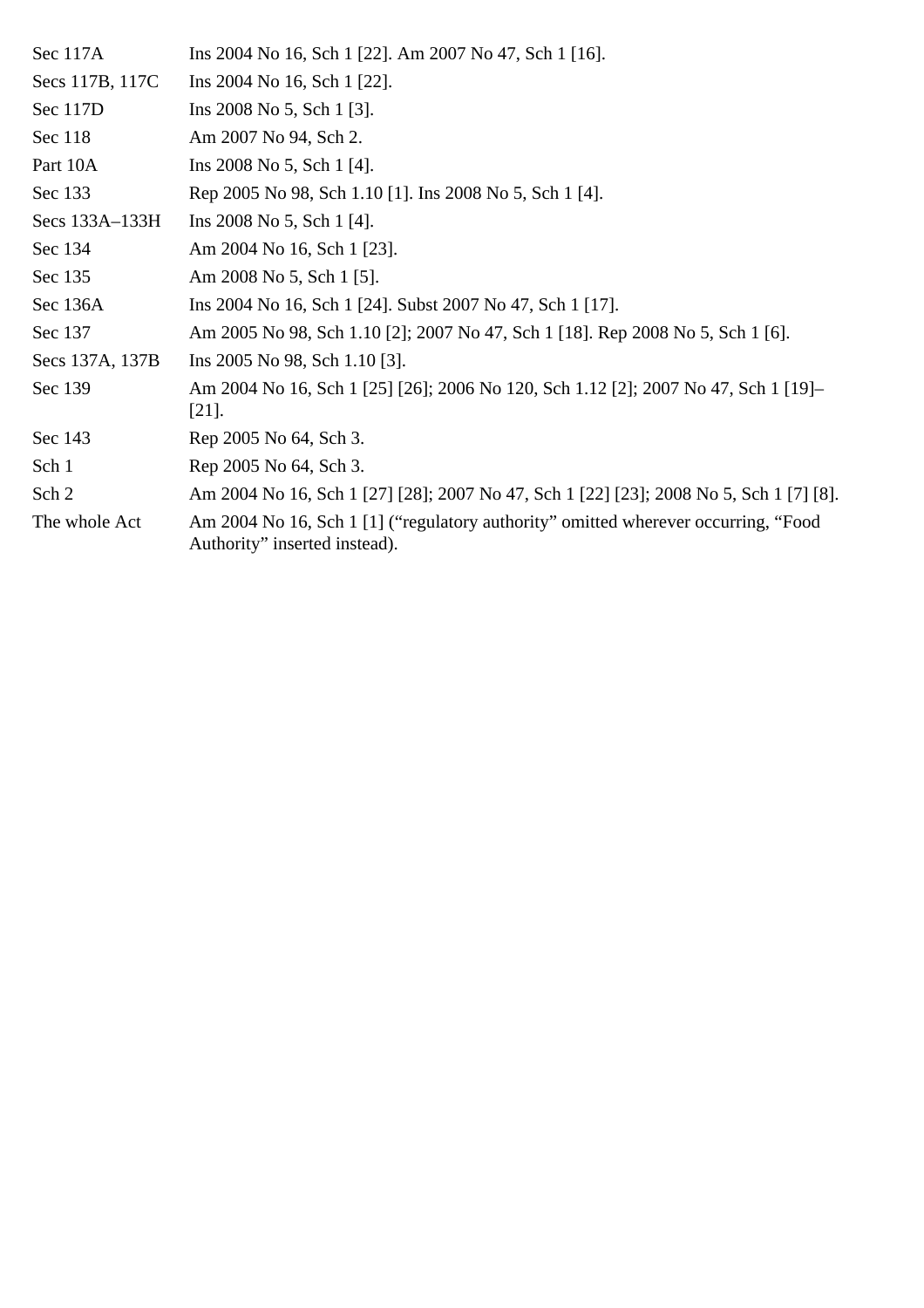| | |
|---|---|
| Sec 117A | Ins 2004 No 16, Sch 1 [22]. Am 2007 No 47, Sch 1 [16]. |
| Secs 117B, 117C | Ins 2004 No 16, Sch 1 [22]. |
| Sec 117D | Ins 2008 No 5, Sch 1 [3]. |
| Sec 118 | Am 2007 No 94, Sch 2. |
| Part 10A | Ins 2008 No 5, Sch 1 [4]. |
| Sec 133 | Rep 2005 No 98, Sch 1.10 [1]. Ins 2008 No 5, Sch 1 [4]. |
| Secs 133A–133H | Ins 2008 No 5, Sch 1 [4]. |
| Sec 134 | Am 2004 No 16, Sch 1 [23]. |
| Sec 135 | Am 2008 No 5, Sch 1 [5]. |
| Sec 136A | Ins 2004 No 16, Sch 1 [24]. Subst 2007 No 47, Sch 1 [17]. |
| Sec 137 | Am 2005 No 98, Sch 1.10 [2]; 2007 No 47, Sch 1 [18]. Rep 2008 No 5, Sch 1 [6]. |
| Secs 137A, 137B | Ins 2005 No 98, Sch 1.10 [3]. |
| Sec 139 | Am 2004 No 16, Sch 1 [25] [26]; 2006 No 120, Sch 1.12 [2]; 2007 No 47, Sch 1 [19]–[21]. |
| Sec 143 | Rep 2005 No 64, Sch 3. |
| Sch 1 | Rep 2005 No 64, Sch 3. |
| Sch 2 | Am 2004 No 16, Sch 1 [27] [28]; 2007 No 47, Sch 1 [22] [23]; 2008 No 5, Sch 1 [7] [8]. |
| The whole Act | Am 2004 No 16, Sch 1 [1] (“regulatory authority” omitted wherever occurring, “Food Authority” inserted instead). |